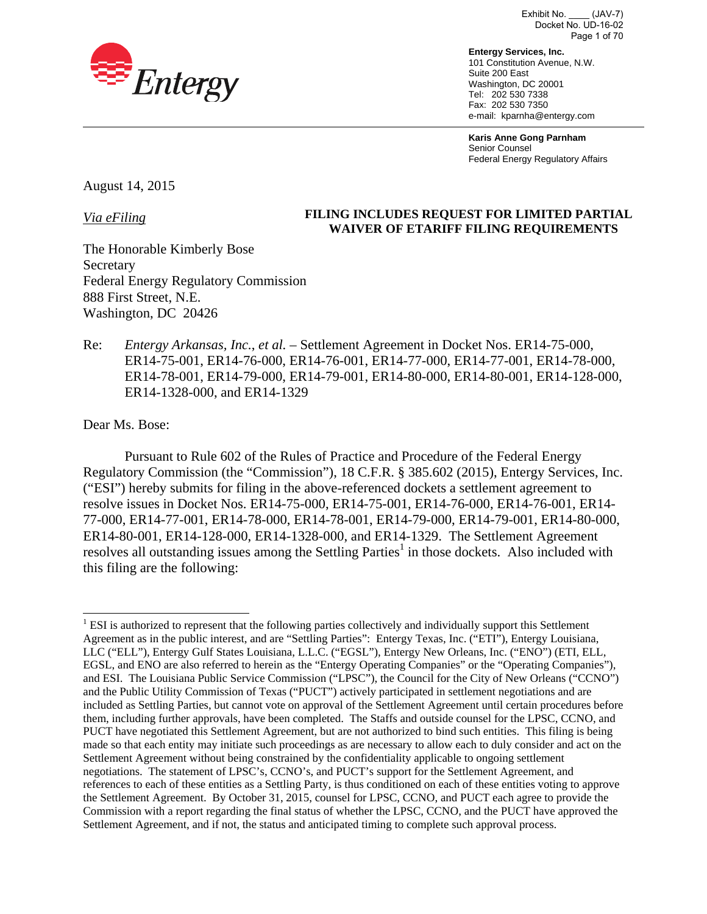Exhibit No. ____ (JAV-7)
Docket No. UD-16-02

**Entergy Services, Inc.**
101 Constitution Avenue, N.W.
Suite 200 East
Washington, DC 20001
Tel: 202 530 7338
Fax: 202 530 7350
e-mail: kparnha@entergy.com

**Karis Anne Gong Parnham**
Senior Counsel
Federal Energy Regulatory Affairs

August 14, 2015

*Via eFiling*

**FILING INCLUDES REQUEST FOR LIMITED PARTIAL WAIVER OF ETARIFF FILING REQUIREMENTS**

The Honorable Kimberly Bose
Secretary
Federal Energy Regulatory Commission
888 First Street, N.E.
Washington, DC 20426

Re: *Entergy Arkansas, Inc., et al.* – Settlement Agreement in Docket Nos. ER14-75-000, ER14-75-001, ER14-76-000, ER14-76-001, ER14-77-000, ER14-77-001, ER14-78-000, ER14-78-001, ER14-79-000, ER14-79-001, ER14-80-000, ER14-80-001, ER14-128-000, ER14-1328-000, and ER14-1329

Dear Ms. Bose:

Pursuant to Rule 602 of the Rules of Practice and Procedure of the Federal Energy Regulatory Commission (the "Commission"), 18 C.F.R. § 385.602 (2015), Entergy Services, Inc. ("ESI") hereby submits for filing in the above-referenced dockets a settlement agreement to resolve issues in Docket Nos. ER14-75-000, ER14-75-001, ER14-76-000, ER14-76-001, ER14-77-000, ER14-77-001, ER14-78-000, ER14-78-001, ER14-79-000, ER14-79-001, ER14-80-000, ER14-80-001, ER14-128-000, ER14-1328-000, and ER14-1329. The Settlement Agreement resolves all outstanding issues among the Settling Parties[1] in those dockets. Also included with this filing are the following:

[1] ESI is authorized to represent that the following parties collectively and individually support this Settlement Agreement as in the public interest, and are "Settling Parties": Entergy Texas, Inc. ("ETI"), Entergy Louisiana, LLC ("ELL"), Entergy Gulf States Louisiana, L.L.C. ("EGSL"), Entergy New Orleans, Inc. ("ENO") (ETI, ELL, EGSL, and ENO are also referred to herein as the "Entergy Operating Companies" or the "Operating Companies"), and ESI. The Louisiana Public Service Commission ("LPSC"), the Council for the City of New Orleans ("CCNO") and the Public Utility Commission of Texas ("PUCT") actively participated in settlement negotiations and are included as Settling Parties, but cannot vote on approval of the Settlement Agreement until certain procedures before them, including further approvals, have been completed. The Staffs and outside counsel for the LPSC, CCNO, and PUCT have negotiated this Settlement Agreement, but are not authorized to bind such entities. This filing is being made so that each entity may initiate such proceedings as are necessary to allow each to duly consider and act on the Settlement Agreement without being constrained by the confidentiality applicable to ongoing settlement negotiations. The statement of LPSC's, CCNO's, and PUCT's support for the Settlement Agreement, and references to each of these entities as a Settling Party, is thus conditioned on each of these entities voting to approve the Settlement Agreement. By October 31, 2015, counsel for LPSC, CCNO, and PUCT each agree to provide the Commission with a report regarding the final status of whether the LPSC, CCNO, and the PUCT have approved the Settlement Agreement, and if not, the status and anticipated timing to complete such approval process.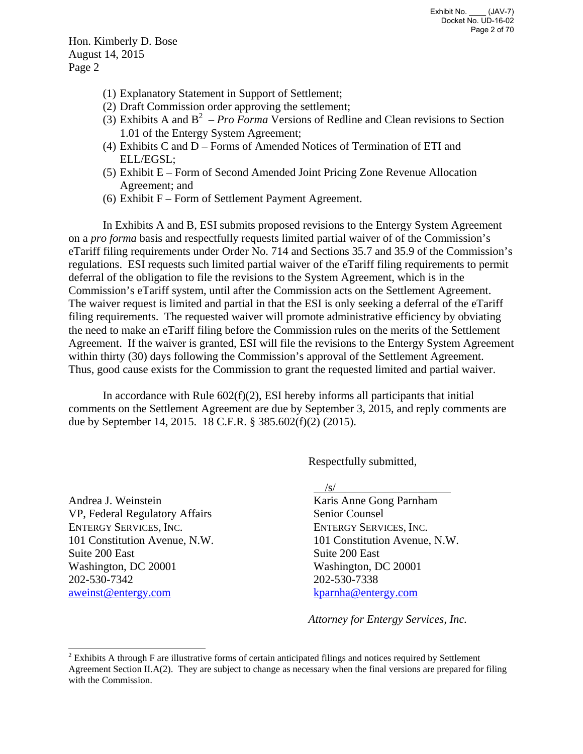Hon. Kimberly D. Bose
August 14, 2015
Page 2

(1) Explanatory Statement in Support of Settlement;
(2) Draft Commission order approving the settlement;
(3) Exhibits A and B[2] – *Pro Forma* Versions of Redline and Clean revisions to Section 1.01 of the Entergy System Agreement;
(4) Exhibits C and D – Forms of Amended Notices of Termination of ETI and ELL/EGSL;
(5) Exhibit E – Form of Second Amended Joint Pricing Zone Revenue Allocation Agreement; and
(6) Exhibit F – Form of Settlement Payment Agreement.

In Exhibits A and B, ESI submits proposed revisions to the Entergy System Agreement on a *pro forma* basis and respectfully requests limited partial waiver of of the Commission's eTariff filing requirements under Order No. 714 and Sections 35.7 and 35.9 of the Commission's regulations. ESI requests such limited partial waiver of the eTariff filing requirements to permit deferral of the obligation to file the revisions to the System Agreement, which is in the Commission's eTariff system, until after the Commission acts on the Settlement Agreement. The waiver request is limited and partial in that the ESI is only seeking a deferral of the eTariff filing requirements. The requested waiver will promote administrative efficiency by obviating the need to make an eTariff filing before the Commission rules on the merits of the Settlement Agreement. If the waiver is granted, ESI will file the revisions to the Entergy System Agreement within thirty (30) days following the Commission's approval of the Settlement Agreement. Thus, good cause exists for the Commission to grant the requested limited and partial waiver.

In accordance with Rule 602(f)(2), ESI hereby informs all participants that initial comments on the Settlement Agreement are due by September 3, 2015, and reply comments are due by September 14, 2015. 18 C.F.R. § 385.602(f)(2) (2015).

Respectfully submitted,

/s/

Andrea J. Weinstein
VP, Federal Regulatory Affairs
ENTERGY SERVICES, INC.
101 Constitution Avenue, N.W.
Suite 200 East
Washington, DC 20001
202-530-7342
aweinst@entergy.com

Karis Anne Gong Parnham
Senior Counsel
ENTERGY SERVICES, INC.
101 Constitution Avenue, N.W.
Suite 200 East
Washington, DC 20001
202-530-7338
kparnha@entergy.com

*Attorney for Entergy Services, Inc.*

---

[2] Exhibits A through F are illustrative forms of certain anticipated filings and notices required by Settlement Agreement Section II.A(2). They are subject to change as necessary when the final versions are prepared for filing with the Commission.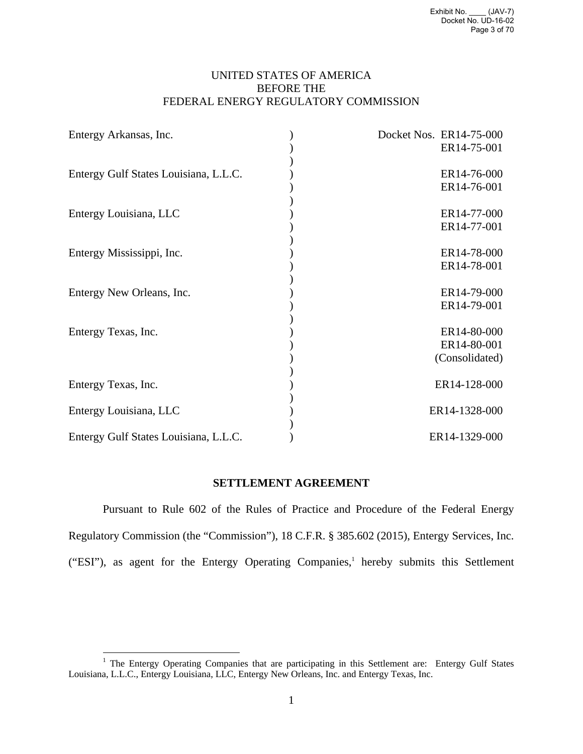UNITED STATES OF AMERICA
BEFORE THE
FEDERAL ENERGY REGULATORY COMMISSION

| | | |
|---|---|---|
| Entergy Arkansas, Inc. | ) | Docket Nos. ER14-75-000 |
| | ) | ER14-75-001 |
| | ) | |
| Entergy Gulf States Louisiana, L.L.C. | ) | ER14-76-000 |
| | ) | ER14-76-001 |
| | ) | |
| Entergy Louisiana, LLC | ) | ER14-77-000 |
| | ) | ER14-77-001 |
| | ) | |
| Entergy Mississippi, Inc. | ) | ER14-78-000 |
| | ) | ER14-78-001 |
| | ) | |
| Entergy New Orleans, Inc. | ) | ER14-79-000 |
| | ) | ER14-79-001 |
| | ) | |
| Entergy Texas, Inc. | ) | ER14-80-000 |
| | ) | ER14-80-001 |
| | ) | (Consolidated) |
| | ) | |
| Entergy Texas, Inc. | ) | ER14-128-000 |
| | ) | |
| Entergy Louisiana, LLC | ) | ER14-1328-000 |
| | ) | |
| Entergy Gulf States Louisiana, L.L.C. | ) | ER14-1329-000 |

## SETTLEMENT AGREEMENT

Pursuant to Rule 602 of the Rules of Practice and Procedure of the Federal Energy Regulatory Commission (the "Commission"), 18 C.F.R. § 385.602 (2015), Entergy Services, Inc. ("ESI"), as agent for the Entergy Operating Companies,[1] hereby submits this Settlement

[1] The Entergy Operating Companies that are participating in this Settlement are: Entergy Gulf States Louisiana, L.L.C., Entergy Louisiana, LLC, Entergy New Orleans, Inc. and Entergy Texas, Inc.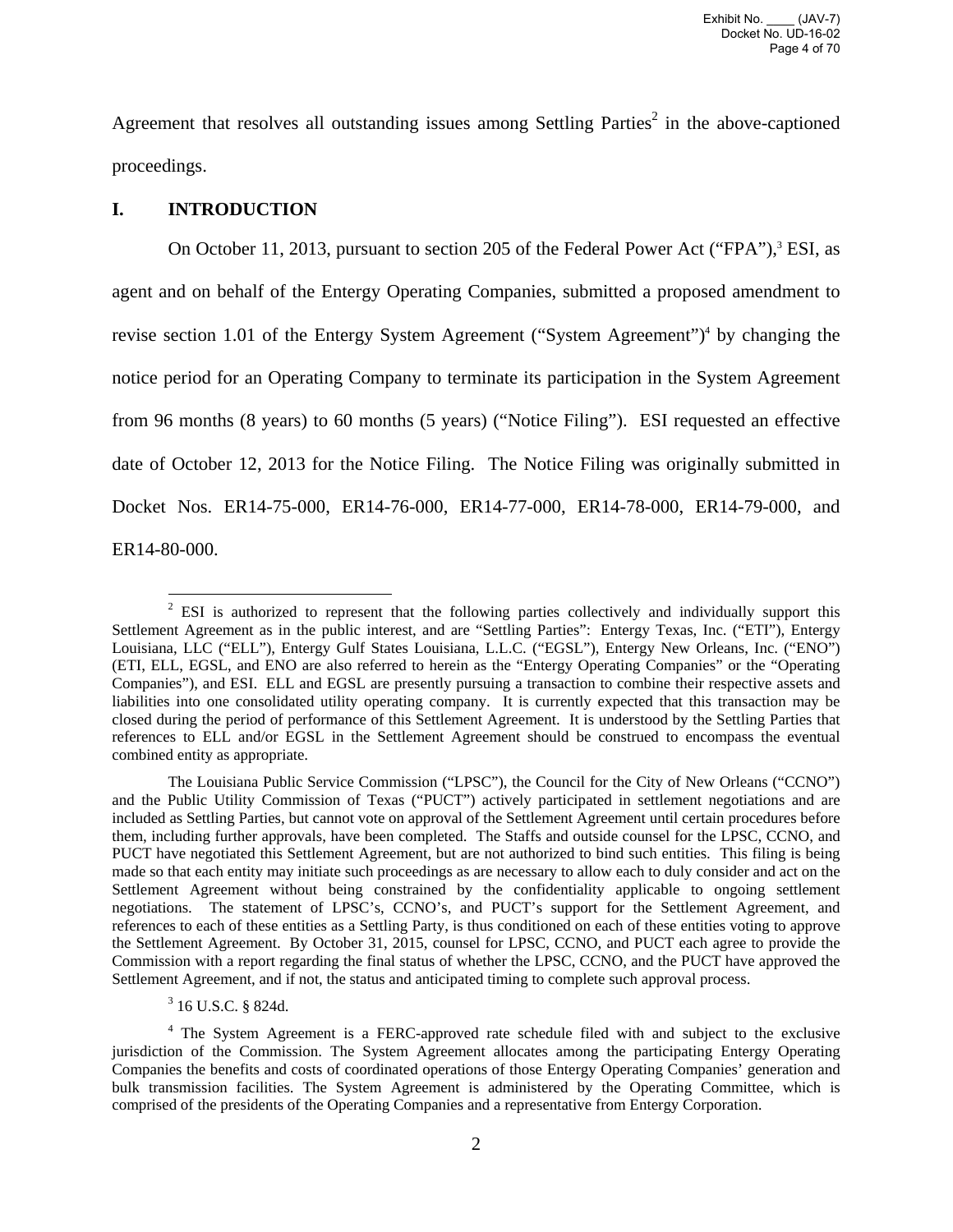Agreement that resolves all outstanding issues among Settling Parties[2] in the above-captioned proceedings.

## I. INTRODUCTION

On October 11, 2013, pursuant to section 205 of the Federal Power Act ("FPA"),[3] ESI, as agent and on behalf of the Entergy Operating Companies, submitted a proposed amendment to revise section 1.01 of the Entergy System Agreement ("System Agreement")[4] by changing the notice period for an Operating Company to terminate its participation in the System Agreement from 96 months (8 years) to 60 months (5 years) ("Notice Filing"). ESI requested an effective date of October 12, 2013 for the Notice Filing. The Notice Filing was originally submitted in Docket Nos. ER14-75-000, ER14-76-000, ER14-77-000, ER14-78-000, ER14-79-000, and ER14-80-000.

---

[2] ESI is authorized to represent that the following parties collectively and individually support this Settlement Agreement as in the public interest, and are "Settling Parties": Entergy Texas, Inc. ("ETI"), Entergy Louisiana, LLC ("ELL"), Entergy Gulf States Louisiana, L.L.C. ("EGSL"), Entergy New Orleans, Inc. ("ENO") (ETI, ELL, EGSL, and ENO are also referred to herein as the "Entergy Operating Companies" or the "Operating Companies"), and ESI. ELL and EGSL are presently pursuing a transaction to combine their respective assets and liabilities into one consolidated utility operating company. It is currently expected that this transaction may be closed during the period of performance of this Settlement Agreement. It is understood by the Settling Parties that references to ELL and/or EGSL in the Settlement Agreement should be construed to encompass the eventual combined entity as appropriate.

The Louisiana Public Service Commission ("LPSC"), the Council for the City of New Orleans ("CCNO") and the Public Utility Commission of Texas ("PUCT") actively participated in settlement negotiations and are included as Settling Parties, but cannot vote on approval of the Settlement Agreement until certain procedures before them, including further approvals, have been completed. The Staffs and outside counsel for the LPSC, CCNO, and PUCT have negotiated this Settlement Agreement, but are not authorized to bind such entities. This filing is being made so that each entity may initiate such proceedings as are necessary to allow each to duly consider and act on the Settlement Agreement without being constrained by the confidentiality applicable to ongoing settlement negotiations. The statement of LPSC's, CCNO's, and PUCT's support for the Settlement Agreement, and references to each of these entities as a Settling Party, is thus conditioned on each of these entities voting to approve the Settlement Agreement. By October 31, 2015, counsel for LPSC, CCNO, and PUCT each agree to provide the Commission with a report regarding the final status of whether the LPSC, CCNO, and the PUCT have approved the Settlement Agreement, and if not, the status and anticipated timing to complete such approval process.

[3] 16 U.S.C. § 824d.

[4] The System Agreement is a FERC-approved rate schedule filed with and subject to the exclusive jurisdiction of the Commission. The System Agreement allocates among the participating Entergy Operating Companies the benefits and costs of coordinated operations of those Entergy Operating Companies' generation and bulk transmission facilities. The System Agreement is administered by the Operating Committee, which is comprised of the presidents of the Operating Companies and a representative from Entergy Corporation.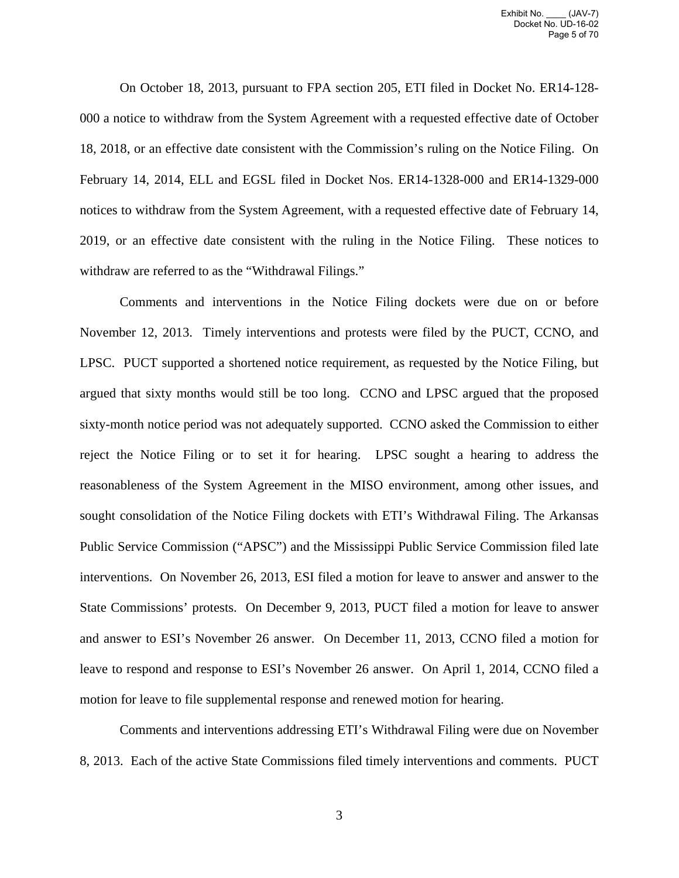On October 18, 2013, pursuant to FPA section 205, ETI filed in Docket No. ER14-128-000 a notice to withdraw from the System Agreement with a requested effective date of October 18, 2018, or an effective date consistent with the Commission's ruling on the Notice Filing. On February 14, 2014, ELL and EGSL filed in Docket Nos. ER14-1328-000 and ER14-1329-000 notices to withdraw from the System Agreement, with a requested effective date of February 14, 2019, or an effective date consistent with the ruling in the Notice Filing. These notices to withdraw are referred to as the "Withdrawal Filings."

Comments and interventions in the Notice Filing dockets were due on or before November 12, 2013. Timely interventions and protests were filed by the PUCT, CCNO, and LPSC. PUCT supported a shortened notice requirement, as requested by the Notice Filing, but argued that sixty months would still be too long. CCNO and LPSC argued that the proposed sixty-month notice period was not adequately supported. CCNO asked the Commission to either reject the Notice Filing or to set it for hearing. LPSC sought a hearing to address the reasonableness of the System Agreement in the MISO environment, among other issues, and sought consolidation of the Notice Filing dockets with ETI's Withdrawal Filing. The Arkansas Public Service Commission ("APSC") and the Mississippi Public Service Commission filed late interventions. On November 26, 2013, ESI filed a motion for leave to answer and answer to the State Commissions' protests. On December 9, 2013, PUCT filed a motion for leave to answer and answer to ESI's November 26 answer. On December 11, 2013, CCNO filed a motion for leave to respond and response to ESI's November 26 answer. On April 1, 2014, CCNO filed a motion for leave to file supplemental response and renewed motion for hearing.

Comments and interventions addressing ETI's Withdrawal Filing were due on November 8, 2013. Each of the active State Commissions filed timely interventions and comments. PUCT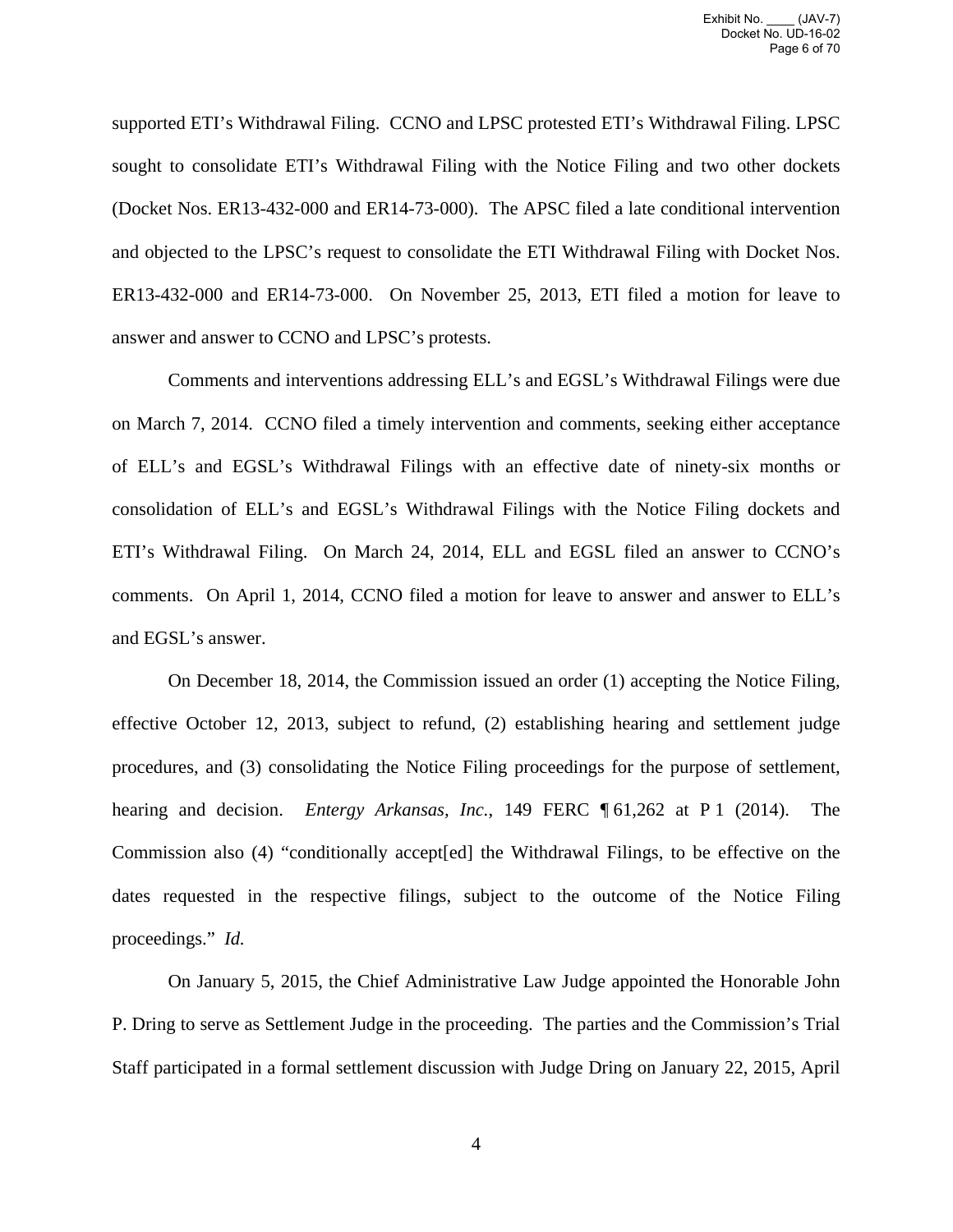supported ETI's Withdrawal Filing. CCNO and LPSC protested ETI's Withdrawal Filing. LPSC sought to consolidate ETI's Withdrawal Filing with the Notice Filing and two other dockets (Docket Nos. ER13-432-000 and ER14-73-000). The APSC filed a late conditional intervention and objected to the LPSC's request to consolidate the ETI Withdrawal Filing with Docket Nos. ER13-432-000 and ER14-73-000. On November 25, 2013, ETI filed a motion for leave to answer and answer to CCNO and LPSC's protests.

Comments and interventions addressing ELL's and EGSL's Withdrawal Filings were due on March 7, 2014. CCNO filed a timely intervention and comments, seeking either acceptance of ELL's and EGSL's Withdrawal Filings with an effective date of ninety-six months or consolidation of ELL's and EGSL's Withdrawal Filings with the Notice Filing dockets and ETI's Withdrawal Filing. On March 24, 2014, ELL and EGSL filed an answer to CCNO's comments. On April 1, 2014, CCNO filed a motion for leave to answer and answer to ELL's and EGSL's answer.

On December 18, 2014, the Commission issued an order (1) accepting the Notice Filing, effective October 12, 2013, subject to refund, (2) establishing hearing and settlement judge procedures, and (3) consolidating the Notice Filing proceedings for the purpose of settlement, hearing and decision. *Entergy Arkansas, Inc.*, 149 FERC ¶ 61,262 at P 1 (2014). The Commission also (4) "conditionally accept[ed] the Withdrawal Filings, to be effective on the dates requested in the respective filings, subject to the outcome of the Notice Filing proceedings." *Id.*

On January 5, 2015, the Chief Administrative Law Judge appointed the Honorable John P. Dring to serve as Settlement Judge in the proceeding. The parties and the Commission's Trial Staff participated in a formal settlement discussion with Judge Dring on January 22, 2015, April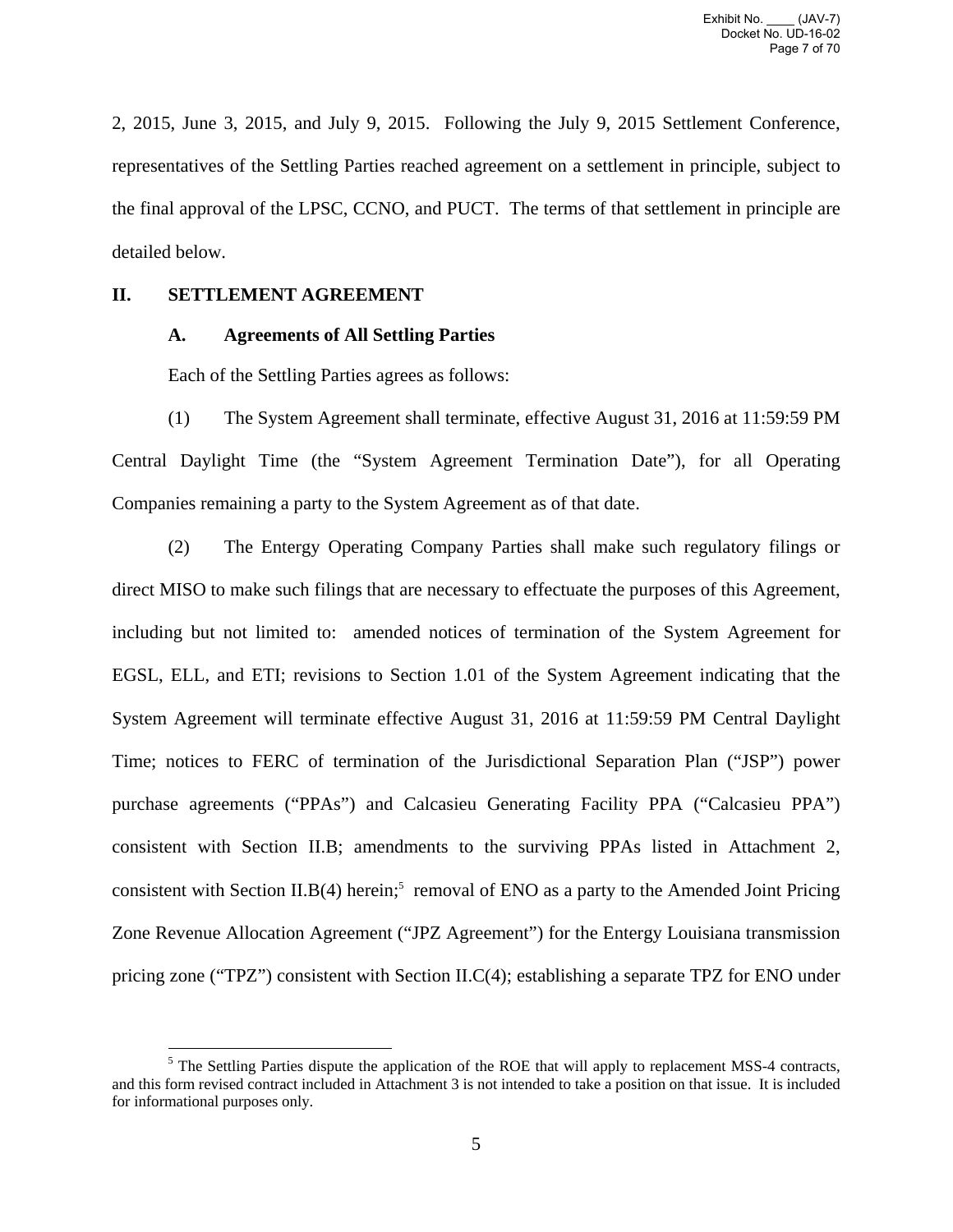2, 2015, June 3, 2015, and July 9, 2015. Following the July 9, 2015 Settlement Conference, representatives of the Settling Parties reached agreement on a settlement in principle, subject to the final approval of the LPSC, CCNO, and PUCT. The terms of that settlement in principle are detailed below.

## II. SETTLEMENT AGREEMENT

### A. Agreements of All Settling Parties

Each of the Settling Parties agrees as follows:

(1) The System Agreement shall terminate, effective August 31, 2016 at 11:59:59 PM Central Daylight Time (the "System Agreement Termination Date"), for all Operating Companies remaining a party to the System Agreement as of that date.

(2) The Entergy Operating Company Parties shall make such regulatory filings or direct MISO to make such filings that are necessary to effectuate the purposes of this Agreement, including but not limited to: amended notices of termination of the System Agreement for EGSL, ELL, and ETI; revisions to Section 1.01 of the System Agreement indicating that the System Agreement will terminate effective August 31, 2016 at 11:59:59 PM Central Daylight Time; notices to FERC of termination of the Jurisdictional Separation Plan ("JSP") power purchase agreements ("PPAs") and Calcasieu Generating Facility PPA ("Calcasieu PPA") consistent with Section II.B; amendments to the surviving PPAs listed in Attachment 2, consistent with Section II.B(4) herein;[5] removal of ENO as a party to the Amended Joint Pricing Zone Revenue Allocation Agreement ("JPZ Agreement") for the Entergy Louisiana transmission pricing zone ("TPZ") consistent with Section II.C(4); establishing a separate TPZ for ENO under

[5] The Settling Parties dispute the application of the ROE that will apply to replacement MSS-4 contracts, and this form revised contract included in Attachment 3 is not intended to take a position on that issue. It is included for informational purposes only.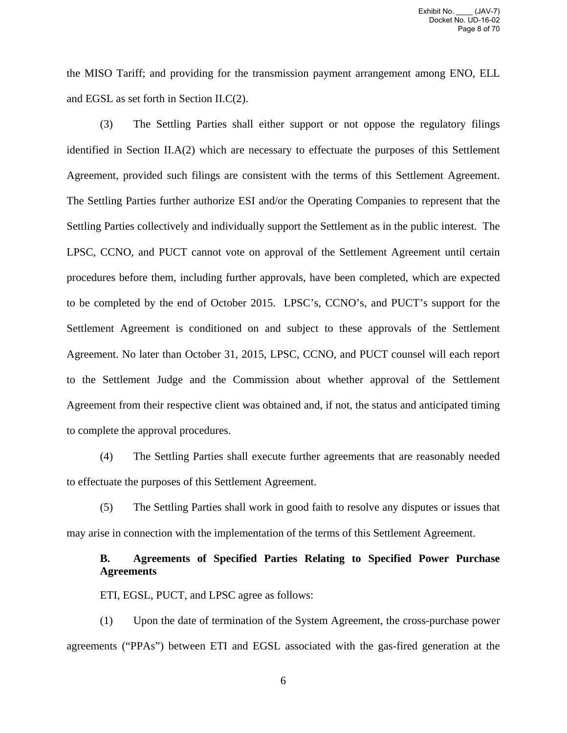the MISO Tariff; and providing for the transmission payment arrangement among ENO, ELL and EGSL as set forth in Section II.C(2).

(3) The Settling Parties shall either support or not oppose the regulatory filings identified in Section II.A(2) which are necessary to effectuate the purposes of this Settlement Agreement, provided such filings are consistent with the terms of this Settlement Agreement. The Settling Parties further authorize ESI and/or the Operating Companies to represent that the Settling Parties collectively and individually support the Settlement as in the public interest. The LPSC, CCNO, and PUCT cannot vote on approval of the Settlement Agreement until certain procedures before them, including further approvals, have been completed, which are expected to be completed by the end of October 2015. LPSC's, CCNO's, and PUCT's support for the Settlement Agreement is conditioned on and subject to these approvals of the Settlement Agreement. No later than October 31, 2015, LPSC, CCNO, and PUCT counsel will each report to the Settlement Judge and the Commission about whether approval of the Settlement Agreement from their respective client was obtained and, if not, the status and anticipated timing to complete the approval procedures.

(4) The Settling Parties shall execute further agreements that are reasonably needed to effectuate the purposes of this Settlement Agreement.

(5) The Settling Parties shall work in good faith to resolve any disputes or issues that may arise in connection with the implementation of the terms of this Settlement Agreement.

**B. Agreements of Specified Parties Relating to Specified Power Purchase Agreements**

ETI, EGSL, PUCT, and LPSC agree as follows:

(1) Upon the date of termination of the System Agreement, the cross-purchase power agreements ("PPAs") between ETI and EGSL associated with the gas-fired generation at the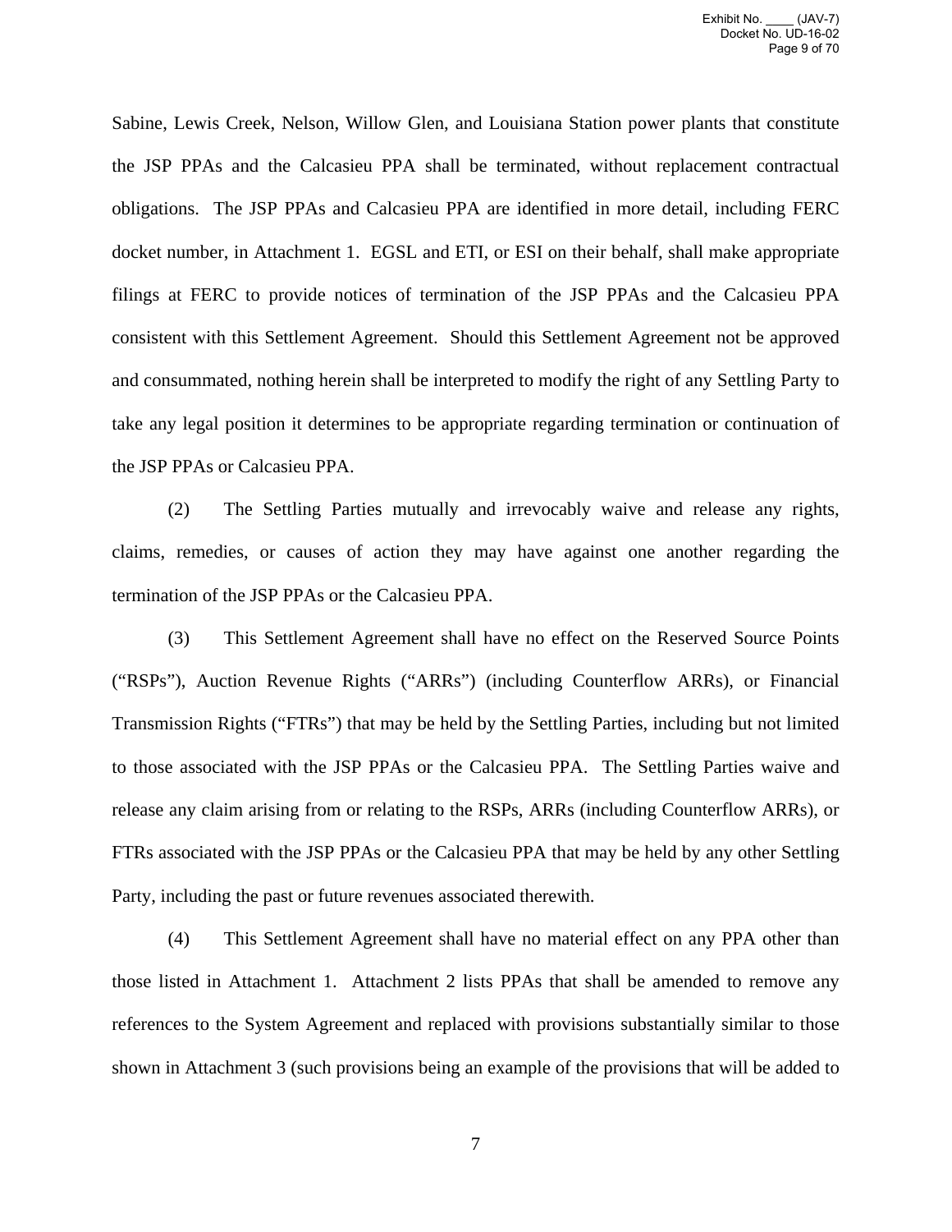Sabine, Lewis Creek, Nelson, Willow Glen, and Louisiana Station power plants that constitute the JSP PPAs and the Calcasieu PPA shall be terminated, without replacement contractual obligations. The JSP PPAs and Calcasieu PPA are identified in more detail, including FERC docket number, in Attachment 1. EGSL and ETI, or ESI on their behalf, shall make appropriate filings at FERC to provide notices of termination of the JSP PPAs and the Calcasieu PPA consistent with this Settlement Agreement. Should this Settlement Agreement not be approved and consummated, nothing herein shall be interpreted to modify the right of any Settling Party to take any legal position it determines to be appropriate regarding termination or continuation of the JSP PPAs or Calcasieu PPA.

(2) The Settling Parties mutually and irrevocably waive and release any rights, claims, remedies, or causes of action they may have against one another regarding the termination of the JSP PPAs or the Calcasieu PPA.

(3) This Settlement Agreement shall have no effect on the Reserved Source Points ("RSPs"), Auction Revenue Rights ("ARRs") (including Counterflow ARRs), or Financial Transmission Rights ("FTRs") that may be held by the Settling Parties, including but not limited to those associated with the JSP PPAs or the Calcasieu PPA. The Settling Parties waive and release any claim arising from or relating to the RSPs, ARRs (including Counterflow ARRs), or FTRs associated with the JSP PPAs or the Calcasieu PPA that may be held by any other Settling Party, including the past or future revenues associated therewith.

(4) This Settlement Agreement shall have no material effect on any PPA other than those listed in Attachment 1. Attachment 2 lists PPAs that shall be amended to remove any references to the System Agreement and replaced with provisions substantially similar to those shown in Attachment 3 (such provisions being an example of the provisions that will be added to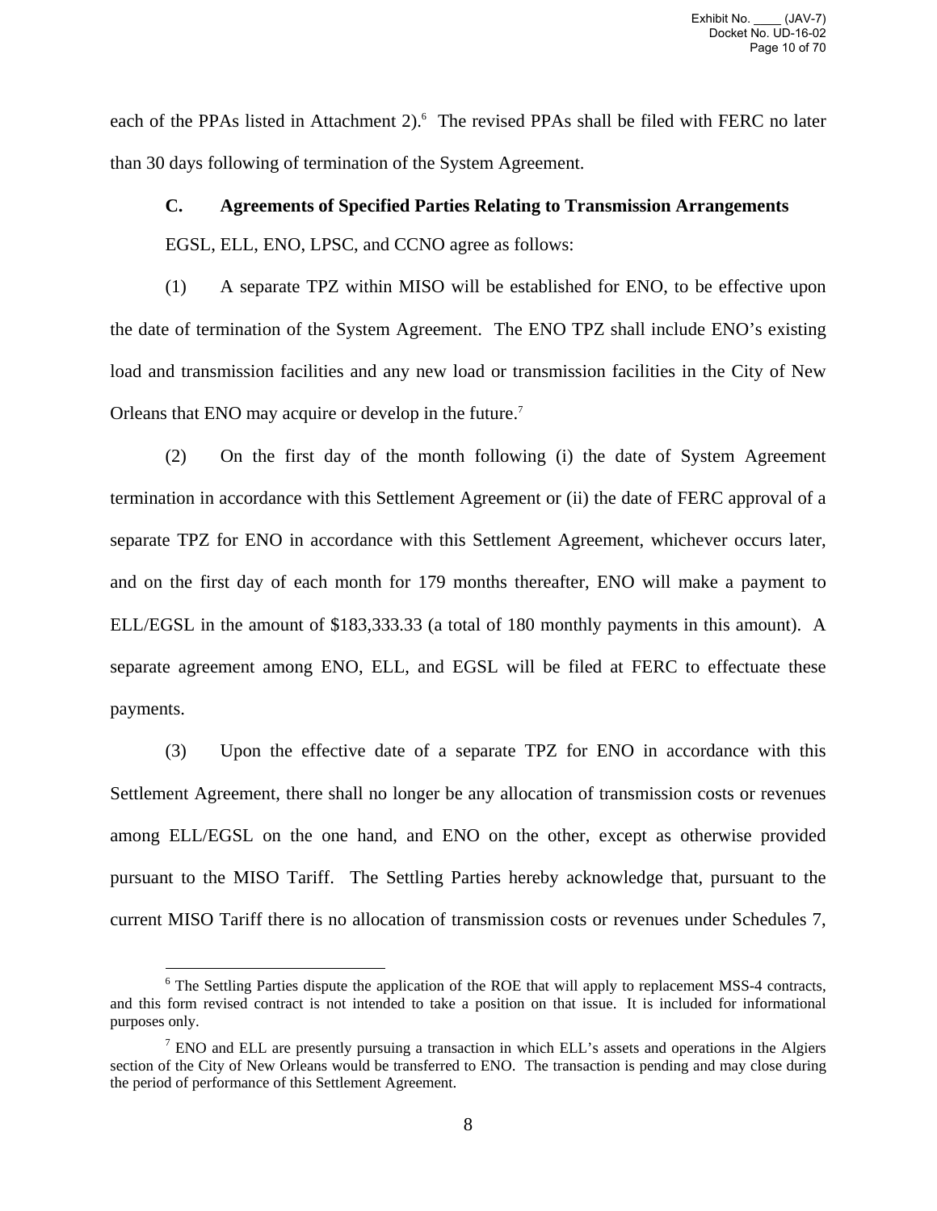each of the PPAs listed in Attachment 2).[6] The revised PPAs shall be filed with FERC no later than 30 days following of termination of the System Agreement.

### C. Agreements of Specified Parties Relating to Transmission Arrangements

EGSL, ELL, ENO, LPSC, and CCNO agree as follows:

(1) A separate TPZ within MISO will be established for ENO, to be effective upon the date of termination of the System Agreement. The ENO TPZ shall include ENO's existing load and transmission facilities and any new load or transmission facilities in the City of New Orleans that ENO may acquire or develop in the future.[7]

(2) On the first day of the month following (i) the date of System Agreement termination in accordance with this Settlement Agreement or (ii) the date of FERC approval of a separate TPZ for ENO in accordance with this Settlement Agreement, whichever occurs later, and on the first day of each month for 179 months thereafter, ENO will make a payment to ELL/EGSL in the amount of $183,333.33 (a total of 180 monthly payments in this amount). A separate agreement among ENO, ELL, and EGSL will be filed at FERC to effectuate these payments.

(3) Upon the effective date of a separate TPZ for ENO in accordance with this Settlement Agreement, there shall no longer be any allocation of transmission costs or revenues among ELL/EGSL on the one hand, and ENO on the other, except as otherwise provided pursuant to the MISO Tariff. The Settling Parties hereby acknowledge that, pursuant to the current MISO Tariff there is no allocation of transmission costs or revenues under Schedules 7,

---

[6] The Settling Parties dispute the application of the ROE that will apply to replacement MSS-4 contracts, and this form revised contract is not intended to take a position on that issue. It is included for informational purposes only.

[7] ENO and ELL are presently pursuing a transaction in which ELL's assets and operations in the Algiers section of the City of New Orleans would be transferred to ENO. The transaction is pending and may close during the period of performance of this Settlement Agreement.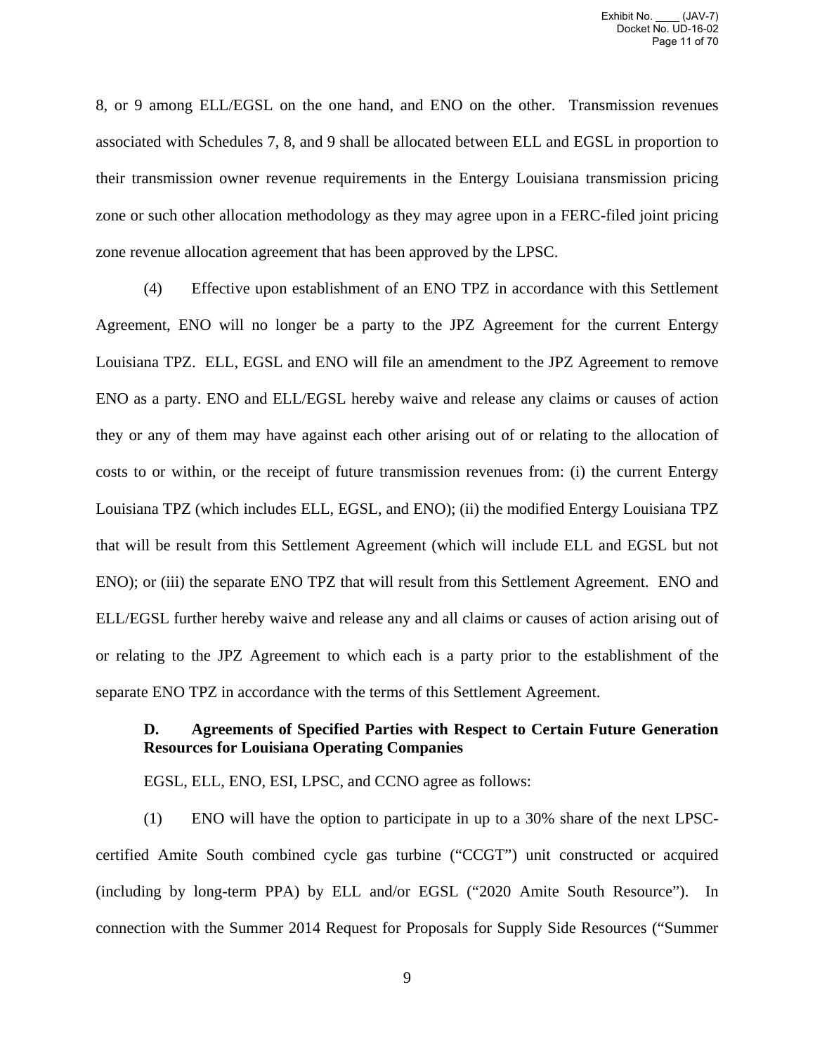8, or 9 among ELL/EGSL on the one hand, and ENO on the other. Transmission revenues associated with Schedules 7, 8, and 9 shall be allocated between ELL and EGSL in proportion to their transmission owner revenue requirements in the Entergy Louisiana transmission pricing zone or such other allocation methodology as they may agree upon in a FERC-filed joint pricing zone revenue allocation agreement that has been approved by the LPSC.

(4) Effective upon establishment of an ENO TPZ in accordance with this Settlement Agreement, ENO will no longer be a party to the JPZ Agreement for the current Entergy Louisiana TPZ. ELL, EGSL and ENO will file an amendment to the JPZ Agreement to remove ENO as a party. ENO and ELL/EGSL hereby waive and release any claims or causes of action they or any of them may have against each other arising out of or relating to the allocation of costs to or within, or the receipt of future transmission revenues from: (i) the current Entergy Louisiana TPZ (which includes ELL, EGSL, and ENO); (ii) the modified Entergy Louisiana TPZ that will be result from this Settlement Agreement (which will include ELL and EGSL but not ENO); or (iii) the separate ENO TPZ that will result from this Settlement Agreement. ENO and ELL/EGSL further hereby waive and release any and all claims or causes of action arising out of or relating to the JPZ Agreement to which each is a party prior to the establishment of the separate ENO TPZ in accordance with the terms of this Settlement Agreement.

**D. Agreements of Specified Parties with Respect to Certain Future Generation Resources for Louisiana Operating Companies**

EGSL, ELL, ENO, ESI, LPSC, and CCNO agree as follows:

(1) ENO will have the option to participate in up to a 30% share of the next LPSC-certified Amite South combined cycle gas turbine ("CCGT") unit constructed or acquired (including by long-term PPA) by ELL and/or EGSL ("2020 Amite South Resource"). In connection with the Summer 2014 Request for Proposals for Supply Side Resources ("Summer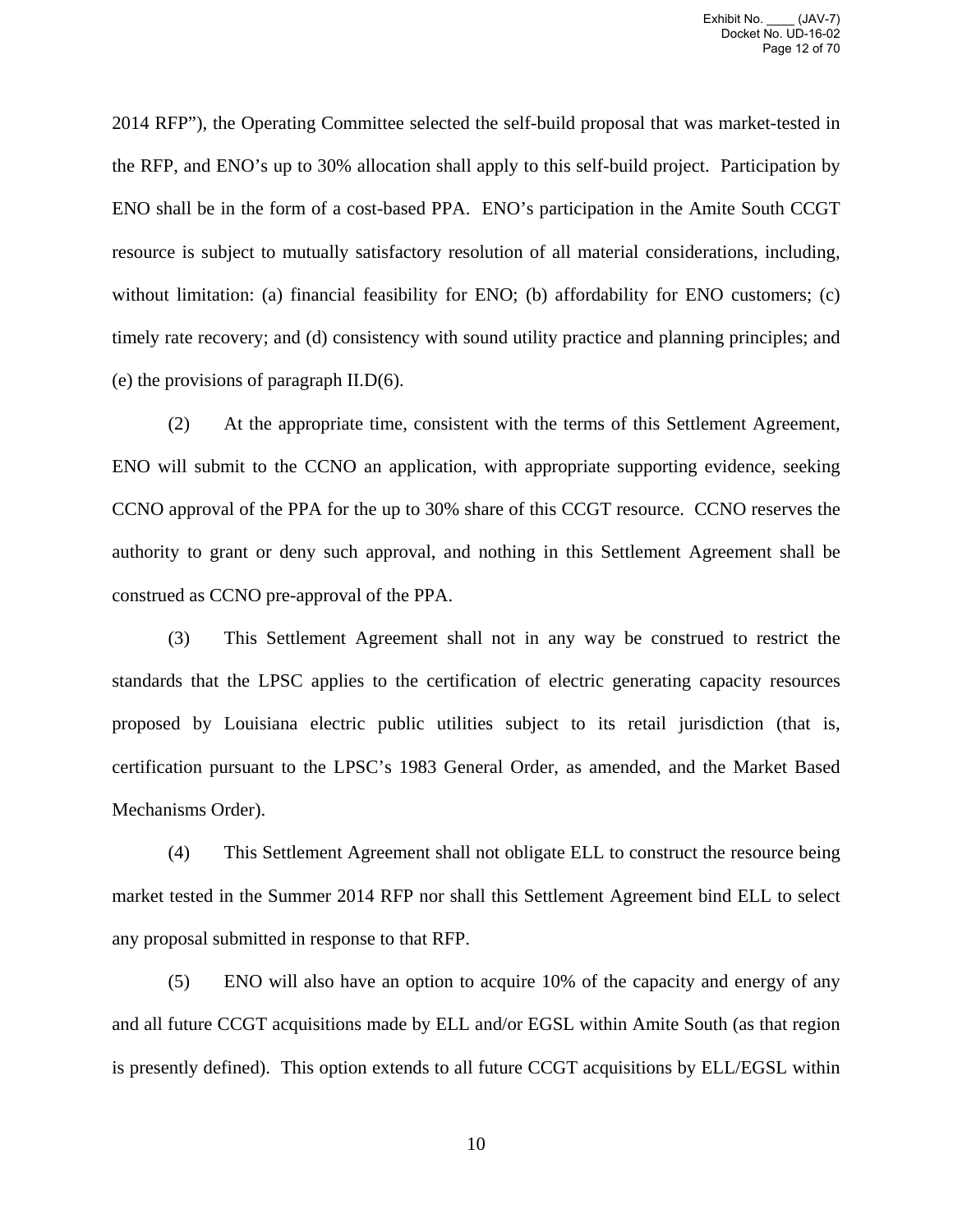2014 RFP"), the Operating Committee selected the self-build proposal that was market-tested in the RFP, and ENO's up to 30% allocation shall apply to this self-build project. Participation by ENO shall be in the form of a cost-based PPA. ENO's participation in the Amite South CCGT resource is subject to mutually satisfactory resolution of all material considerations, including, without limitation: (a) financial feasibility for ENO; (b) affordability for ENO customers; (c) timely rate recovery; and (d) consistency with sound utility practice and planning principles; and (e) the provisions of paragraph II.D(6).

(2) At the appropriate time, consistent with the terms of this Settlement Agreement, ENO will submit to the CCNO an application, with appropriate supporting evidence, seeking CCNO approval of the PPA for the up to 30% share of this CCGT resource. CCNO reserves the authority to grant or deny such approval, and nothing in this Settlement Agreement shall be construed as CCNO pre-approval of the PPA.

(3) This Settlement Agreement shall not in any way be construed to restrict the standards that the LPSC applies to the certification of electric generating capacity resources proposed by Louisiana electric public utilities subject to its retail jurisdiction (that is, certification pursuant to the LPSC's 1983 General Order, as amended, and the Market Based Mechanisms Order).

(4) This Settlement Agreement shall not obligate ELL to construct the resource being market tested in the Summer 2014 RFP nor shall this Settlement Agreement bind ELL to select any proposal submitted in response to that RFP.

(5) ENO will also have an option to acquire 10% of the capacity and energy of any and all future CCGT acquisitions made by ELL and/or EGSL within Amite South (as that region is presently defined). This option extends to all future CCGT acquisitions by ELL/EGSL within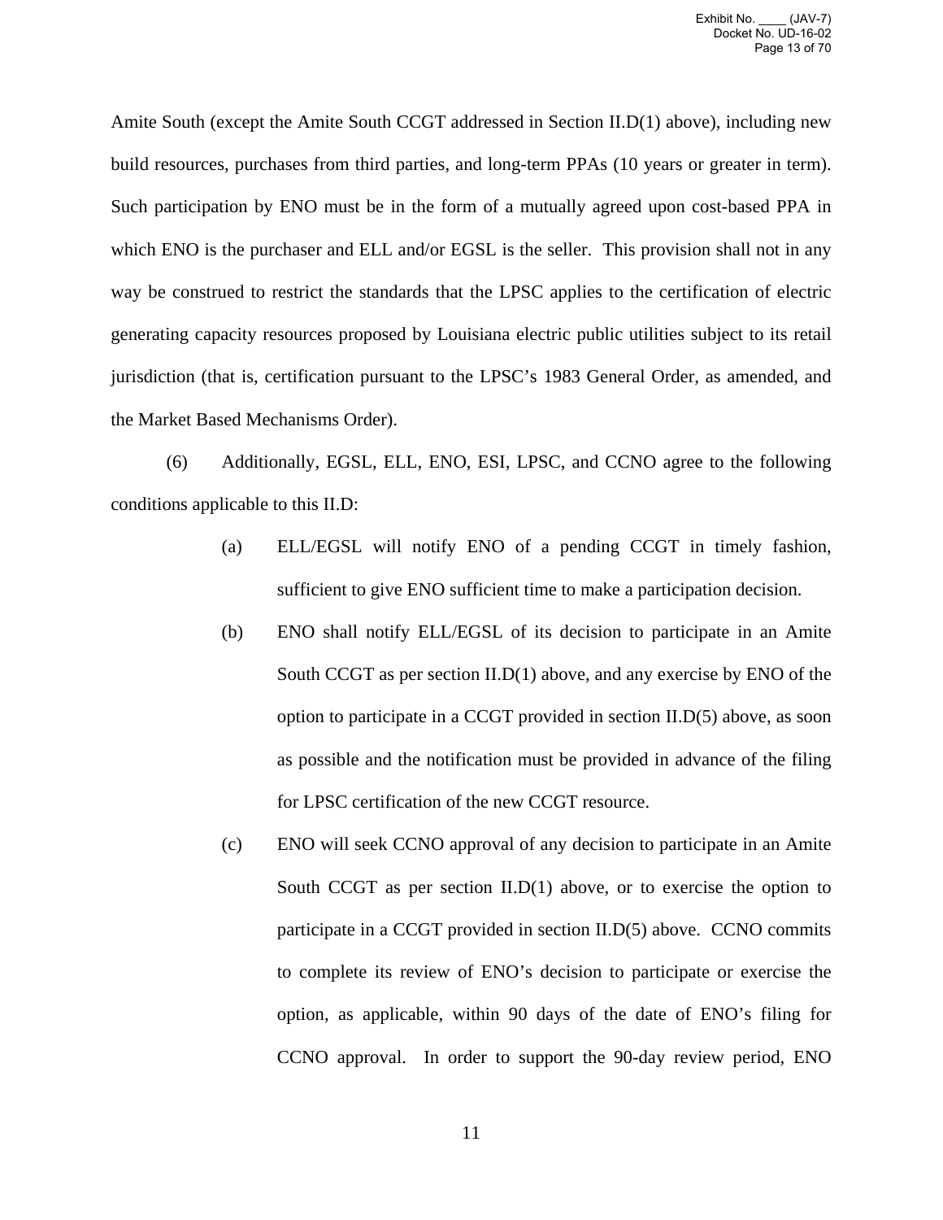Amite South (except the Amite South CCGT addressed in Section II.D(1) above), including new build resources, purchases from third parties, and long-term PPAs (10 years or greater in term). Such participation by ENO must be in the form of a mutually agreed upon cost-based PPA in which ENO is the purchaser and ELL and/or EGSL is the seller. This provision shall not in any way be construed to restrict the standards that the LPSC applies to the certification of electric generating capacity resources proposed by Louisiana electric public utilities subject to its retail jurisdiction (that is, certification pursuant to the LPSC's 1983 General Order, as amended, and the Market Based Mechanisms Order).

(6) Additionally, EGSL, ELL, ENO, ESI, LPSC, and CCNO agree to the following conditions applicable to this II.D:

(a) ELL/EGSL will notify ENO of a pending CCGT in timely fashion, sufficient to give ENO sufficient time to make a participation decision.

(b) ENO shall notify ELL/EGSL of its decision to participate in an Amite South CCGT as per section II.D(1) above, and any exercise by ENO of the option to participate in a CCGT provided in section II.D(5) above, as soon as possible and the notification must be provided in advance of the filing for LPSC certification of the new CCGT resource.

(c) ENO will seek CCNO approval of any decision to participate in an Amite South CCGT as per section II.D(1) above, or to exercise the option to participate in a CCGT provided in section II.D(5) above. CCNO commits to complete its review of ENO's decision to participate or exercise the option, as applicable, within 90 days of the date of ENO's filing for CCNO approval. In order to support the 90-day review period, ENO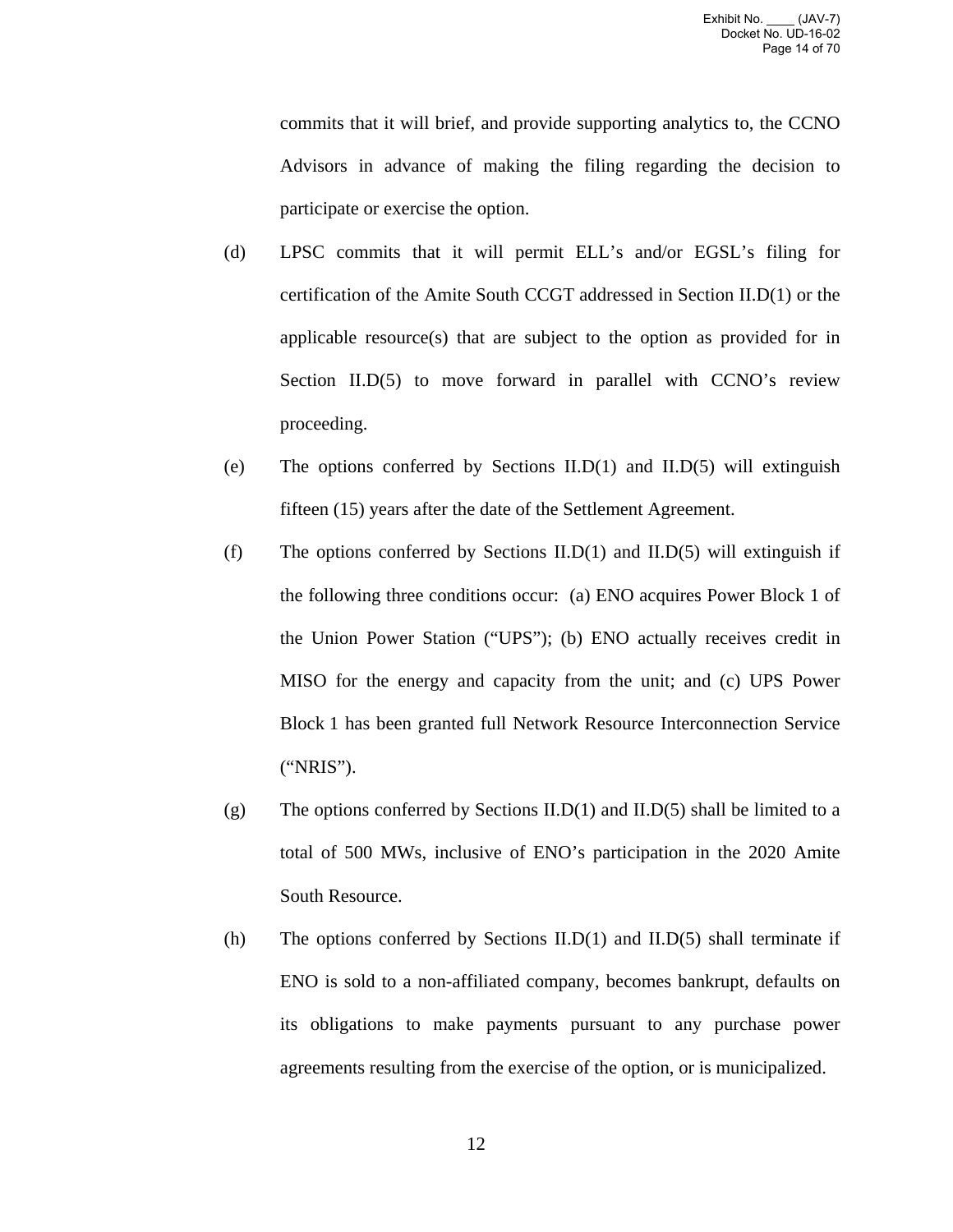commits that it will brief, and provide supporting analytics to, the CCNO Advisors in advance of making the filing regarding the decision to participate or exercise the option.

(d) LPSC commits that it will permit ELL's and/or EGSL's filing for certification of the Amite South CCGT addressed in Section II.D(1) or the applicable resource(s) that are subject to the option as provided for in Section II.D(5) to move forward in parallel with CCNO's review proceeding.

(e) The options conferred by Sections II.D(1) and II.D(5) will extinguish fifteen (15) years after the date of the Settlement Agreement.

(f) The options conferred by Sections II.D(1) and II.D(5) will extinguish if the following three conditions occur: (a) ENO acquires Power Block 1 of the Union Power Station ("UPS"); (b) ENO actually receives credit in MISO for the energy and capacity from the unit; and (c) UPS Power Block 1 has been granted full Network Resource Interconnection Service ("NRIS").

(g) The options conferred by Sections II.D(1) and II.D(5) shall be limited to a total of 500 MWs, inclusive of ENO's participation in the 2020 Amite South Resource.

(h) The options conferred by Sections II.D(1) and II.D(5) shall terminate if ENO is sold to a non-affiliated company, becomes bankrupt, defaults on its obligations to make payments pursuant to any purchase power agreements resulting from the exercise of the option, or is municipalized.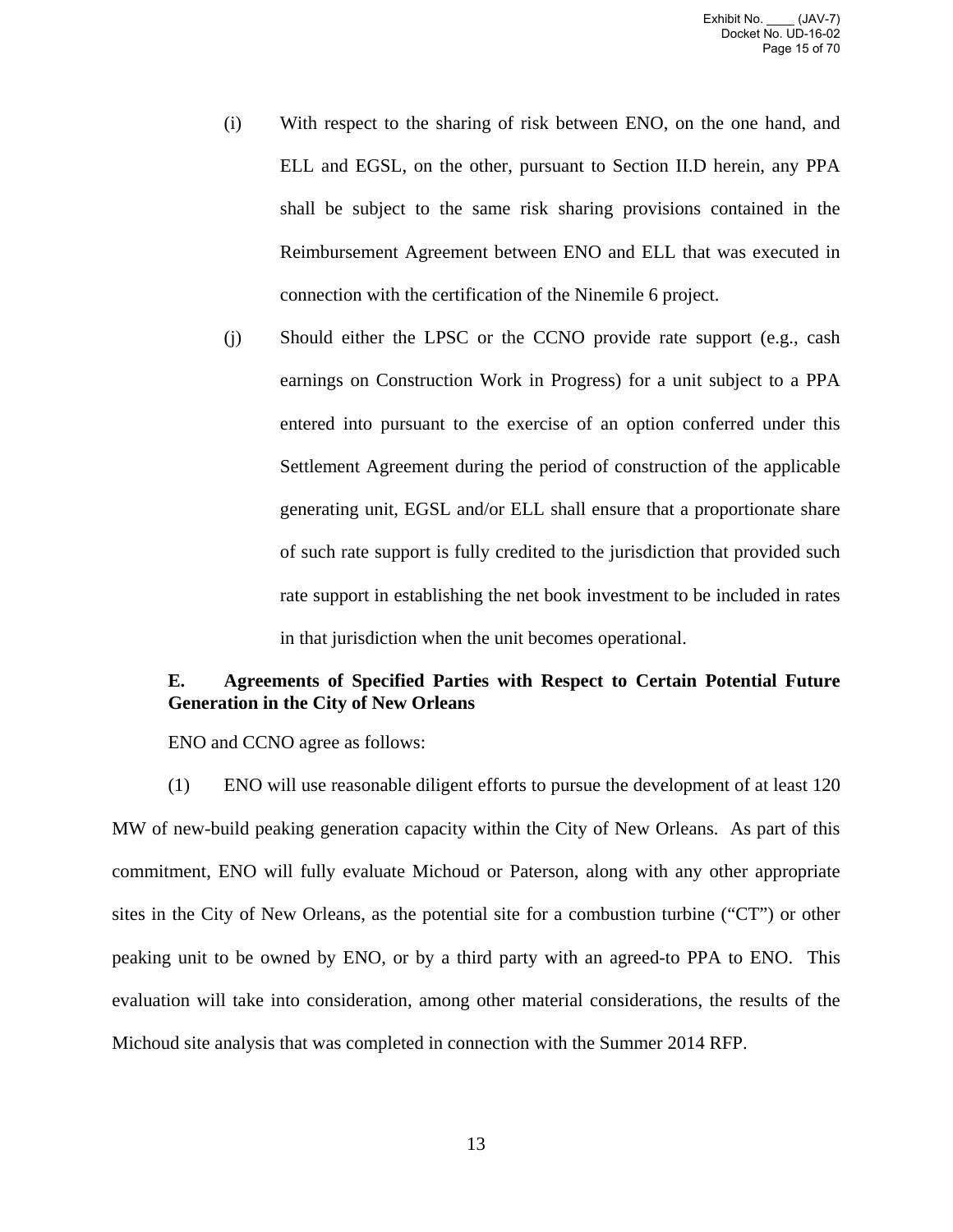(i) With respect to the sharing of risk between ENO, on the one hand, and ELL and EGSL, on the other, pursuant to Section II.D herein, any PPA shall be subject to the same risk sharing provisions contained in the Reimbursement Agreement between ENO and ELL that was executed in connection with the certification of the Ninemile 6 project.

(j) Should either the LPSC or the CCNO provide rate support (e.g., cash earnings on Construction Work in Progress) for a unit subject to a PPA entered into pursuant to the exercise of an option conferred under this Settlement Agreement during the period of construction of the applicable generating unit, EGSL and/or ELL shall ensure that a proportionate share of such rate support is fully credited to the jurisdiction that provided such rate support in establishing the net book investment to be included in rates in that jurisdiction when the unit becomes operational.

**E. Agreements of Specified Parties with Respect to Certain Potential Future Generation in the City of New Orleans**

ENO and CCNO agree as follows:

(1) ENO will use reasonable diligent efforts to pursue the development of at least 120 MW of new-build peaking generation capacity within the City of New Orleans. As part of this commitment, ENO will fully evaluate Michoud or Paterson, along with any other appropriate sites in the City of New Orleans, as the potential site for a combustion turbine ("CT") or other peaking unit to be owned by ENO, or by a third party with an agreed-to PPA to ENO. This evaluation will take into consideration, among other material considerations, the results of the Michoud site analysis that was completed in connection with the Summer 2014 RFP.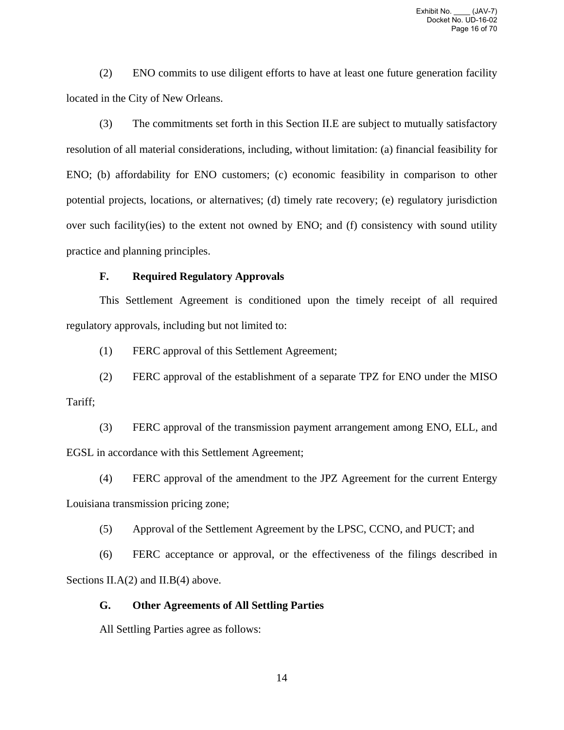(2) ENO commits to use diligent efforts to have at least one future generation facility located in the City of New Orleans.

(3) The commitments set forth in this Section II.E are subject to mutually satisfactory resolution of all material considerations, including, without limitation: (a) financial feasibility for ENO; (b) affordability for ENO customers; (c) economic feasibility in comparison to other potential projects, locations, or alternatives; (d) timely rate recovery; (e) regulatory jurisdiction over such facility(ies) to the extent not owned by ENO; and (f) consistency with sound utility practice and planning principles.

### F. Required Regulatory Approvals

This Settlement Agreement is conditioned upon the timely receipt of all required regulatory approvals, including but not limited to:

(1) FERC approval of this Settlement Agreement;

(2) FERC approval of the establishment of a separate TPZ for ENO under the MISO Tariff;

(3) FERC approval of the transmission payment arrangement among ENO, ELL, and EGSL in accordance with this Settlement Agreement;

(4) FERC approval of the amendment to the JPZ Agreement for the current Entergy Louisiana transmission pricing zone;

(5) Approval of the Settlement Agreement by the LPSC, CCNO, and PUCT; and

(6) FERC acceptance or approval, or the effectiveness of the filings described in Sections II.A(2) and II.B(4) above.

### G. Other Agreements of All Settling Parties

All Settling Parties agree as follows: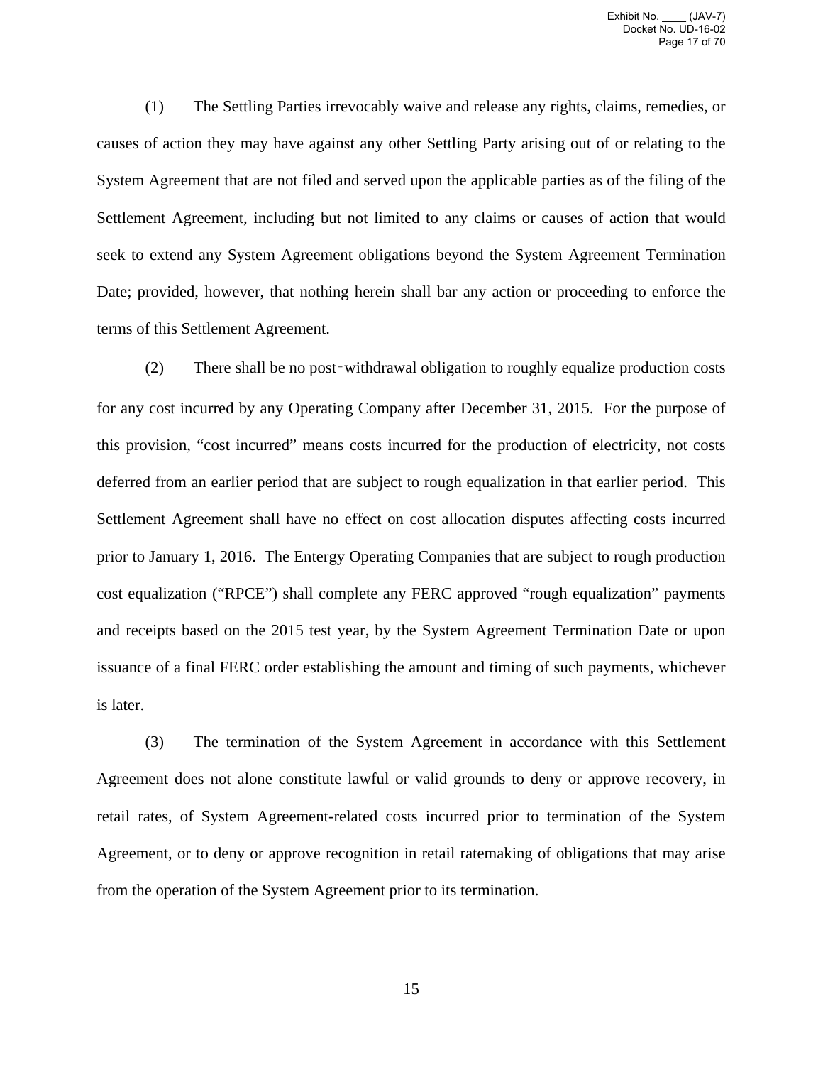(1) The Settling Parties irrevocably waive and release any rights, claims, remedies, or causes of action they may have against any other Settling Party arising out of or relating to the System Agreement that are not filed and served upon the applicable parties as of the filing of the Settlement Agreement, including but not limited to any claims or causes of action that would seek to extend any System Agreement obligations beyond the System Agreement Termination Date; provided, however, that nothing herein shall bar any action or proceeding to enforce the terms of this Settlement Agreement.

(2) There shall be no post‑withdrawal obligation to roughly equalize production costs for any cost incurred by any Operating Company after December 31, 2015. For the purpose of this provision, "cost incurred" means costs incurred for the production of electricity, not costs deferred from an earlier period that are subject to rough equalization in that earlier period. This Settlement Agreement shall have no effect on cost allocation disputes affecting costs incurred prior to January 1, 2016. The Entergy Operating Companies that are subject to rough production cost equalization ("RPCE") shall complete any FERC approved "rough equalization" payments and receipts based on the 2015 test year, by the System Agreement Termination Date or upon issuance of a final FERC order establishing the amount and timing of such payments, whichever is later.

(3) The termination of the System Agreement in accordance with this Settlement Agreement does not alone constitute lawful or valid grounds to deny or approve recovery, in retail rates, of System Agreement-related costs incurred prior to termination of the System Agreement, or to deny or approve recognition in retail ratemaking of obligations that may arise from the operation of the System Agreement prior to its termination.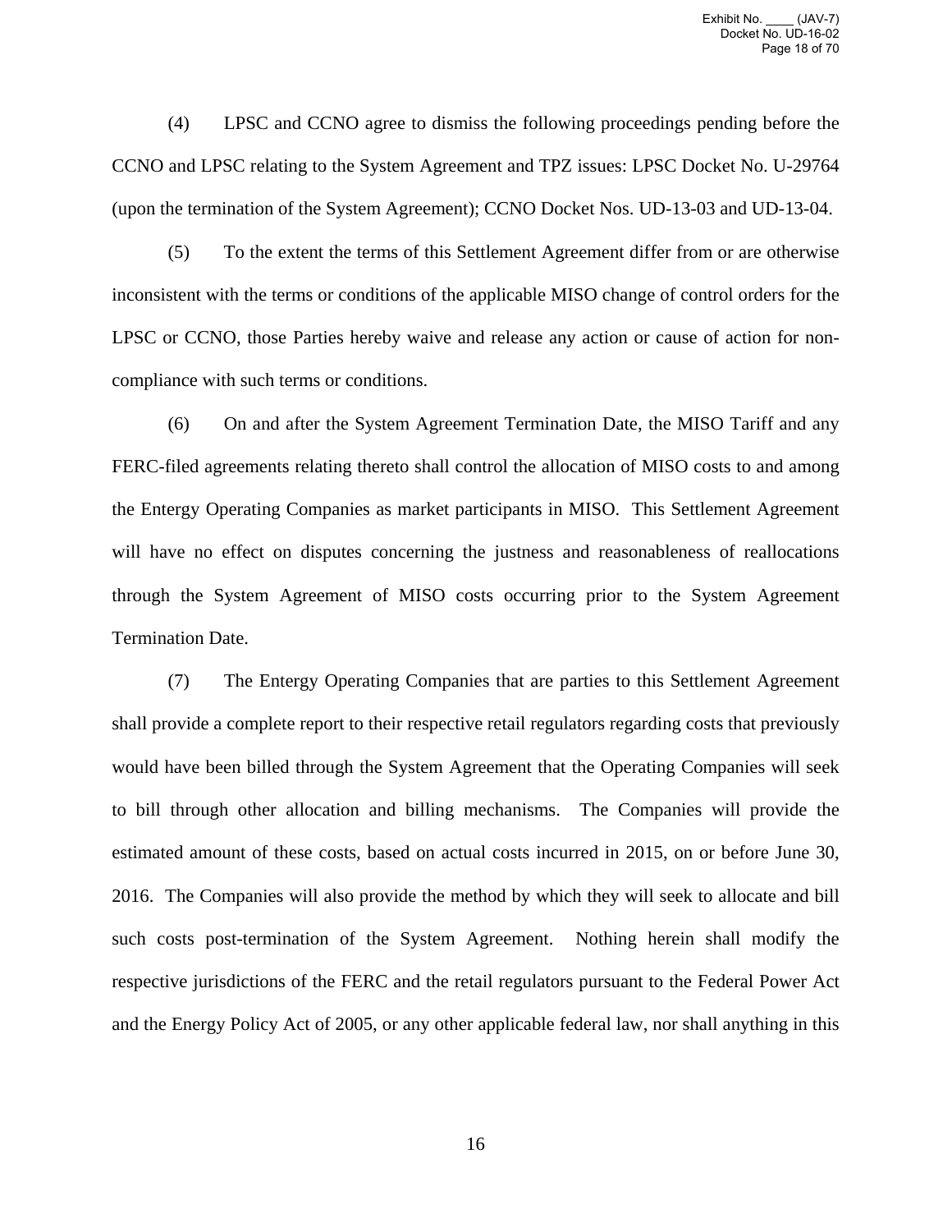(4) LPSC and CCNO agree to dismiss the following proceedings pending before the CCNO and LPSC relating to the System Agreement and TPZ issues: LPSC Docket No. U-29764 (upon the termination of the System Agreement); CCNO Docket Nos. UD-13-03 and UD-13-04.

(5) To the extent the terms of this Settlement Agreement differ from or are otherwise inconsistent with the terms or conditions of the applicable MISO change of control orders for the LPSC or CCNO, those Parties hereby waive and release any action or cause of action for non-compliance with such terms or conditions.

(6) On and after the System Agreement Termination Date, the MISO Tariff and any FERC-filed agreements relating thereto shall control the allocation of MISO costs to and among the Entergy Operating Companies as market participants in MISO. This Settlement Agreement will have no effect on disputes concerning the justness and reasonableness of reallocations through the System Agreement of MISO costs occurring prior to the System Agreement Termination Date.

(7) The Entergy Operating Companies that are parties to this Settlement Agreement shall provide a complete report to their respective retail regulators regarding costs that previously would have been billed through the System Agreement that the Operating Companies will seek to bill through other allocation and billing mechanisms. The Companies will provide the estimated amount of these costs, based on actual costs incurred in 2015, on or before June 30, 2016. The Companies will also provide the method by which they will seek to allocate and bill such costs post-termination of the System Agreement. Nothing herein shall modify the respective jurisdictions of the FERC and the retail regulators pursuant to the Federal Power Act and the Energy Policy Act of 2005, or any other applicable federal law, nor shall anything in this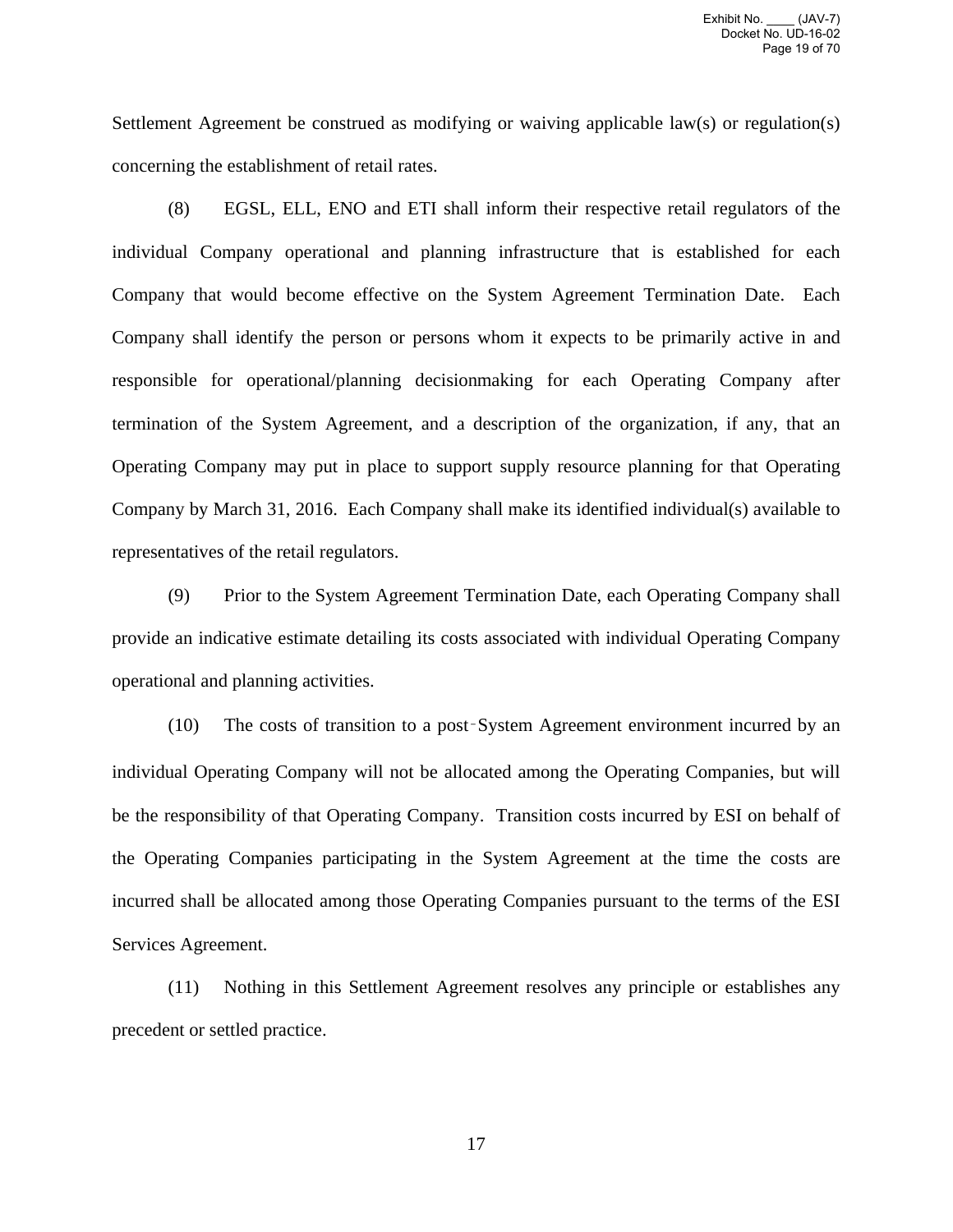Settlement Agreement be construed as modifying or waiving applicable law(s) or regulation(s) concerning the establishment of retail rates.

(8) EGSL, ELL, ENO and ETI shall inform their respective retail regulators of the individual Company operational and planning infrastructure that is established for each Company that would become effective on the System Agreement Termination Date. Each Company shall identify the person or persons whom it expects to be primarily active in and responsible for operational/planning decisionmaking for each Operating Company after termination of the System Agreement, and a description of the organization, if any, that an Operating Company may put in place to support supply resource planning for that Operating Company by March 31, 2016. Each Company shall make its identified individual(s) available to representatives of the retail regulators.

(9) Prior to the System Agreement Termination Date, each Operating Company shall provide an indicative estimate detailing its costs associated with individual Operating Company operational and planning activities.

(10) The costs of transition to a post‑System Agreement environment incurred by an individual Operating Company will not be allocated among the Operating Companies, but will be the responsibility of that Operating Company. Transition costs incurred by ESI on behalf of the Operating Companies participating in the System Agreement at the time the costs are incurred shall be allocated among those Operating Companies pursuant to the terms of the ESI Services Agreement.

(11) Nothing in this Settlement Agreement resolves any principle or establishes any precedent or settled practice.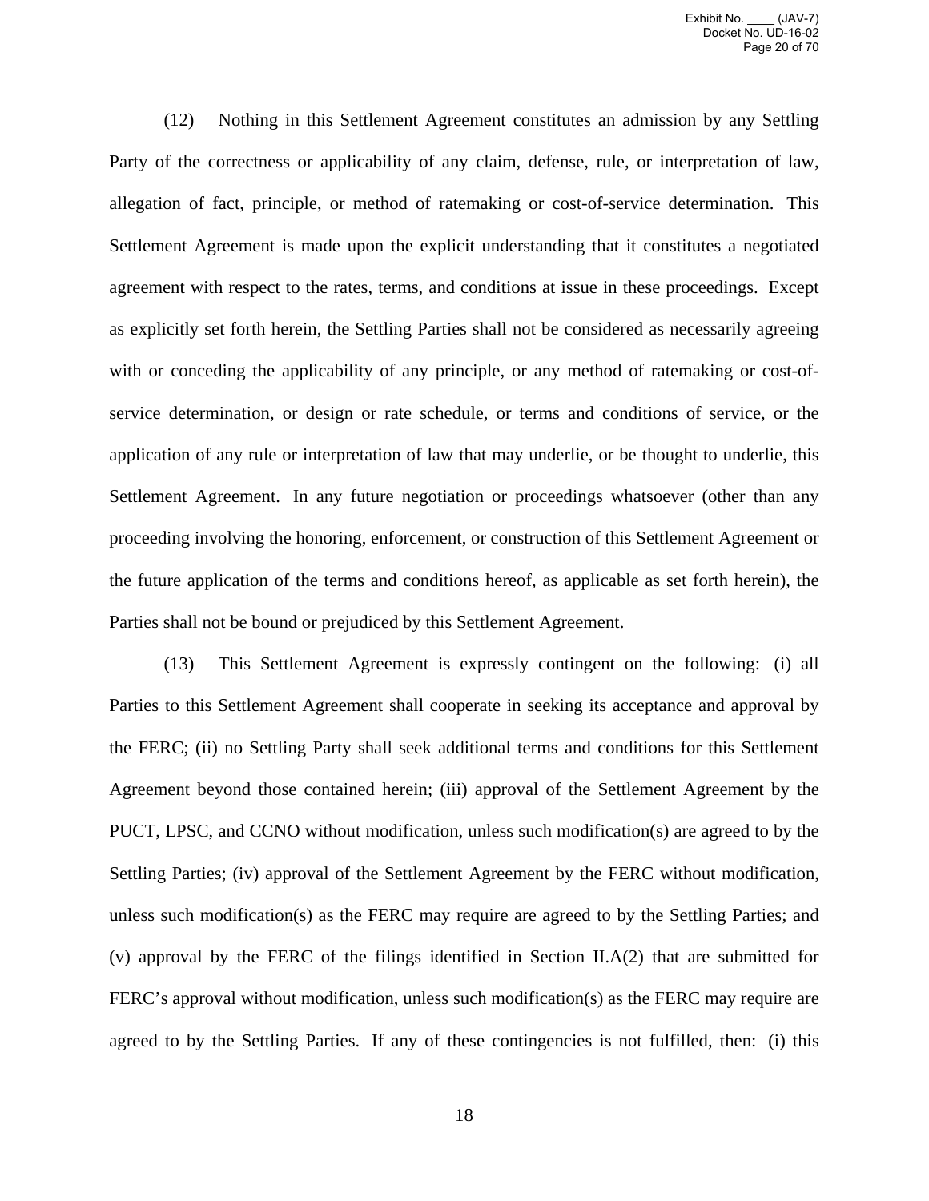(12) Nothing in this Settlement Agreement constitutes an admission by any Settling Party of the correctness or applicability of any claim, defense, rule, or interpretation of law, allegation of fact, principle, or method of ratemaking or cost-of-service determination. This Settlement Agreement is made upon the explicit understanding that it constitutes a negotiated agreement with respect to the rates, terms, and conditions at issue in these proceedings. Except as explicitly set forth herein, the Settling Parties shall not be considered as necessarily agreeing with or conceding the applicability of any principle, or any method of ratemaking or cost-of-service determination, or design or rate schedule, or terms and conditions of service, or the application of any rule or interpretation of law that may underlie, or be thought to underlie, this Settlement Agreement. In any future negotiation or proceedings whatsoever (other than any proceeding involving the honoring, enforcement, or construction of this Settlement Agreement or the future application of the terms and conditions hereof, as applicable as set forth herein), the Parties shall not be bound or prejudiced by this Settlement Agreement.

(13) This Settlement Agreement is expressly contingent on the following: (i) all Parties to this Settlement Agreement shall cooperate in seeking its acceptance and approval by the FERC; (ii) no Settling Party shall seek additional terms and conditions for this Settlement Agreement beyond those contained herein; (iii) approval of the Settlement Agreement by the PUCT, LPSC, and CCNO without modification, unless such modification(s) are agreed to by the Settling Parties; (iv) approval of the Settlement Agreement by the FERC without modification, unless such modification(s) as the FERC may require are agreed to by the Settling Parties; and (v) approval by the FERC of the filings identified in Section II.A(2) that are submitted for FERC's approval without modification, unless such modification(s) as the FERC may require are agreed to by the Settling Parties. If any of these contingencies is not fulfilled, then: (i) this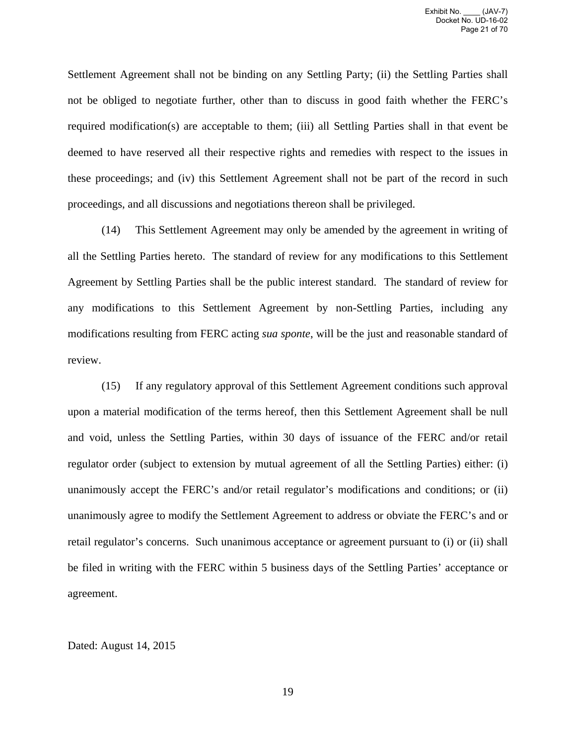Settlement Agreement shall not be binding on any Settling Party; (ii) the Settling Parties shall not be obliged to negotiate further, other than to discuss in good faith whether the FERC's required modification(s) are acceptable to them; (iii) all Settling Parties shall in that event be deemed to have reserved all their respective rights and remedies with respect to the issues in these proceedings; and (iv) this Settlement Agreement shall not be part of the record in such proceedings, and all discussions and negotiations thereon shall be privileged.

(14) This Settlement Agreement may only be amended by the agreement in writing of all the Settling Parties hereto. The standard of review for any modifications to this Settlement Agreement by Settling Parties shall be the public interest standard. The standard of review for any modifications to this Settlement Agreement by non-Settling Parties, including any modifications resulting from FERC acting *sua sponte*, will be the just and reasonable standard of review.

(15) If any regulatory approval of this Settlement Agreement conditions such approval upon a material modification of the terms hereof, then this Settlement Agreement shall be null and void, unless the Settling Parties, within 30 days of issuance of the FERC and/or retail regulator order (subject to extension by mutual agreement of all the Settling Parties) either: (i) unanimously accept the FERC's and/or retail regulator's modifications and conditions; or (ii) unanimously agree to modify the Settlement Agreement to address or obviate the FERC's and or retail regulator's concerns. Such unanimous acceptance or agreement pursuant to (i) or (ii) shall be filed in writing with the FERC within 5 business days of the Settling Parties' acceptance or agreement.

Dated: August 14, 2015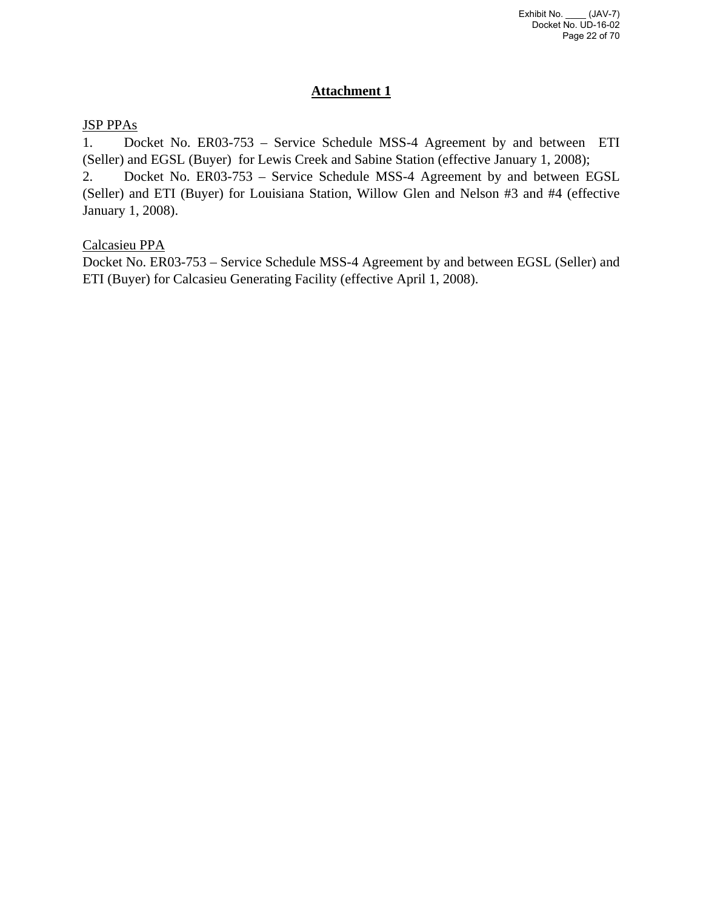# Attachment 1

JSP PPAs

1. Docket No. ER03-753 – Service Schedule MSS-4 Agreement by and between ETI (Seller) and EGSL (Buyer) for Lewis Creek and Sabine Station (effective January 1, 2008);
2. Docket No. ER03-753 – Service Schedule MSS-4 Agreement by and between EGSL (Seller) and ETI (Buyer) for Louisiana Station, Willow Glen and Nelson #3 and #4 (effective January 1, 2008).

Calcasieu PPA

Docket No. ER03-753 – Service Schedule MSS-4 Agreement by and between EGSL (Seller) and ETI (Buyer) for Calcasieu Generating Facility (effective April 1, 2008).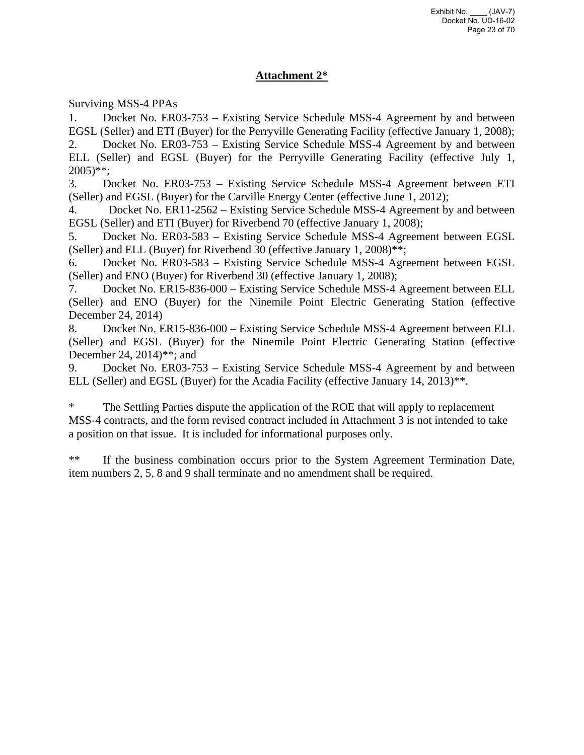## Attachment 2*

Surviving MSS-4 PPAs

1. Docket No. ER03-753 – Existing Service Schedule MSS-4 Agreement by and between EGSL (Seller) and ETI (Buyer) for the Perryville Generating Facility (effective January 1, 2008);
2. Docket No. ER03-753 – Existing Service Schedule MSS-4 Agreement by and between ELL (Seller) and EGSL (Buyer) for the Perryville Generating Facility (effective July 1, 2005)**;
3. Docket No. ER03-753 – Existing Service Schedule MSS-4 Agreement between ETI (Seller) and EGSL (Buyer) for the Carville Energy Center (effective June 1, 2012);
4. Docket No. ER11-2562 – Existing Service Schedule MSS-4 Agreement by and between EGSL (Seller) and ETI (Buyer) for Riverbend 70 (effective January 1, 2008);
5. Docket No. ER03-583 – Existing Service Schedule MSS-4 Agreement between EGSL (Seller) and ELL (Buyer) for Riverbend 30 (effective January 1, 2008)**;
6. Docket No. ER03-583 – Existing Service Schedule MSS-4 Agreement between EGSL (Seller) and ENO (Buyer) for Riverbend 30 (effective January 1, 2008);
7. Docket No. ER15-836-000 – Existing Service Schedule MSS-4 Agreement between ELL (Seller) and ENO (Buyer) for the Ninemile Point Electric Generating Station (effective December 24, 2014)
8. Docket No. ER15-836-000 – Existing Service Schedule MSS-4 Agreement between ELL (Seller) and EGSL (Buyer) for the Ninemile Point Electric Generating Station (effective December 24, 2014)**; and
9. Docket No. ER03-753 – Existing Service Schedule MSS-4 Agreement by and between ELL (Seller) and EGSL (Buyer) for the Acadia Facility (effective January 14, 2013)**.

* The Settling Parties dispute the application of the ROE that will apply to replacement MSS-4 contracts, and the form revised contract included in Attachment 3 is not intended to take a position on that issue. It is included for informational purposes only.

** If the business combination occurs prior to the System Agreement Termination Date, item numbers 2, 5, 8 and 9 shall terminate and no amendment shall be required.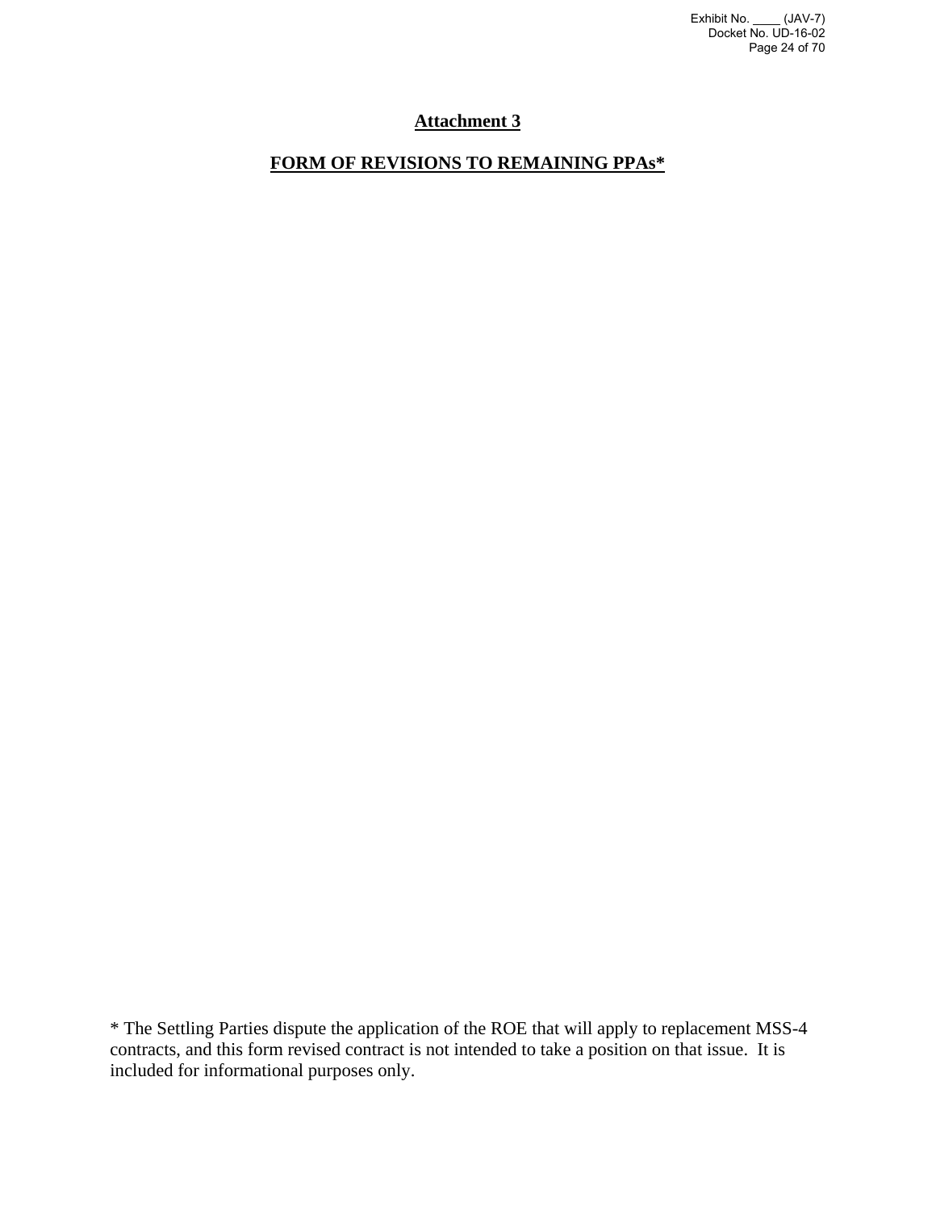# Attachment 3

## FORM OF REVISIONS TO REMAINING PPAs*

* The Settling Parties dispute the application of the ROE that will apply to replacement MSS-4 contracts, and this form revised contract is not intended to take a position on that issue. It is included for informational purposes only.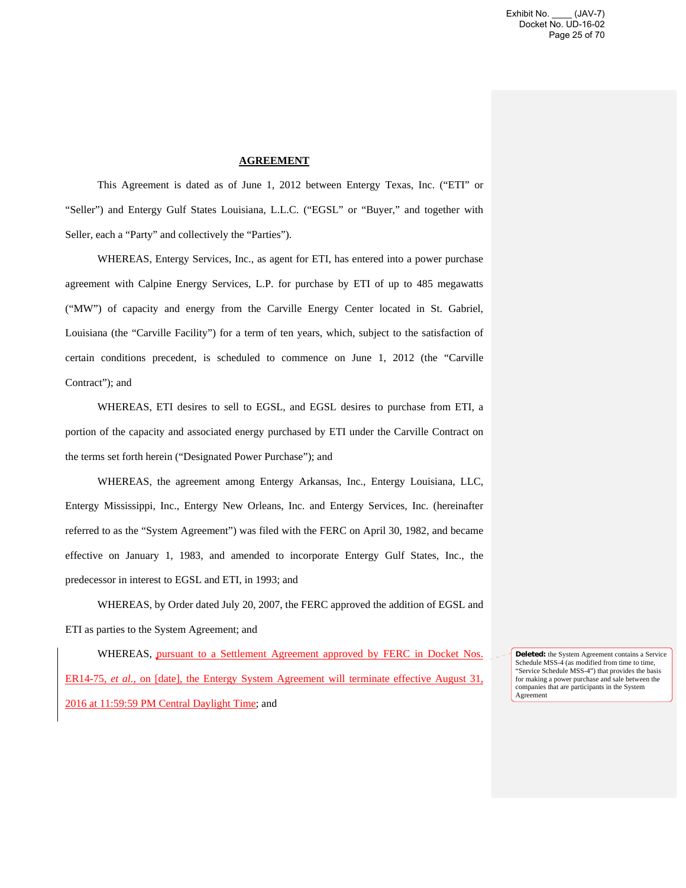## AGREEMENT

This Agreement is dated as of June 1, 2012 between Entergy Texas, Inc. ("ETI" or "Seller") and Entergy Gulf States Louisiana, L.L.C. ("EGSL" or "Buyer," and together with Seller, each a "Party" and collectively the "Parties").

WHEREAS, Entergy Services, Inc., as agent for ETI, has entered into a power purchase agreement with Calpine Energy Services, L.P. for purchase by ETI of up to 485 megawatts ("MW") of capacity and energy from the Carville Energy Center located in St. Gabriel, Louisiana (the "Carville Facility") for a term of ten years, which, subject to the satisfaction of certain conditions precedent, is scheduled to commence on June 1, 2012 (the "Carville Contract"); and

WHEREAS, ETI desires to sell to EGSL, and EGSL desires to purchase from ETI, a portion of the capacity and associated energy purchased by ETI under the Carville Contract on the terms set forth herein ("Designated Power Purchase"); and

WHEREAS, the agreement among Entergy Arkansas, Inc., Entergy Louisiana, LLC, Entergy Mississippi, Inc., Entergy New Orleans, Inc. and Entergy Services, Inc. (hereinafter referred to as the "System Agreement") was filed with the FERC on April 30, 1982, and became effective on January 1, 1983, and amended to incorporate Entergy Gulf States, Inc., the predecessor in interest to EGSL and ETI, in 1993; and

WHEREAS, by Order dated July 20, 2007, the FERC approved the addition of EGSL and ETI as parties to the System Agreement; and

WHEREAS, pursuant to a Settlement Agreement approved by FERC in Docket Nos. ER14-75, *et al.*, on [date], the Entergy System Agreement will terminate effective August 31, 2016 at 11:59:59 PM Central Daylight Time; and

**Deleted:** the System Agreement contains a Service Schedule MSS-4 (as modified from time to time, "Service Schedule MSS-4") that provides the basis for making a power purchase and sale between the companies that are participants in the System Agreement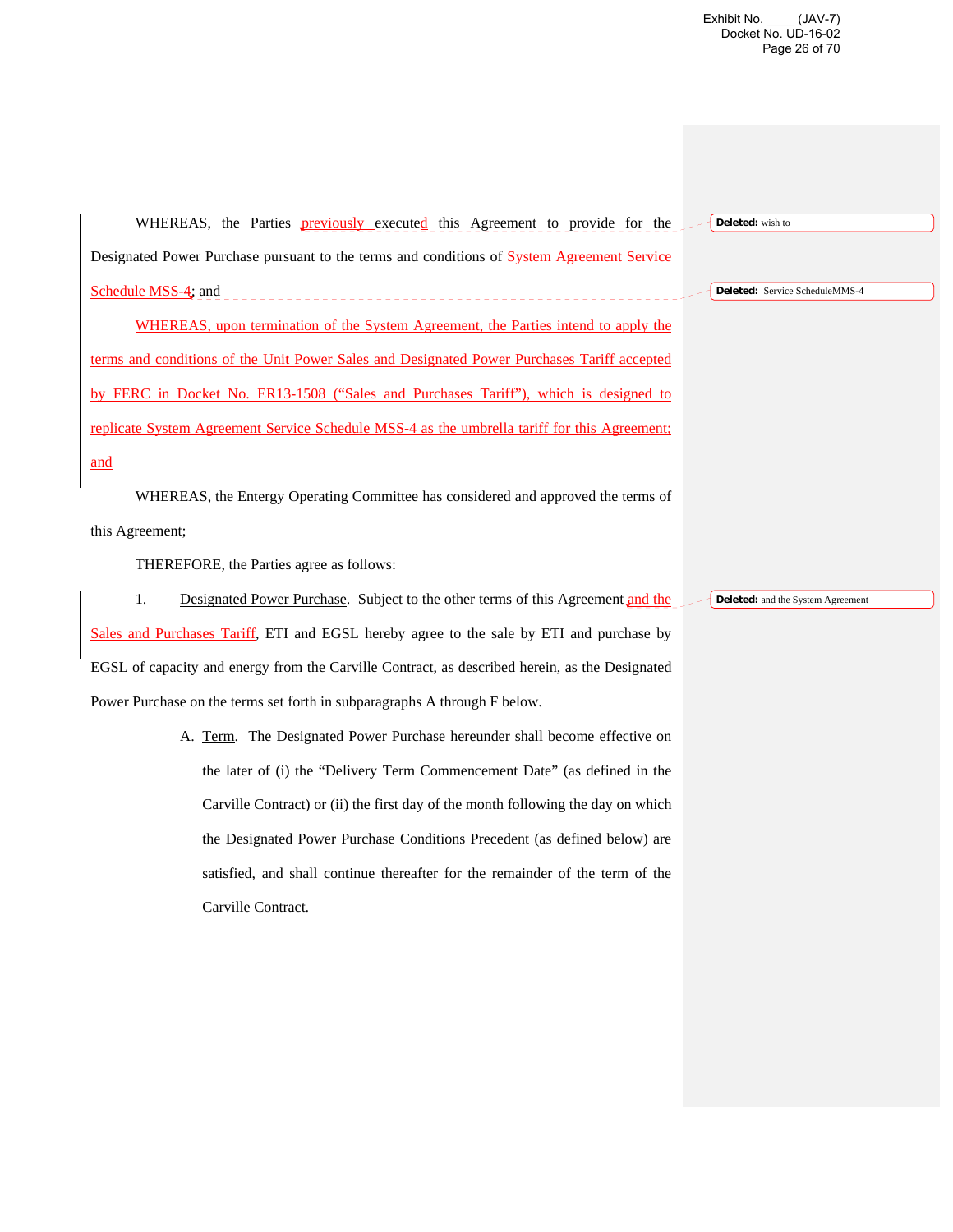WHEREAS, the Parties previously executed this Agreement to provide for the Designated Power Purchase pursuant to the terms and conditions of System Agreement Service Schedule MSS-4; and

WHEREAS, upon termination of the System Agreement, the Parties intend to apply the terms and conditions of the Unit Power Sales and Designated Power Purchases Tariff accepted by FERC in Docket No. ER13-1508 ("Sales and Purchases Tariff"), which is designed to replicate System Agreement Service Schedule MSS-4 as the umbrella tariff for this Agreement; and

WHEREAS, the Entergy Operating Committee has considered and approved the terms of this Agreement;

THEREFORE, the Parties agree as follows:

1. Designated Power Purchase. Subject to the other terms of this Agreement and the Sales and Purchases Tariff, ETI and EGSL hereby agree to the sale by ETI and purchase by EGSL of capacity and energy from the Carville Contract, as described herein, as the Designated Power Purchase on the terms set forth in subparagraphs A through F below.

   A. Term. The Designated Power Purchase hereunder shall become effective on the later of (i) the "Delivery Term Commencement Date" (as defined in the Carville Contract) or (ii) the first day of the month following the day on which the Designated Power Purchase Conditions Precedent (as defined below) are satisfied, and shall continue thereafter for the remainder of the term of the Carville Contract.

Deleted: wish to

Deleted: Service ScheduleMMS-4

Deleted: and the System Agreement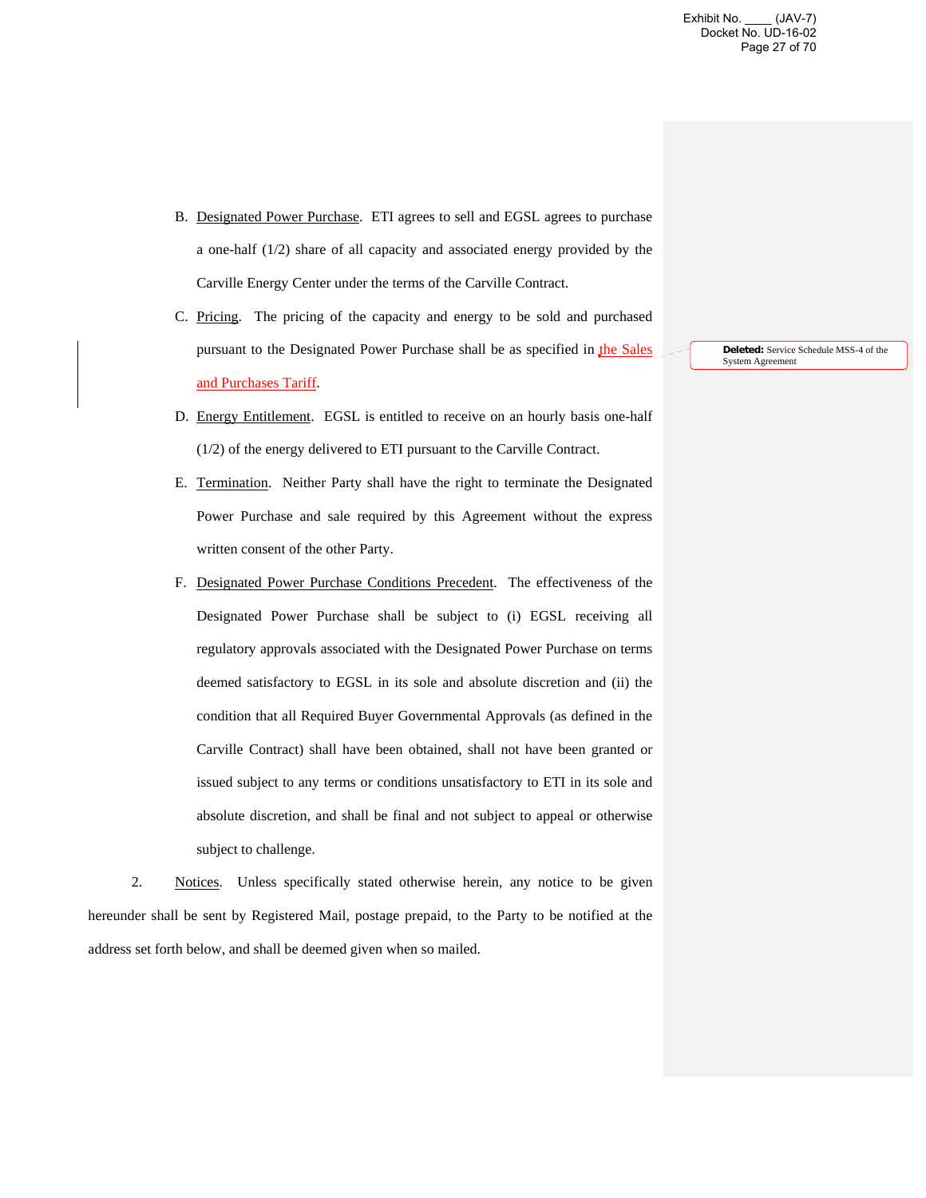B. Designated Power Purchase. ETI agrees to sell and EGSL agrees to purchase a one-half (1/2) share of all capacity and associated energy provided by the Carville Energy Center under the terms of the Carville Contract.

C. Pricing. The pricing of the capacity and energy to be sold and purchased pursuant to the Designated Power Purchase shall be as specified in the Sales and Purchases Tariff.

Deleted: Service Schedule MSS-4 of the System Agreement

D. Energy Entitlement. EGSL is entitled to receive on an hourly basis one-half (1/2) of the energy delivered to ETI pursuant to the Carville Contract.

E. Termination. Neither Party shall have the right to terminate the Designated Power Purchase and sale required by this Agreement without the express written consent of the other Party.

F. Designated Power Purchase Conditions Precedent. The effectiveness of the Designated Power Purchase shall be subject to (i) EGSL receiving all regulatory approvals associated with the Designated Power Purchase on terms deemed satisfactory to EGSL in its sole and absolute discretion and (ii) the condition that all Required Buyer Governmental Approvals (as defined in the Carville Contract) shall have been obtained, shall not have been granted or issued subject to any terms or conditions unsatisfactory to ETI in its sole and absolute discretion, and shall be final and not subject to appeal or otherwise subject to challenge.

2. Notices. Unless specifically stated otherwise herein, any notice to be given hereunder shall be sent by Registered Mail, postage prepaid, to the Party to be notified at the address set forth below, and shall be deemed given when so mailed.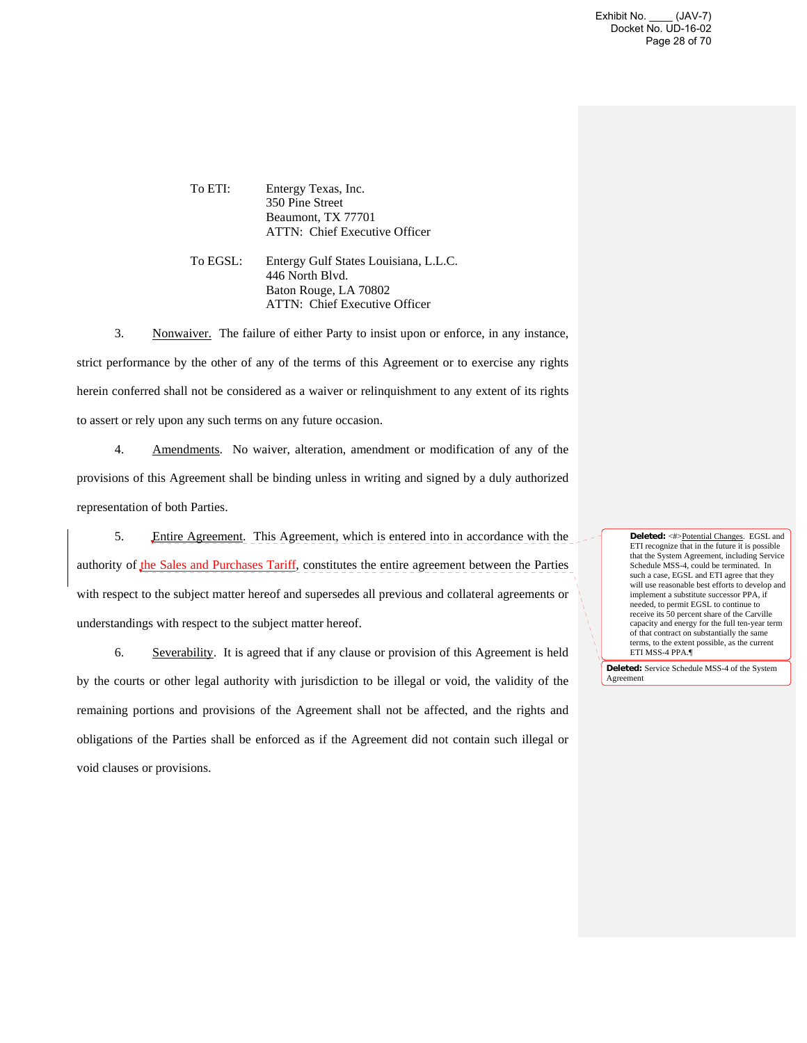To ETI: Entergy Texas, Inc.
350 Pine Street
Beaumont, TX 77701
ATTN: Chief Executive Officer

To EGSL: Entergy Gulf States Louisiana, L.L.C.
446 North Blvd.
Baton Rouge, LA 70802
ATTN: Chief Executive Officer

3. Nonwaiver. The failure of either Party to insist upon or enforce, in any instance, strict performance by the other of any of the terms of this Agreement or to exercise any rights herein conferred shall not be considered as a waiver or relinquishment to any extent of its rights to assert or rely upon any such terms on any future occasion.

4. Amendments. No waiver, alteration, amendment or modification of any of the provisions of this Agreement shall be binding unless in writing and signed by a duly authorized representation of both Parties.

5. Entire Agreement. This Agreement, which is entered into in accordance with the authority of the Sales and Purchases Tariff, constitutes the entire agreement between the Parties with respect to the subject matter hereof and supersedes all previous and collateral agreements or understandings with respect to the subject matter hereof.

6. Severability. It is agreed that if any clause or provision of this Agreement is held by the courts or other legal authority with jurisdiction to be illegal or void, the validity of the remaining portions and provisions of the Agreement shall not be affected, and the rights and obligations of the Parties shall be enforced as if the Agreement did not contain such illegal or void clauses or provisions.

**Deleted:** <#>Potential Changes. EGSL and ETI recognize that in the future it is possible that the System Agreement, including Service Schedule MSS-4, could be terminated. In such a case, EGSL and ETI agree that they will use reasonable best efforts to develop and implement a substitute successor PPA, if needed, to permit EGSL to continue to receive its 50 percent share of the Carville capacity and energy for the full ten-year term of that contract on substantially the same terms, to the extent possible, as the current ETI MSS-4 PPA.¶

**Deleted:** Service Schedule MSS-4 of the System Agreement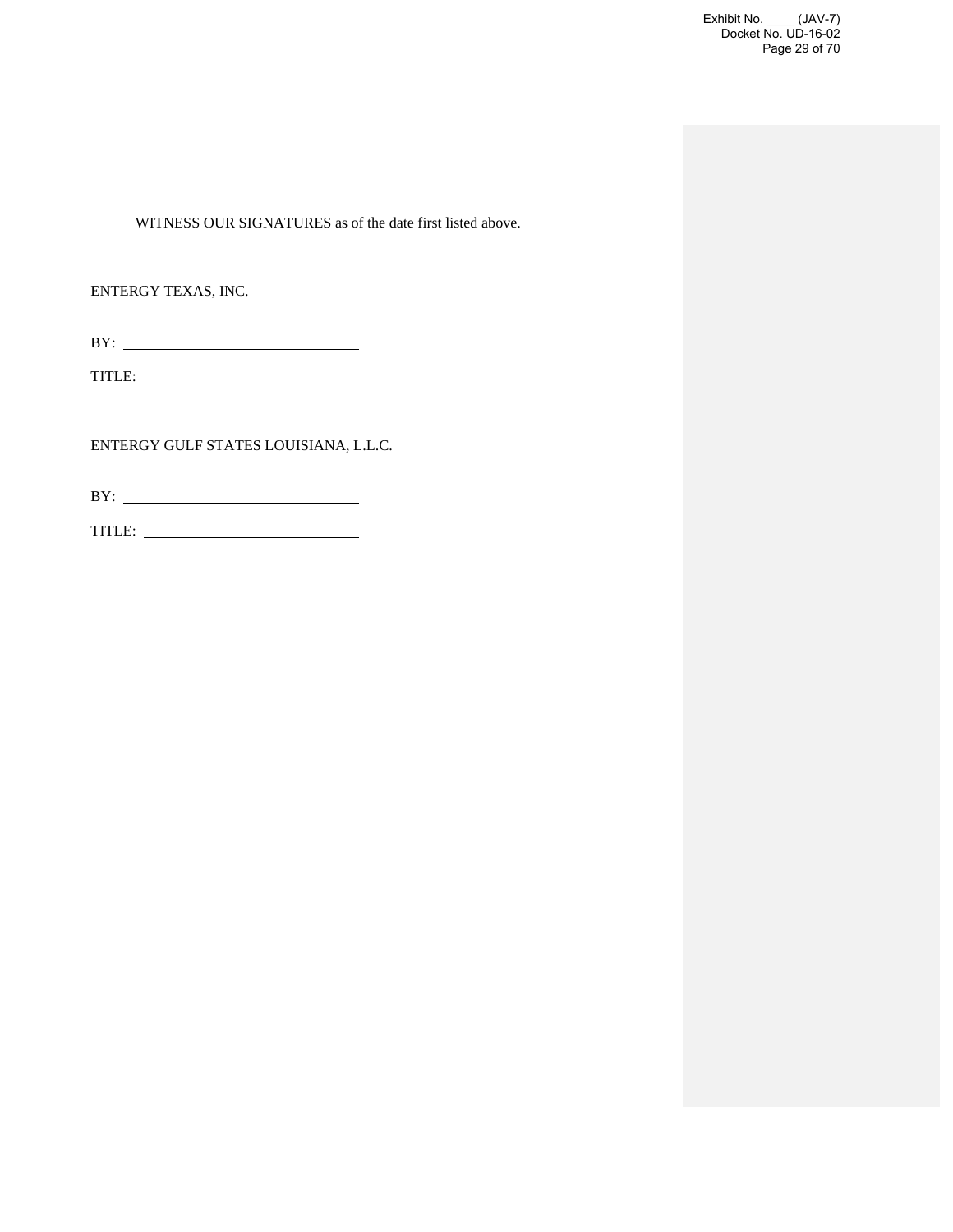WITNESS OUR SIGNATURES as of the date first listed above.

ENTERGY TEXAS, INC.

BY: ______________________________

TITLE: ____________________________

ENTERGY GULF STATES LOUISIANA, L.L.C.

BY: ______________________________

TITLE: ____________________________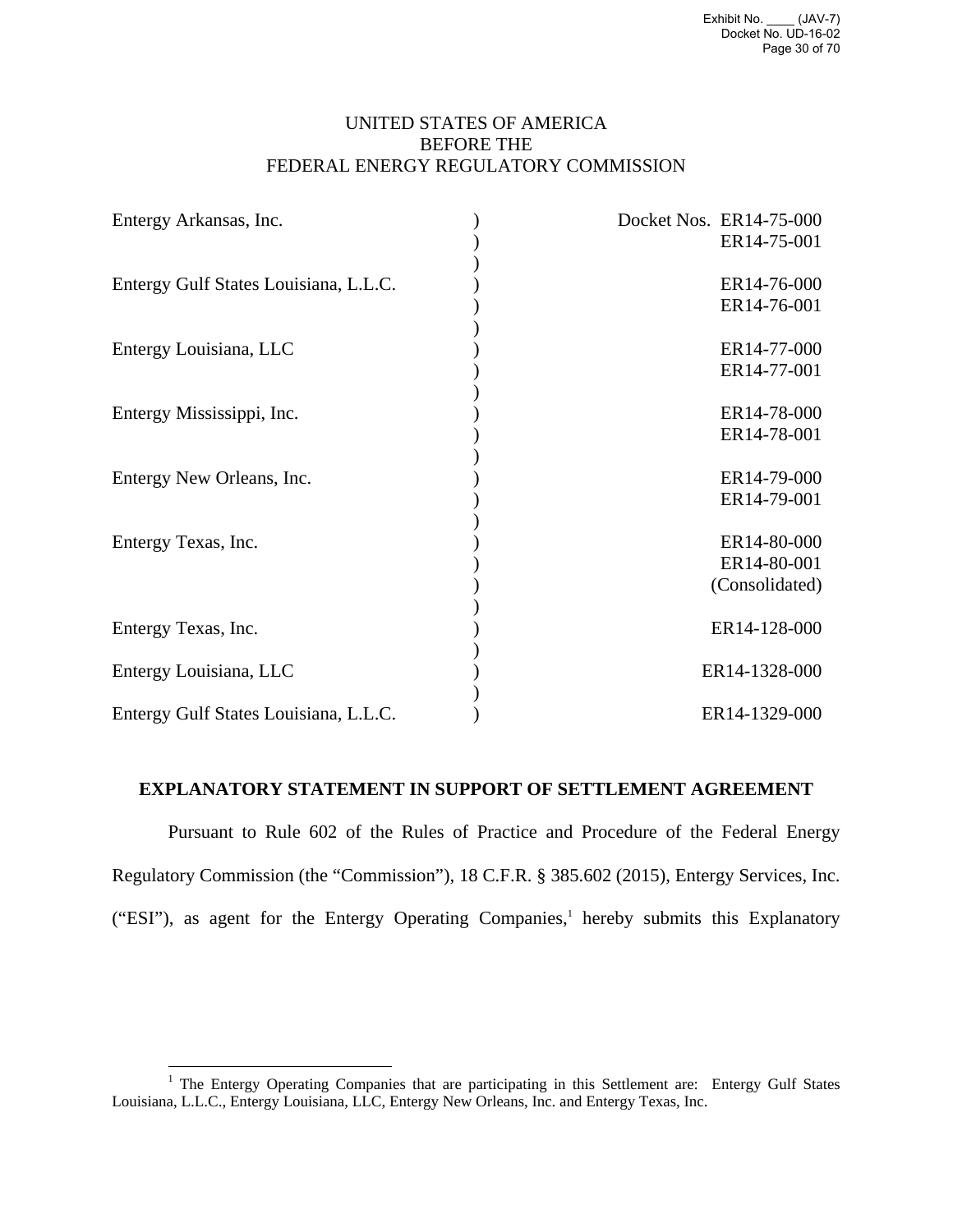UNITED STATES OF AMERICA
BEFORE THE
FEDERAL ENERGY REGULATORY COMMISSION

| | | |
|---|---|---|
| Entergy Arkansas, Inc. | ) | Docket Nos. ER14-75-000 |
| | ) | ER14-75-001 |
| | ) | |
| Entergy Gulf States Louisiana, L.L.C. | ) | ER14-76-000 |
| | ) | ER14-76-001 |
| | ) | |
| Entergy Louisiana, LLC | ) | ER14-77-000 |
| | ) | ER14-77-001 |
| | ) | |
| Entergy Mississippi, Inc. | ) | ER14-78-000 |
| | ) | ER14-78-001 |
| | ) | |
| Entergy New Orleans, Inc. | ) | ER14-79-000 |
| | ) | ER14-79-001 |
| | ) | |
| Entergy Texas, Inc. | ) | ER14-80-000 |
| | ) | ER14-80-001 |
| | ) | (Consolidated) |
| | ) | |
| Entergy Texas, Inc. | ) | ER14-128-000 |
| | ) | |
| Entergy Louisiana, LLC | ) | ER14-1328-000 |
| | ) | |
| Entergy Gulf States Louisiana, L.L.C. | ) | ER14-1329-000 |

## EXPLANATORY STATEMENT IN SUPPORT OF SETTLEMENT AGREEMENT

Pursuant to Rule 602 of the Rules of Practice and Procedure of the Federal Energy Regulatory Commission (the "Commission"), 18 C.F.R. § 385.602 (2015), Entergy Services, Inc. ("ESI"), as agent for the Entergy Operating Companies,[1] hereby submits this Explanatory

[1] The Entergy Operating Companies that are participating in this Settlement are: Entergy Gulf States Louisiana, L.L.C., Entergy Louisiana, LLC, Entergy New Orleans, Inc. and Entergy Texas, Inc.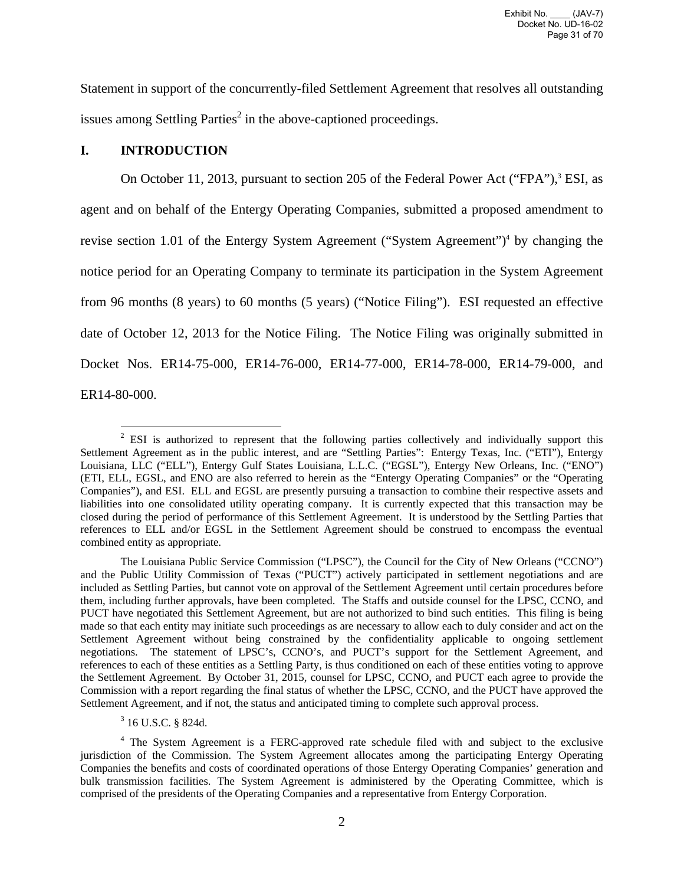Statement in support of the concurrently-filed Settlement Agreement that resolves all outstanding issues among Settling Parties[2] in the above-captioned proceedings.

## I. INTRODUCTION

On October 11, 2013, pursuant to section 205 of the Federal Power Act ("FPA"),[3] ESI, as agent and on behalf of the Entergy Operating Companies, submitted a proposed amendment to revise section 1.01 of the Entergy System Agreement ("System Agreement")[4] by changing the notice period for an Operating Company to terminate its participation in the System Agreement from 96 months (8 years) to 60 months (5 years) ("Notice Filing"). ESI requested an effective date of October 12, 2013 for the Notice Filing. The Notice Filing was originally submitted in Docket Nos. ER14-75-000, ER14-76-000, ER14-77-000, ER14-78-000, ER14-79-000, and ER14-80-000.

---

[2] ESI is authorized to represent that the following parties collectively and individually support this Settlement Agreement as in the public interest, and are "Settling Parties": Entergy Texas, Inc. ("ETI"), Entergy Louisiana, LLC ("ELL"), Entergy Gulf States Louisiana, L.L.C. ("EGSL"), Entergy New Orleans, Inc. ("ENO") (ETI, ELL, EGSL, and ENO are also referred to herein as the "Entergy Operating Companies" or the "Operating Companies"), and ESI. ELL and EGSL are presently pursuing a transaction to combine their respective assets and liabilities into one consolidated utility operating company. It is currently expected that this transaction may be closed during the period of performance of this Settlement Agreement. It is understood by the Settling Parties that references to ELL and/or EGSL in the Settlement Agreement should be construed to encompass the eventual combined entity as appropriate.

The Louisiana Public Service Commission ("LPSC"), the Council for the City of New Orleans ("CCNO") and the Public Utility Commission of Texas ("PUCT") actively participated in settlement negotiations and are included as Settling Parties, but cannot vote on approval of the Settlement Agreement until certain procedures before them, including further approvals, have been completed. The Staffs and outside counsel for the LPSC, CCNO, and PUCT have negotiated this Settlement Agreement, but are not authorized to bind such entities. This filing is being made so that each entity may initiate such proceedings as are necessary to allow each to duly consider and act on the Settlement Agreement without being constrained by the confidentiality applicable to ongoing settlement negotiations. The statement of LPSC's, CCNO's, and PUCT's support for the Settlement Agreement, and references to each of these entities as a Settling Party, is thus conditioned on each of these entities voting to approve the Settlement Agreement. By October 31, 2015, counsel for LPSC, CCNO, and PUCT each agree to provide the Commission with a report regarding the final status of whether the LPSC, CCNO, and the PUCT have approved the Settlement Agreement, and if not, the status and anticipated timing to complete such approval process.

[3] 16 U.S.C. § 824d.

[4] The System Agreement is a FERC-approved rate schedule filed with and subject to the exclusive jurisdiction of the Commission. The System Agreement allocates among the participating Entergy Operating Companies the benefits and costs of coordinated operations of those Entergy Operating Companies' generation and bulk transmission facilities. The System Agreement is administered by the Operating Committee, which is comprised of the presidents of the Operating Companies and a representative from Entergy Corporation.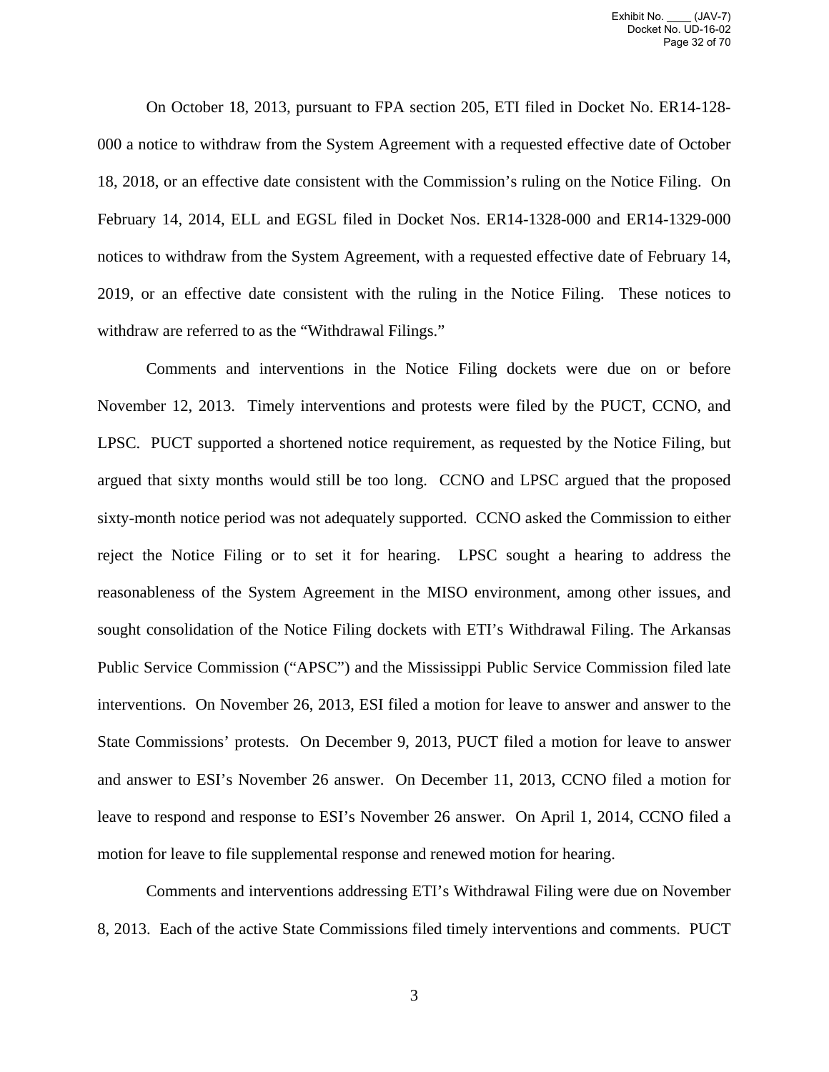On October 18, 2013, pursuant to FPA section 205, ETI filed in Docket No. ER14-128-000 a notice to withdraw from the System Agreement with a requested effective date of October 18, 2018, or an effective date consistent with the Commission's ruling on the Notice Filing. On February 14, 2014, ELL and EGSL filed in Docket Nos. ER14-1328-000 and ER14-1329-000 notices to withdraw from the System Agreement, with a requested effective date of February 14, 2019, or an effective date consistent with the ruling in the Notice Filing. These notices to withdraw are referred to as the "Withdrawal Filings."

Comments and interventions in the Notice Filing dockets were due on or before November 12, 2013. Timely interventions and protests were filed by the PUCT, CCNO, and LPSC. PUCT supported a shortened notice requirement, as requested by the Notice Filing, but argued that sixty months would still be too long. CCNO and LPSC argued that the proposed sixty-month notice period was not adequately supported. CCNO asked the Commission to either reject the Notice Filing or to set it for hearing. LPSC sought a hearing to address the reasonableness of the System Agreement in the MISO environment, among other issues, and sought consolidation of the Notice Filing dockets with ETI's Withdrawal Filing. The Arkansas Public Service Commission ("APSC") and the Mississippi Public Service Commission filed late interventions. On November 26, 2013, ESI filed a motion for leave to answer and answer to the State Commissions' protests. On December 9, 2013, PUCT filed a motion for leave to answer and answer to ESI's November 26 answer. On December 11, 2013, CCNO filed a motion for leave to respond and response to ESI's November 26 answer. On April 1, 2014, CCNO filed a motion for leave to file supplemental response and renewed motion for hearing.

Comments and interventions addressing ETI's Withdrawal Filing were due on November 8, 2013. Each of the active State Commissions filed timely interventions and comments. PUCT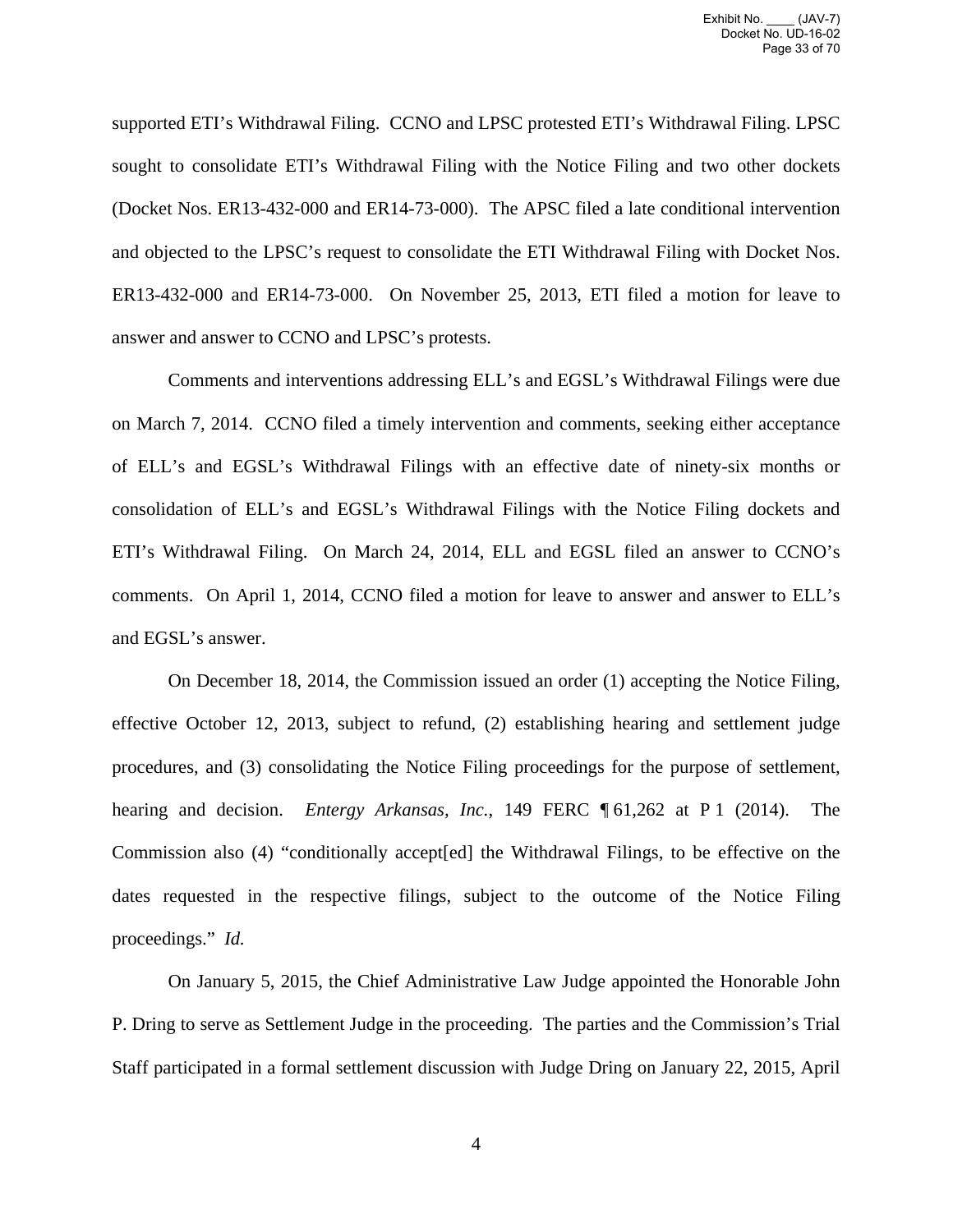supported ETI's Withdrawal Filing. CCNO and LPSC protested ETI's Withdrawal Filing. LPSC sought to consolidate ETI's Withdrawal Filing with the Notice Filing and two other dockets (Docket Nos. ER13-432-000 and ER14-73-000). The APSC filed a late conditional intervention and objected to the LPSC's request to consolidate the ETI Withdrawal Filing with Docket Nos. ER13-432-000 and ER14-73-000. On November 25, 2013, ETI filed a motion for leave to answer and answer to CCNO and LPSC's protests.

Comments and interventions addressing ELL's and EGSL's Withdrawal Filings were due on March 7, 2014. CCNO filed a timely intervention and comments, seeking either acceptance of ELL's and EGSL's Withdrawal Filings with an effective date of ninety-six months or consolidation of ELL's and EGSL's Withdrawal Filings with the Notice Filing dockets and ETI's Withdrawal Filing. On March 24, 2014, ELL and EGSL filed an answer to CCNO's comments. On April 1, 2014, CCNO filed a motion for leave to answer and answer to ELL's and EGSL's answer.

On December 18, 2014, the Commission issued an order (1) accepting the Notice Filing, effective October 12, 2013, subject to refund, (2) establishing hearing and settlement judge procedures, and (3) consolidating the Notice Filing proceedings for the purpose of settlement, hearing and decision. *Entergy Arkansas, Inc.*, 149 FERC ¶ 61,262 at P 1 (2014). The Commission also (4) "conditionally accept[ed] the Withdrawal Filings, to be effective on the dates requested in the respective filings, subject to the outcome of the Notice Filing proceedings." *Id.*

On January 5, 2015, the Chief Administrative Law Judge appointed the Honorable John P. Dring to serve as Settlement Judge in the proceeding. The parties and the Commission's Trial Staff participated in a formal settlement discussion with Judge Dring on January 22, 2015, April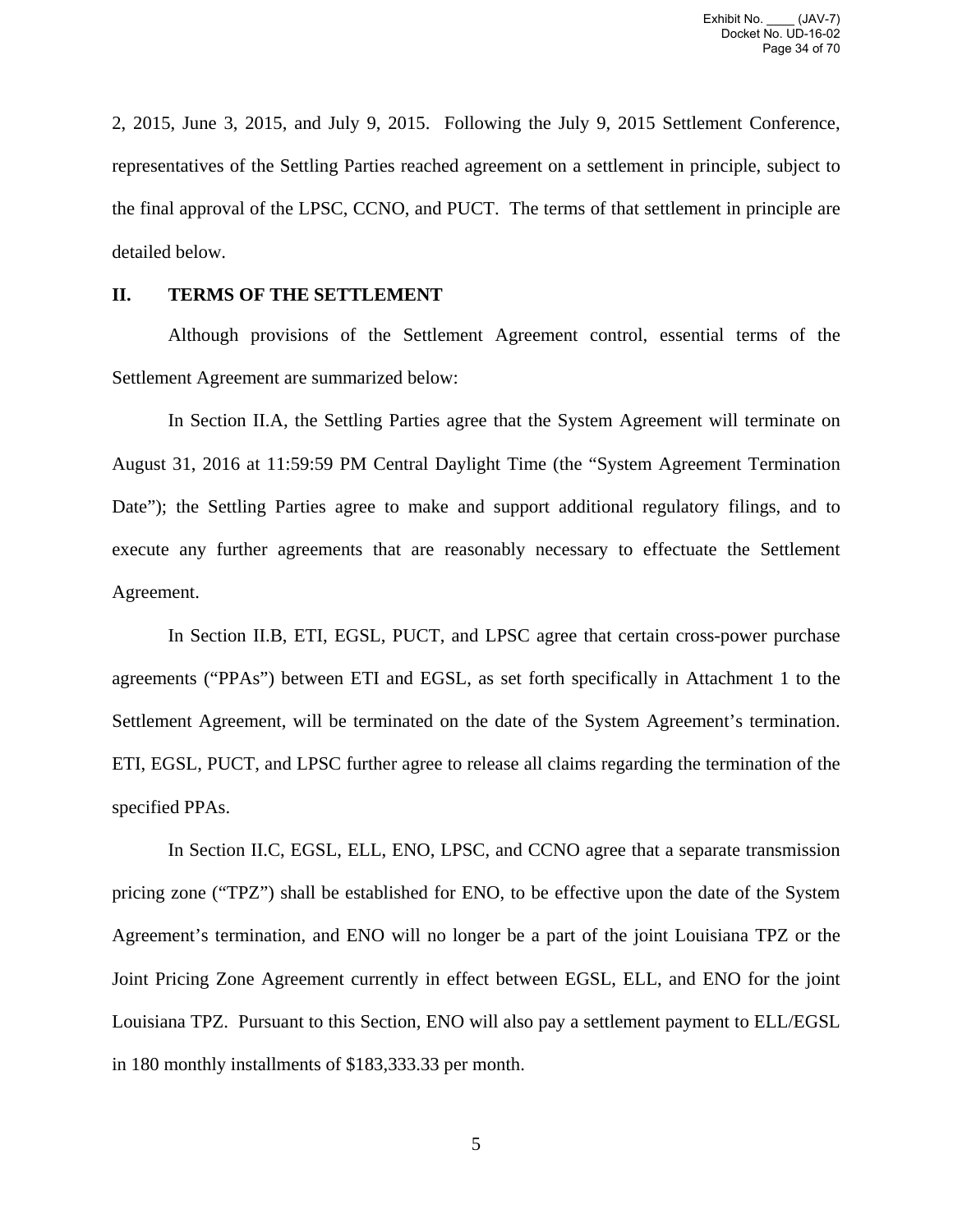2, 2015, June 3, 2015, and July 9, 2015. Following the July 9, 2015 Settlement Conference, representatives of the Settling Parties reached agreement on a settlement in principle, subject to the final approval of the LPSC, CCNO, and PUCT. The terms of that settlement in principle are detailed below.

## II. TERMS OF THE SETTLEMENT

Although provisions of the Settlement Agreement control, essential terms of the Settlement Agreement are summarized below:

In Section II.A, the Settling Parties agree that the System Agreement will terminate on August 31, 2016 at 11:59:59 PM Central Daylight Time (the "System Agreement Termination Date"); the Settling Parties agree to make and support additional regulatory filings, and to execute any further agreements that are reasonably necessary to effectuate the Settlement Agreement.

In Section II.B, ETI, EGSL, PUCT, and LPSC agree that certain cross-power purchase agreements ("PPAs") between ETI and EGSL, as set forth specifically in Attachment 1 to the Settlement Agreement, will be terminated on the date of the System Agreement's termination. ETI, EGSL, PUCT, and LPSC further agree to release all claims regarding the termination of the specified PPAs.

In Section II.C, EGSL, ELL, ENO, LPSC, and CCNO agree that a separate transmission pricing zone ("TPZ") shall be established for ENO, to be effective upon the date of the System Agreement's termination, and ENO will no longer be a part of the joint Louisiana TPZ or the Joint Pricing Zone Agreement currently in effect between EGSL, ELL, and ENO for the joint Louisiana TPZ. Pursuant to this Section, ENO will also pay a settlement payment to ELL/EGSL in 180 monthly installments of $183,333.33 per month.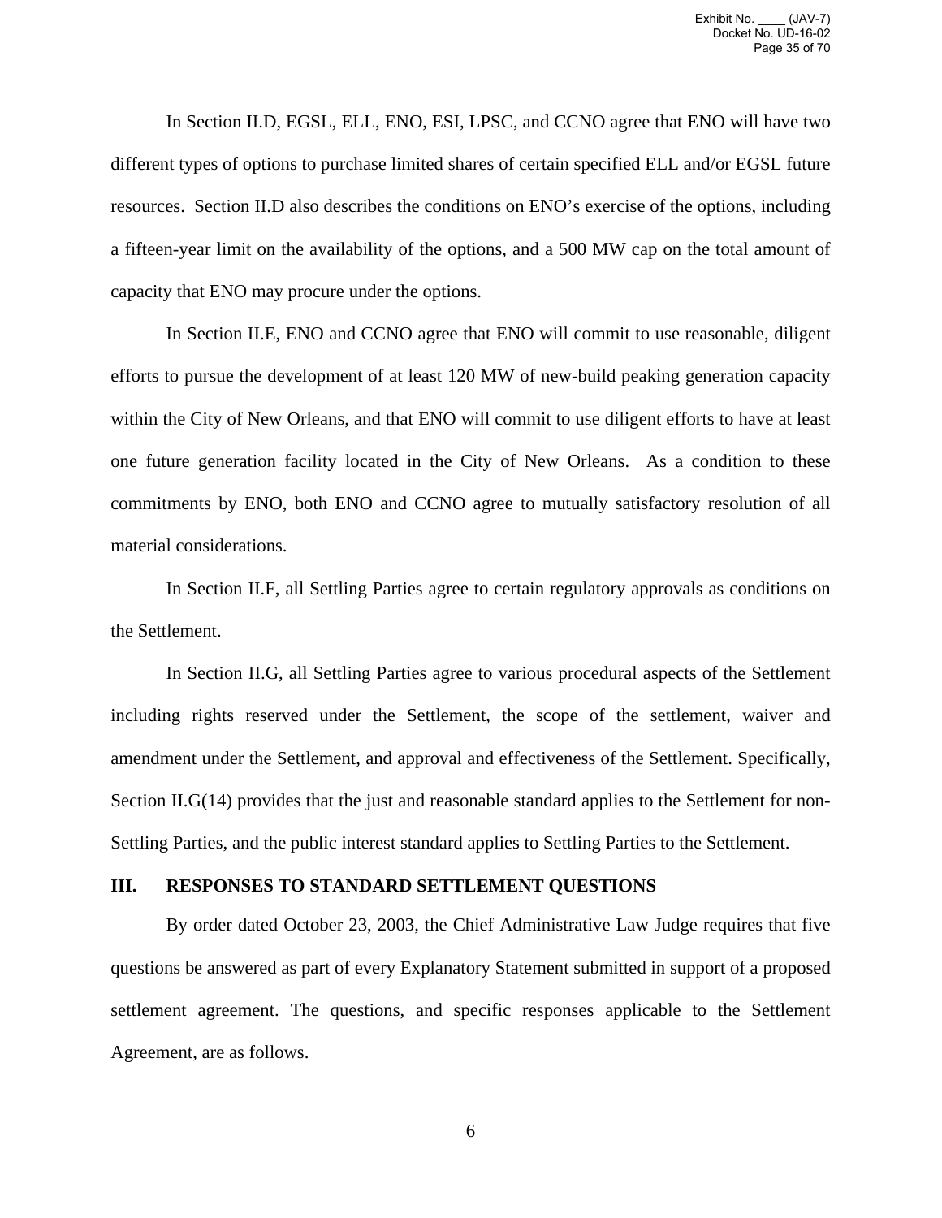In Section II.D, EGSL, ELL, ENO, ESI, LPSC, and CCNO agree that ENO will have two different types of options to purchase limited shares of certain specified ELL and/or EGSL future resources. Section II.D also describes the conditions on ENO's exercise of the options, including a fifteen-year limit on the availability of the options, and a 500 MW cap on the total amount of capacity that ENO may procure under the options.

In Section II.E, ENO and CCNO agree that ENO will commit to use reasonable, diligent efforts to pursue the development of at least 120 MW of new-build peaking generation capacity within the City of New Orleans, and that ENO will commit to use diligent efforts to have at least one future generation facility located in the City of New Orleans. As a condition to these commitments by ENO, both ENO and CCNO agree to mutually satisfactory resolution of all material considerations.

In Section II.F, all Settling Parties agree to certain regulatory approvals as conditions on the Settlement.

In Section II.G, all Settling Parties agree to various procedural aspects of the Settlement including rights reserved under the Settlement, the scope of the settlement, waiver and amendment under the Settlement, and approval and effectiveness of the Settlement. Specifically, Section II.G(14) provides that the just and reasonable standard applies to the Settlement for non-Settling Parties, and the public interest standard applies to Settling Parties to the Settlement.

## III. RESPONSES TO STANDARD SETTLEMENT QUESTIONS

By order dated October 23, 2003, the Chief Administrative Law Judge requires that five questions be answered as part of every Explanatory Statement submitted in support of a proposed settlement agreement. The questions, and specific responses applicable to the Settlement Agreement, are as follows.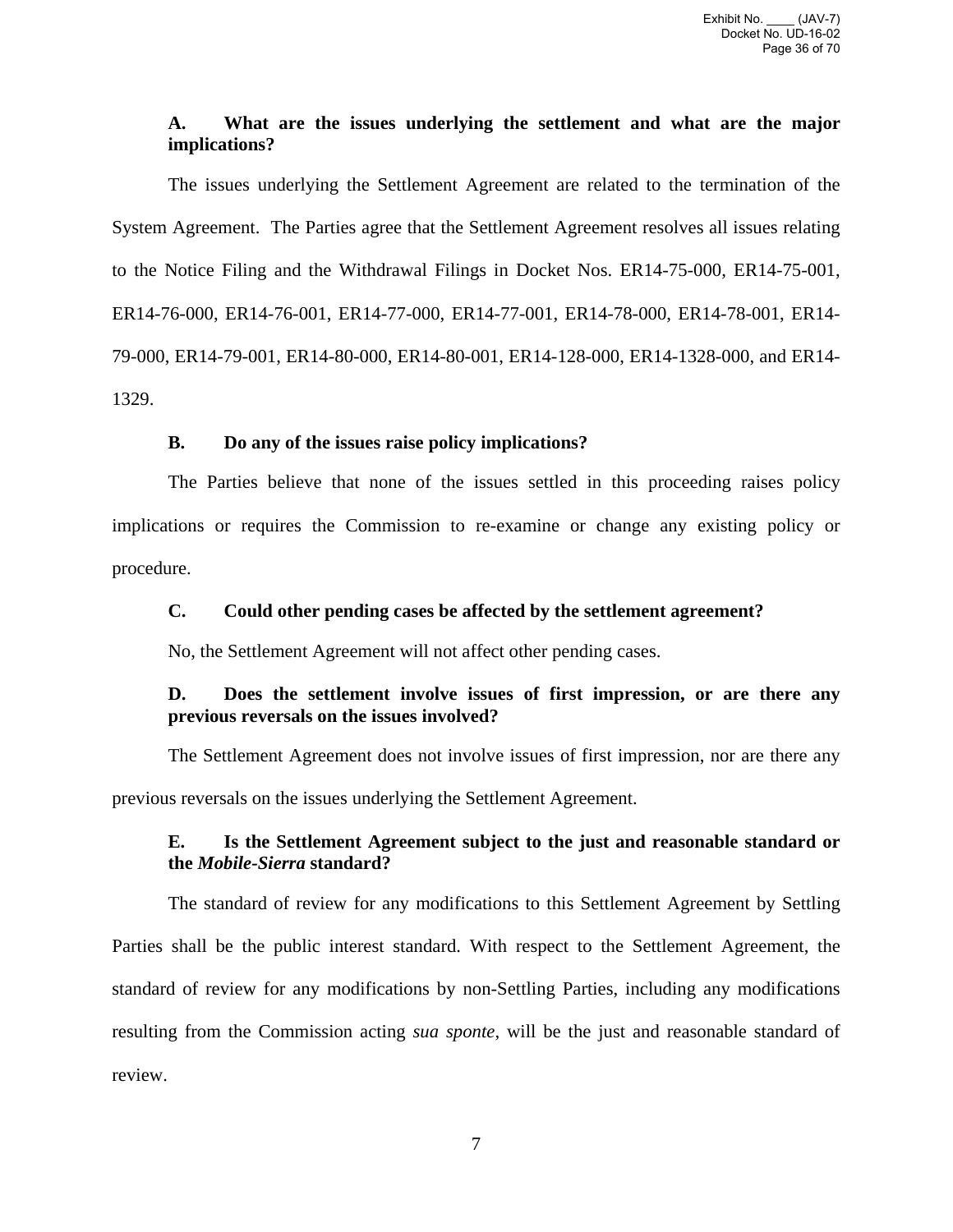### A. What are the issues underlying the settlement and what are the major implications?

The issues underlying the Settlement Agreement are related to the termination of the System Agreement. The Parties agree that the Settlement Agreement resolves all issues relating to the Notice Filing and the Withdrawal Filings in Docket Nos. ER14-75-000, ER14-75-001, ER14-76-000, ER14-76-001, ER14-77-000, ER14-77-001, ER14-78-000, ER14-78-001, ER14-79-000, ER14-79-001, ER14-80-000, ER14-80-001, ER14-128-000, ER14-1328-000, and ER14-1329.

### B. Do any of the issues raise policy implications?

The Parties believe that none of the issues settled in this proceeding raises policy implications or requires the Commission to re-examine or change any existing policy or procedure.

### C. Could other pending cases be affected by the settlement agreement?

No, the Settlement Agreement will not affect other pending cases.

### D. Does the settlement involve issues of first impression, or are there any previous reversals on the issues involved?

The Settlement Agreement does not involve issues of first impression, nor are there any previous reversals on the issues underlying the Settlement Agreement.

### E. Is the Settlement Agreement subject to the just and reasonable standard or the *Mobile-Sierra* standard?

The standard of review for any modifications to this Settlement Agreement by Settling Parties shall be the public interest standard. With respect to the Settlement Agreement, the standard of review for any modifications by non-Settling Parties, including any modifications resulting from the Commission acting *sua sponte*, will be the just and reasonable standard of review.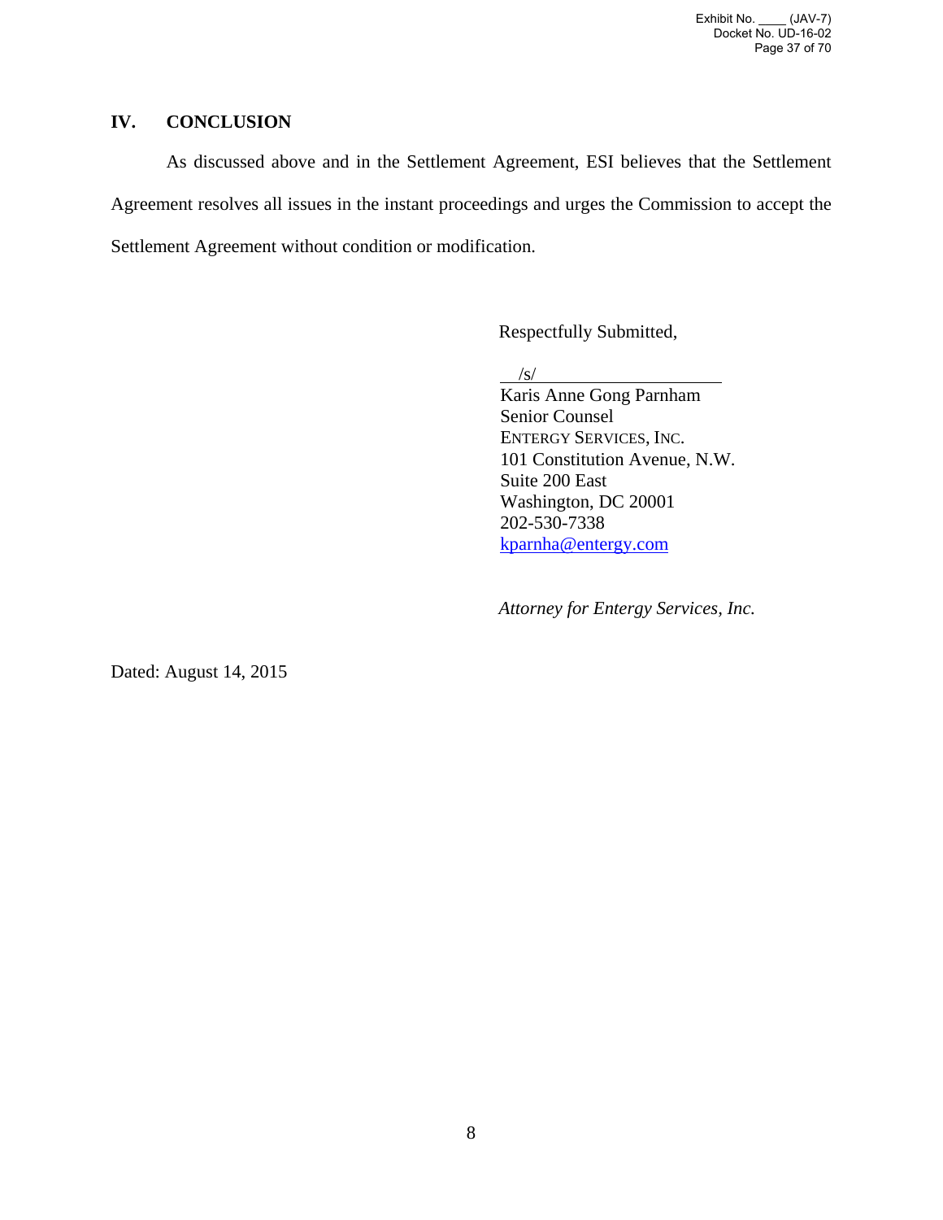## IV. CONCLUSION

As discussed above and in the Settlement Agreement, ESI believes that the Settlement Agreement resolves all issues in the instant proceedings and urges the Commission to accept the Settlement Agreement without condition or modification.

Respectfully Submitted,

/s/

Karis Anne Gong Parnham
Senior Counsel
ENTERGY SERVICES, INC.
101 Constitution Avenue, N.W.
Suite 200 East
Washington, DC 20001
202-530-7338
kparnha@entergy.com

*Attorney for Entergy Services, Inc.*

Dated: August 14, 2015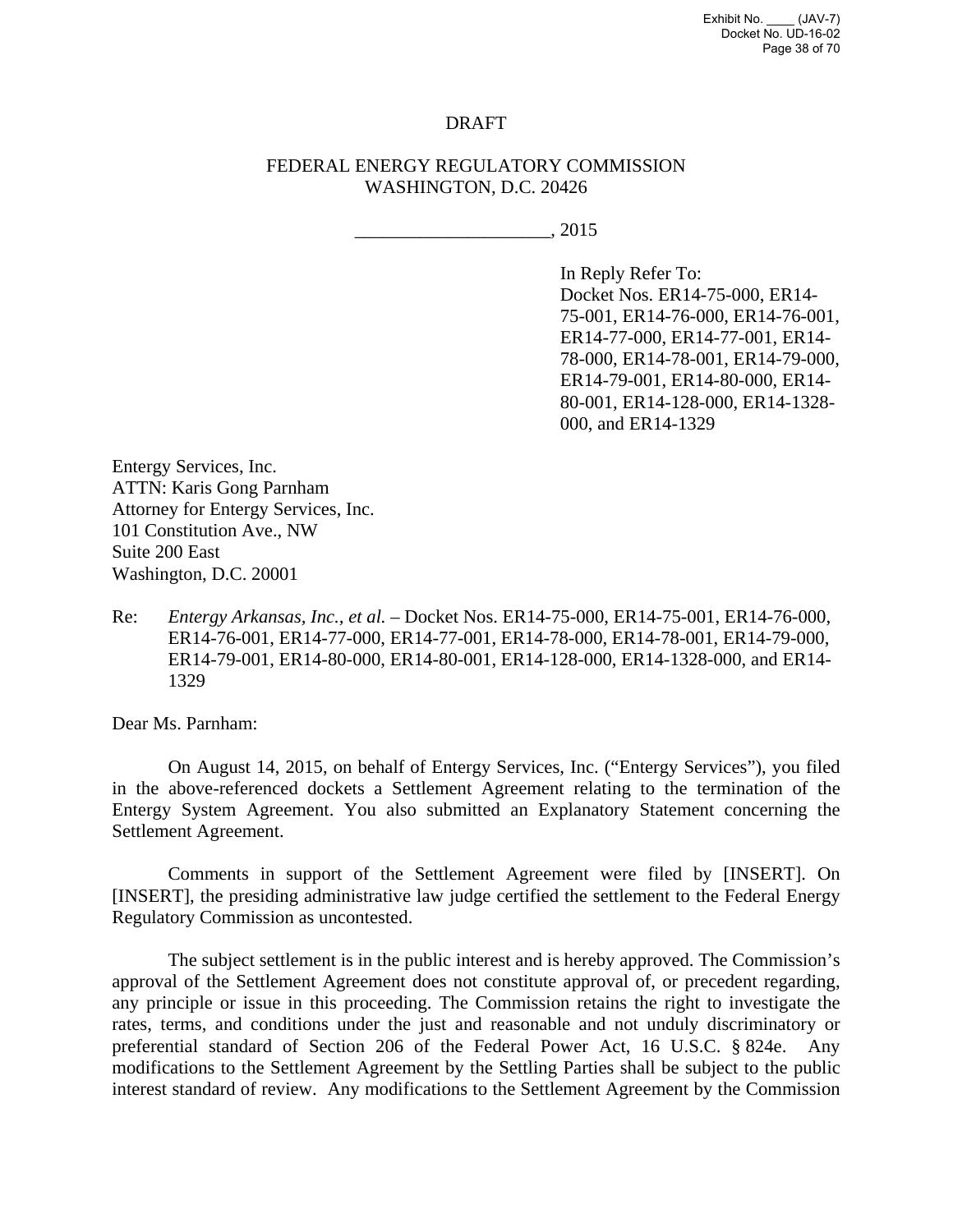DRAFT

FEDERAL ENERGY REGULATORY COMMISSION
WASHINGTON, D.C. 20426

____________________, 2015

In Reply Refer To:
Docket Nos. ER14-75-000, ER14-75-001, ER14-76-000, ER14-76-001, ER14-77-000, ER14-77-001, ER14-78-000, ER14-78-001, ER14-79-000, ER14-79-001, ER14-80-000, ER14-80-001, ER14-128-000, ER14-1328-000, and ER14-1329

Entergy Services, Inc.
ATTN: Karis Gong Parnham
Attorney for Entergy Services, Inc.
101 Constitution Ave., NW
Suite 200 East
Washington, D.C. 20001

Re: *Entergy Arkansas, Inc., et al.* – Docket Nos. ER14-75-000, ER14-75-001, ER14-76-000, ER14-76-001, ER14-77-000, ER14-77-001, ER14-78-000, ER14-78-001, ER14-79-000, ER14-79-001, ER14-80-000, ER14-80-001, ER14-128-000, ER14-1328-000, and ER14-1329

Dear Ms. Parnham:

On August 14, 2015, on behalf of Entergy Services, Inc. ("Entergy Services"), you filed in the above-referenced dockets a Settlement Agreement relating to the termination of the Entergy System Agreement. You also submitted an Explanatory Statement concerning the Settlement Agreement.

Comments in support of the Settlement Agreement were filed by [INSERT]. On [INSERT], the presiding administrative law judge certified the settlement to the Federal Energy Regulatory Commission as uncontested.

The subject settlement is in the public interest and is hereby approved. The Commission's approval of the Settlement Agreement does not constitute approval of, or precedent regarding, any principle or issue in this proceeding. The Commission retains the right to investigate the rates, terms, and conditions under the just and reasonable and not unduly discriminatory or preferential standard of Section 206 of the Federal Power Act, 16 U.S.C. § 824e. Any modifications to the Settlement Agreement by the Settling Parties shall be subject to the public interest standard of review. Any modifications to the Settlement Agreement by the Commission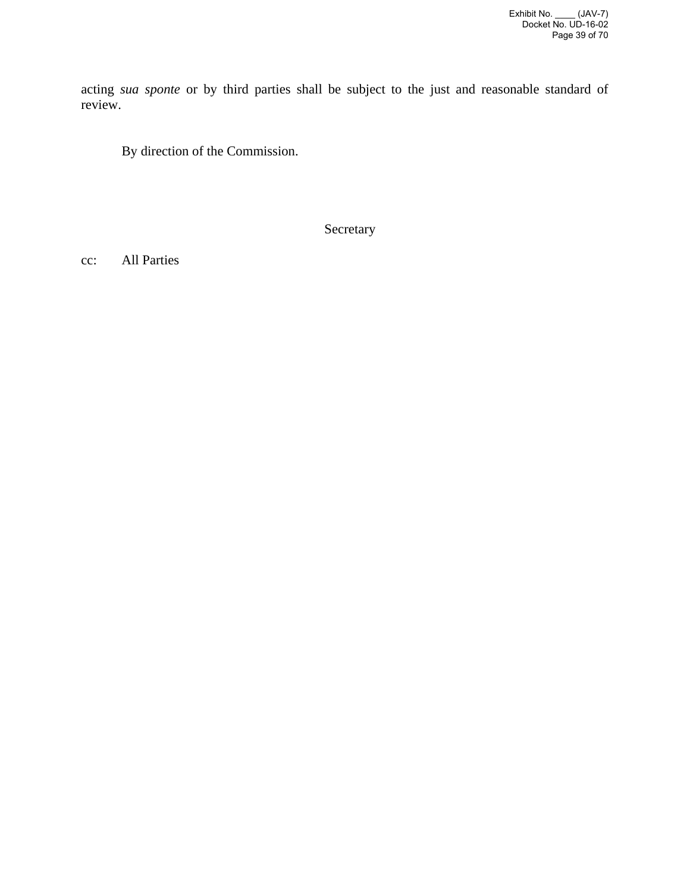acting *sua sponte* or by third parties shall be subject to the just and reasonable standard of review.

By direction of the Commission.

Secretary

cc: All Parties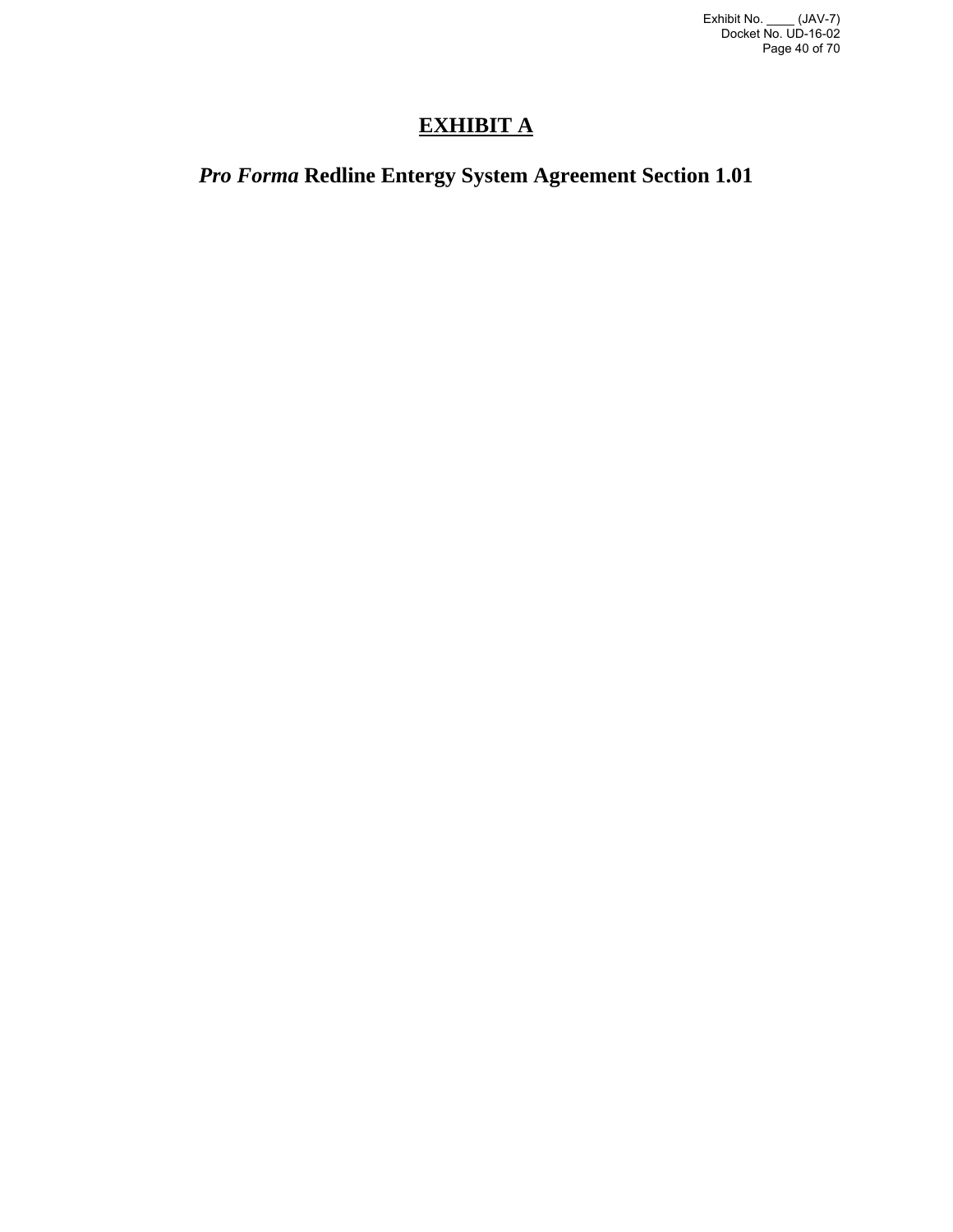# EXHIBIT A

## *Pro Forma* Redline Entergy System Agreement Section 1.01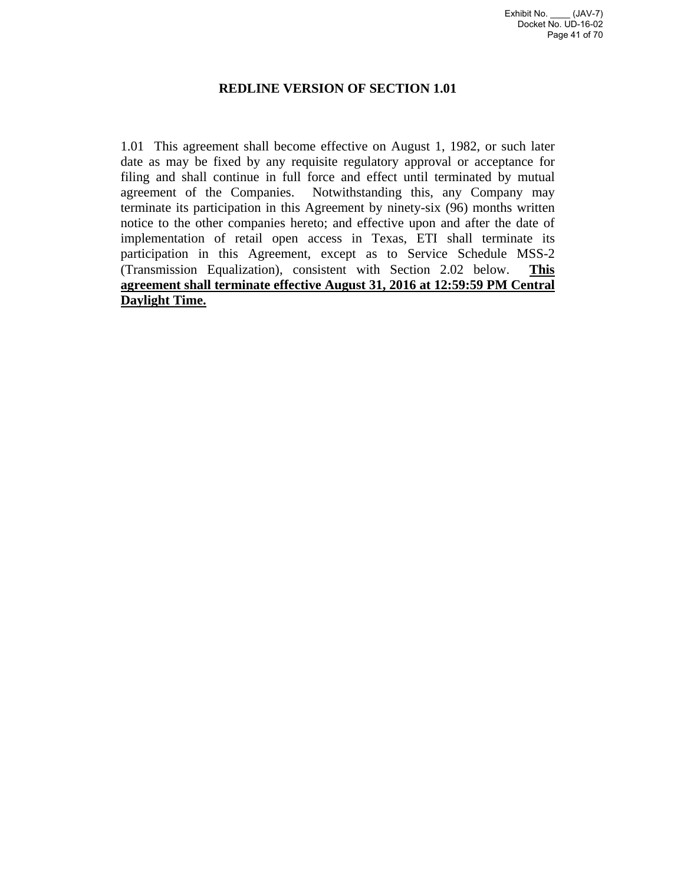**REDLINE VERSION OF SECTION 1.01**

1.01 This agreement shall become effective on August 1, 1982, or such later date as may be fixed by any requisite regulatory approval or acceptance for filing and shall continue in full force and effect until terminated by mutual agreement of the Companies. Notwithstanding this, any Company may terminate its participation in this Agreement by ninety-six (96) months written notice to the other companies hereto; and effective upon and after the date of implementation of retail open access in Texas, ETI shall terminate its participation in this Agreement, except as to Service Schedule MSS-2 (Transmission Equalization), consistent with Section 2.02 below. **<u>This agreement shall terminate effective August 31, 2016 at 12:59:59 PM Central Daylight Time.</u>**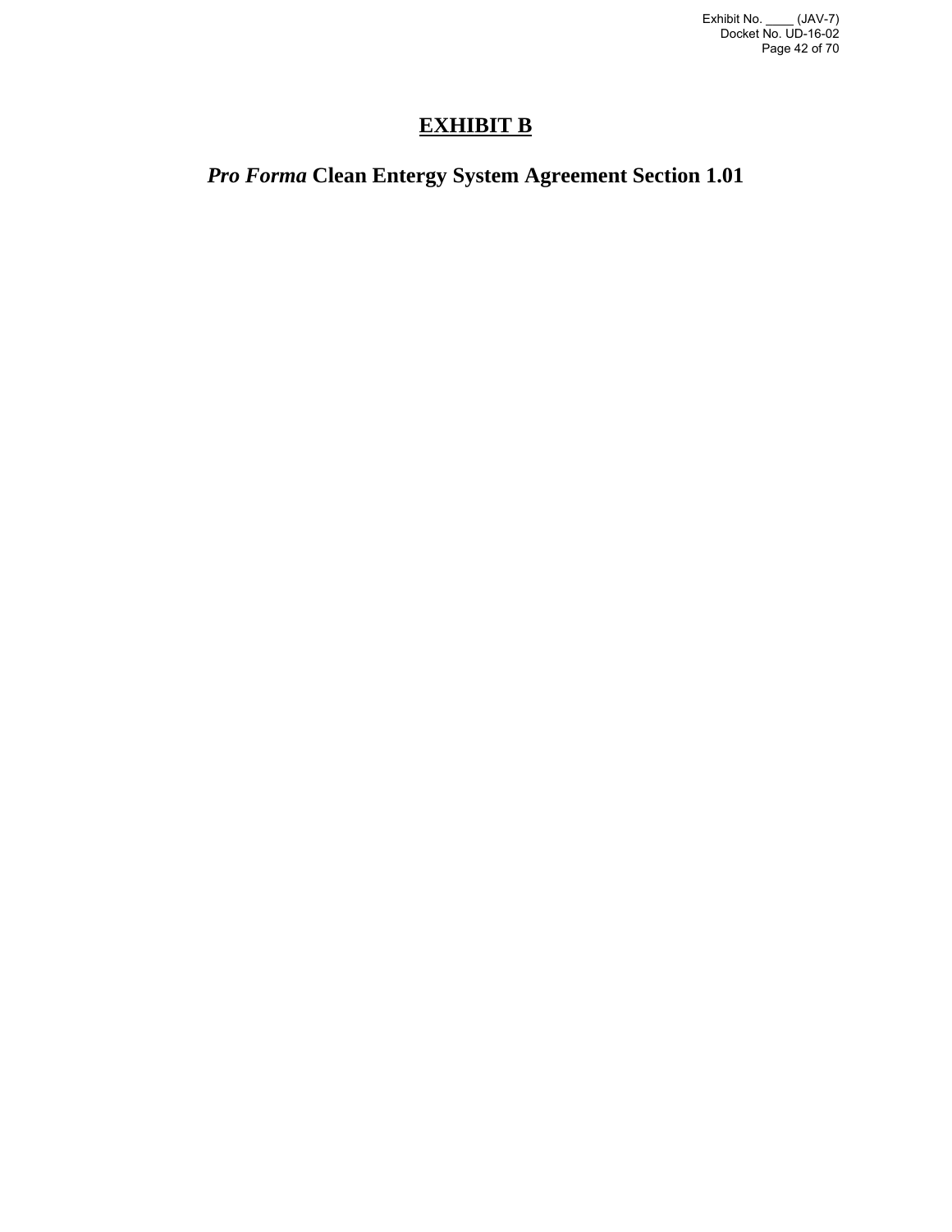# EXHIBIT B

## *Pro Forma* Clean Entergy System Agreement Section 1.01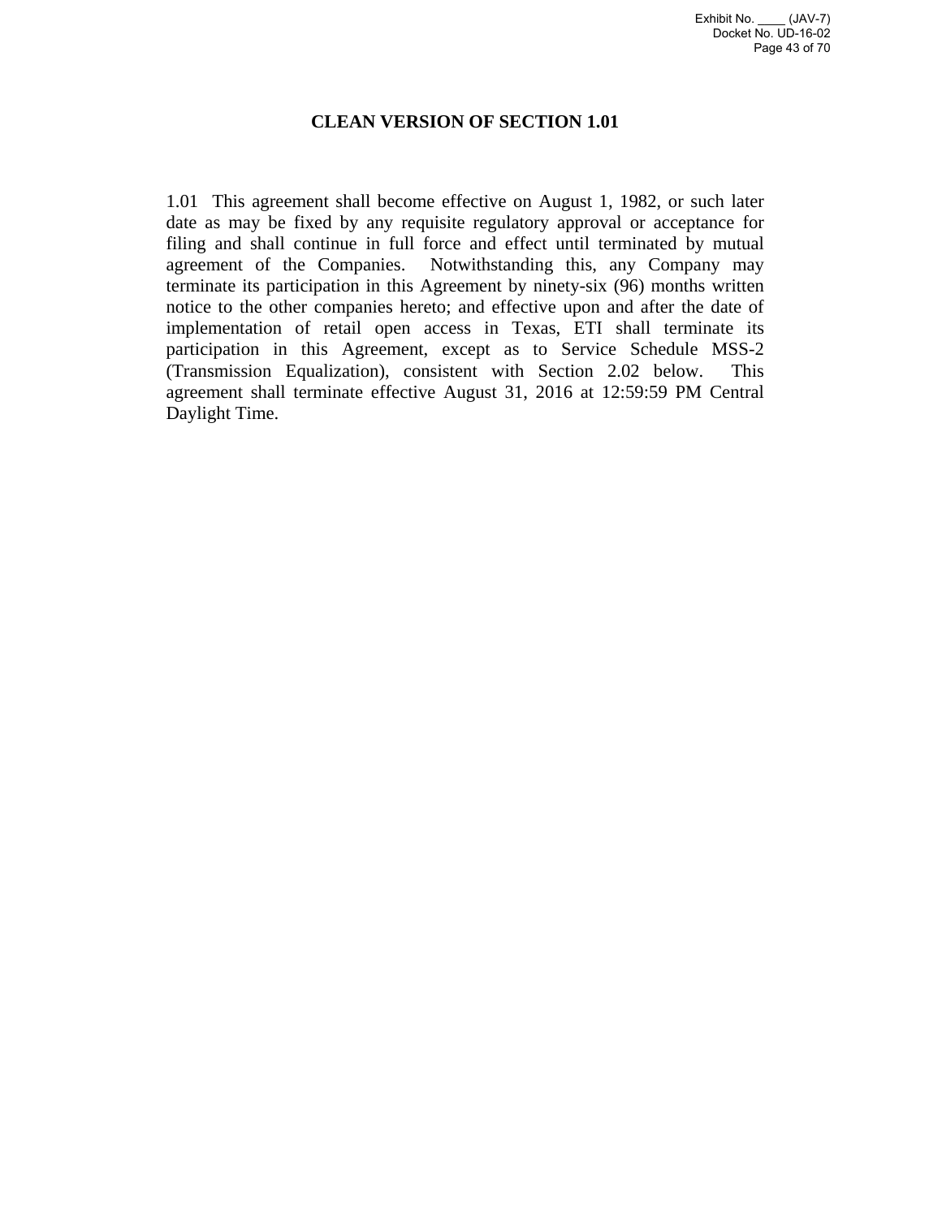# CLEAN VERSION OF SECTION 1.01

1.01 This agreement shall become effective on August 1, 1982, or such later date as may be fixed by any requisite regulatory approval or acceptance for filing and shall continue in full force and effect until terminated by mutual agreement of the Companies. Notwithstanding this, any Company may terminate its participation in this Agreement by ninety-six (96) months written notice to the other companies hereto; and effective upon and after the date of implementation of retail open access in Texas, ETI shall terminate its participation in this Agreement, except as to Service Schedule MSS-2 (Transmission Equalization), consistent with Section 2.02 below. This agreement shall terminate effective August 31, 2016 at 12:59:59 PM Central Daylight Time.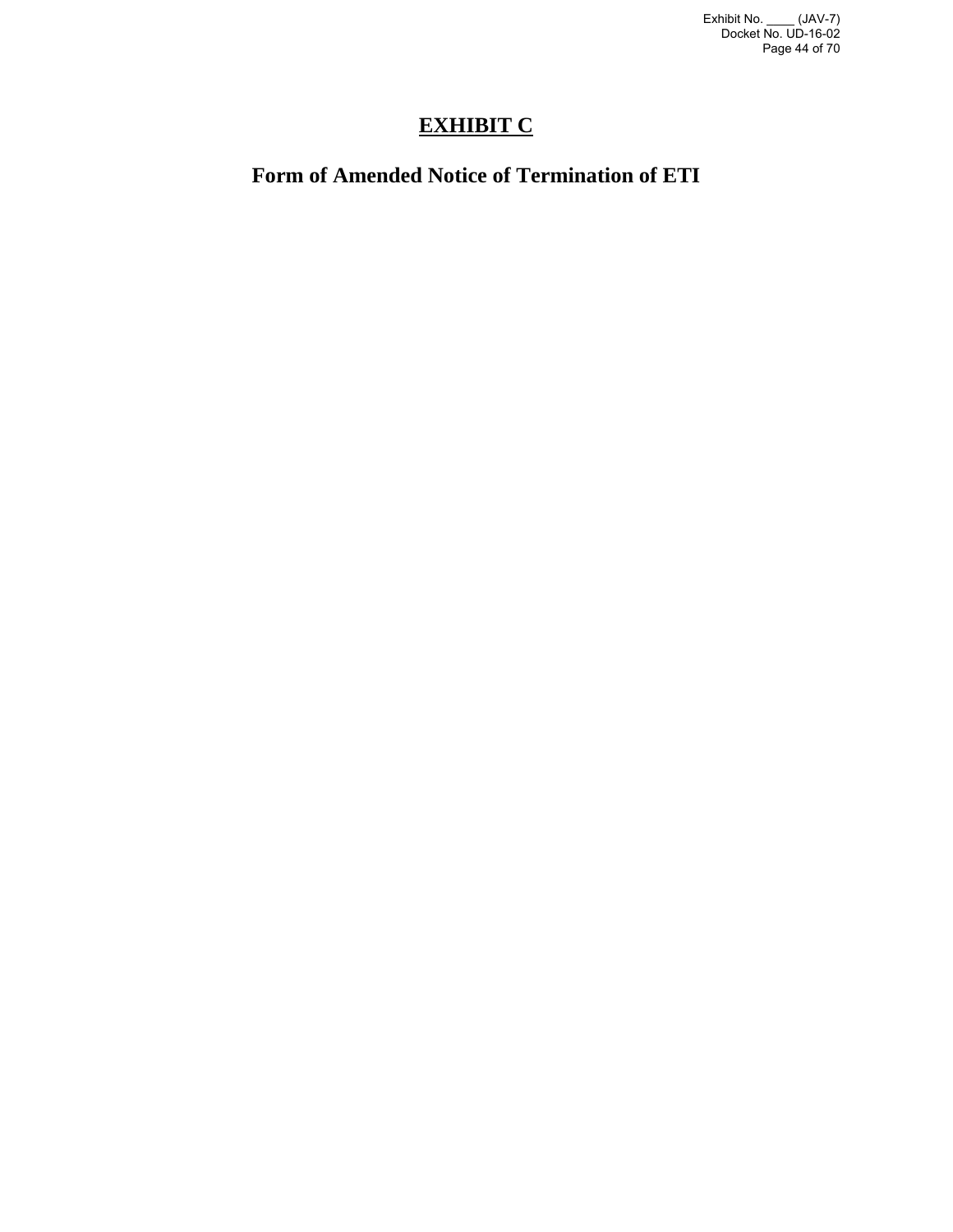# <u>EXHIBIT C</u>

## Form of Amended Notice of Termination of ETI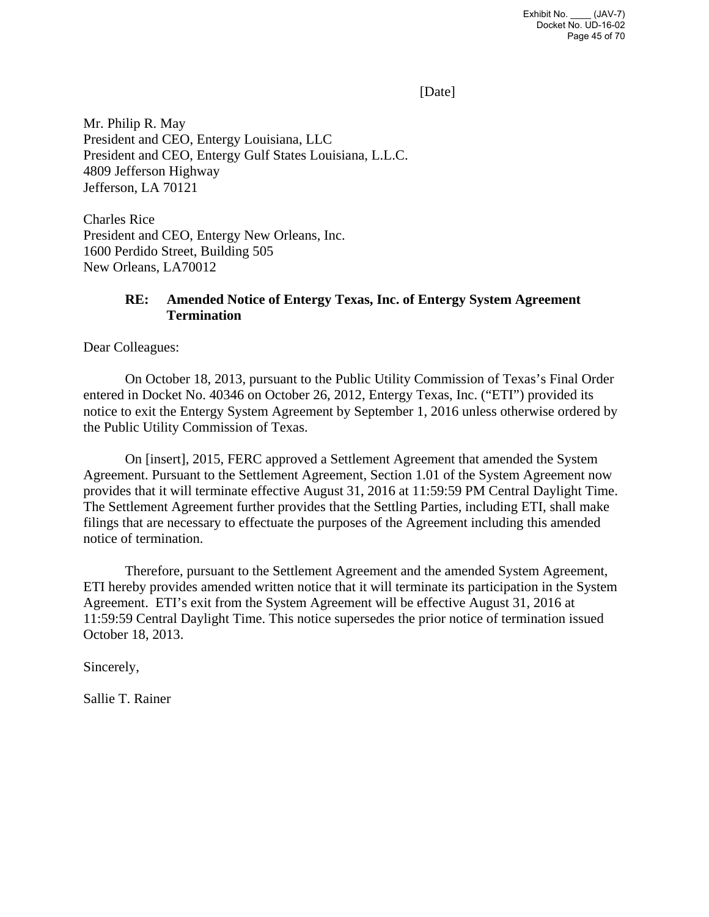[Date]

Mr. Philip R. May
President and CEO, Entergy Louisiana, LLC
President and CEO, Entergy Gulf States Louisiana, L.L.C.
4809 Jefferson Highway
Jefferson, LA 70121

Charles Rice
President and CEO, Entergy New Orleans, Inc.
1600 Perdido Street, Building 505
New Orleans, LA70012

**RE: Amended Notice of Entergy Texas, Inc. of Entergy System Agreement Termination**

Dear Colleagues:

On October 18, 2013, pursuant to the Public Utility Commission of Texas's Final Order entered in Docket No. 40346 on October 26, 2012, Entergy Texas, Inc. ("ETI") provided its notice to exit the Entergy System Agreement by September 1, 2016 unless otherwise ordered by the Public Utility Commission of Texas.

On [insert], 2015, FERC approved a Settlement Agreement that amended the System Agreement. Pursuant to the Settlement Agreement, Section 1.01 of the System Agreement now provides that it will terminate effective August 31, 2016 at 11:59:59 PM Central Daylight Time. The Settlement Agreement further provides that the Settling Parties, including ETI, shall make filings that are necessary to effectuate the purposes of the Agreement including this amended notice of termination.

Therefore, pursuant to the Settlement Agreement and the amended System Agreement, ETI hereby provides amended written notice that it will terminate its participation in the System Agreement. ETI's exit from the System Agreement will be effective August 31, 2016 at 11:59:59 Central Daylight Time. This notice supersedes the prior notice of termination issued October 18, 2013.

Sincerely,

Sallie T. Rainer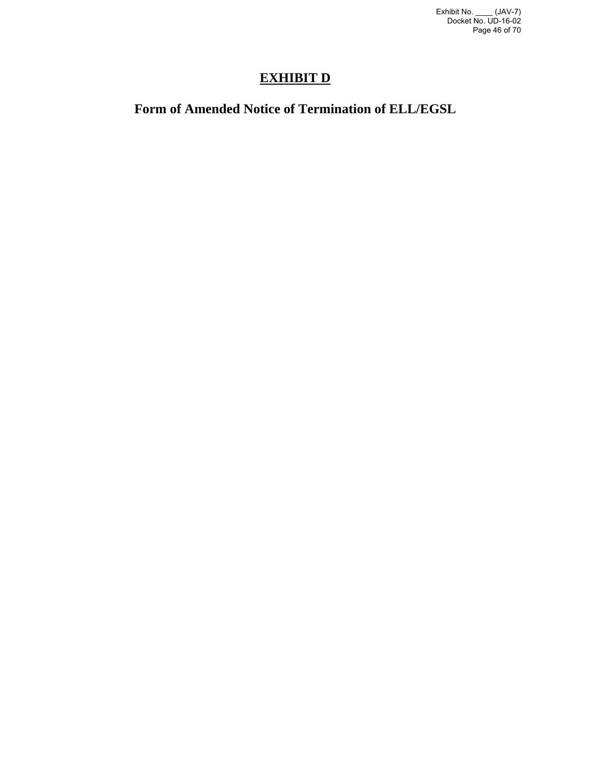# EXHIBIT D

## Form of Amended Notice of Termination of ELL/EGSL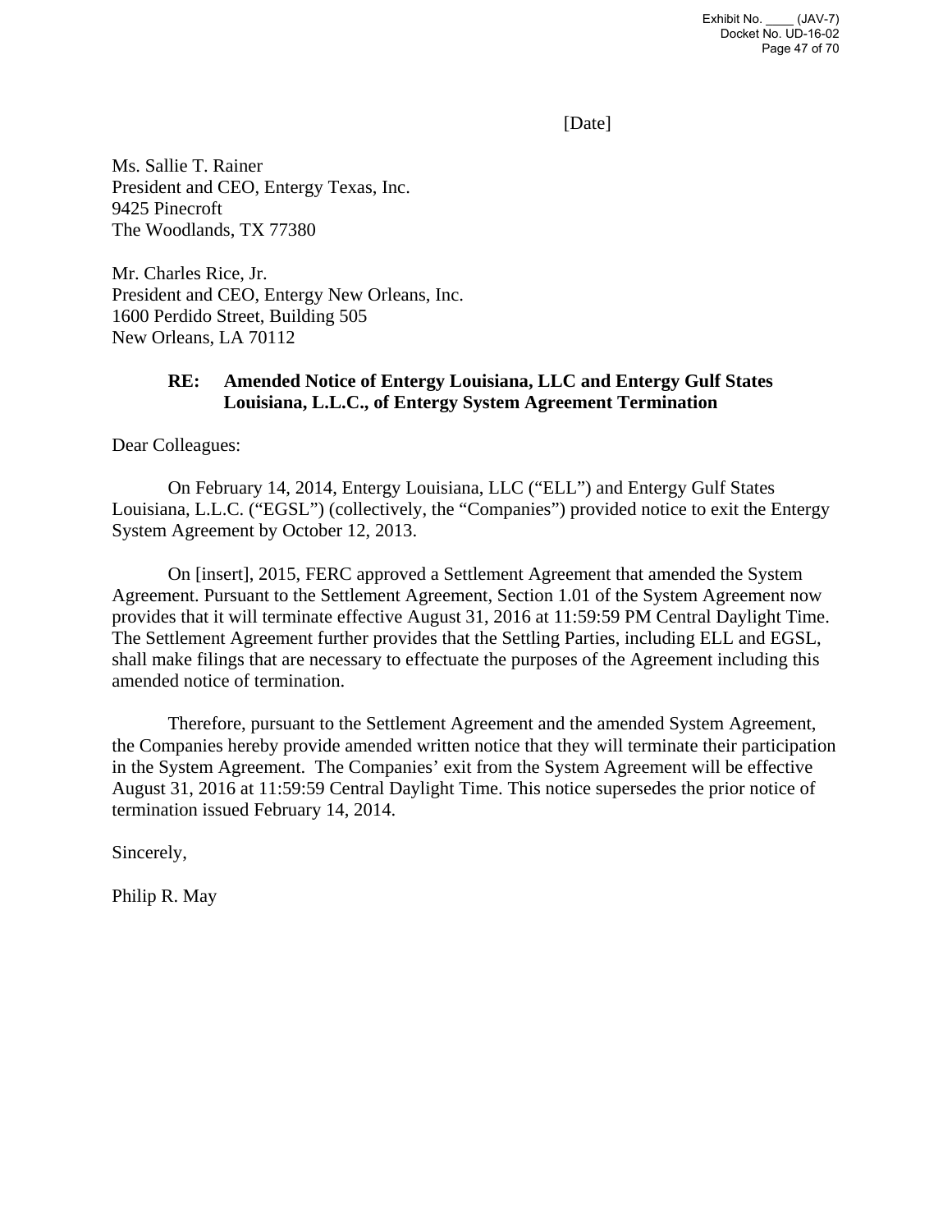[Date]

Ms. Sallie T. Rainer
President and CEO, Entergy Texas, Inc.
9425 Pinecroft
The Woodlands, TX 77380

Mr. Charles Rice, Jr.
President and CEO, Entergy New Orleans, Inc.
1600 Perdido Street, Building 505
New Orleans, LA 70112

**RE: Amended Notice of Entergy Louisiana, LLC and Entergy Gulf States Louisiana, L.L.C., of Entergy System Agreement Termination**

Dear Colleagues:

On February 14, 2014, Entergy Louisiana, LLC ("ELL") and Entergy Gulf States Louisiana, L.L.C. ("EGSL") (collectively, the "Companies") provided notice to exit the Entergy System Agreement by October 12, 2013.

On [insert], 2015, FERC approved a Settlement Agreement that amended the System Agreement. Pursuant to the Settlement Agreement, Section 1.01 of the System Agreement now provides that it will terminate effective August 31, 2016 at 11:59:59 PM Central Daylight Time. The Settlement Agreement further provides that the Settling Parties, including ELL and EGSL, shall make filings that are necessary to effectuate the purposes of the Agreement including this amended notice of termination.

Therefore, pursuant to the Settlement Agreement and the amended System Agreement, the Companies hereby provide amended written notice that they will terminate their participation in the System Agreement. The Companies' exit from the System Agreement will be effective August 31, 2016 at 11:59:59 Central Daylight Time. This notice supersedes the prior notice of termination issued February 14, 2014.

Sincerely,

Philip R. May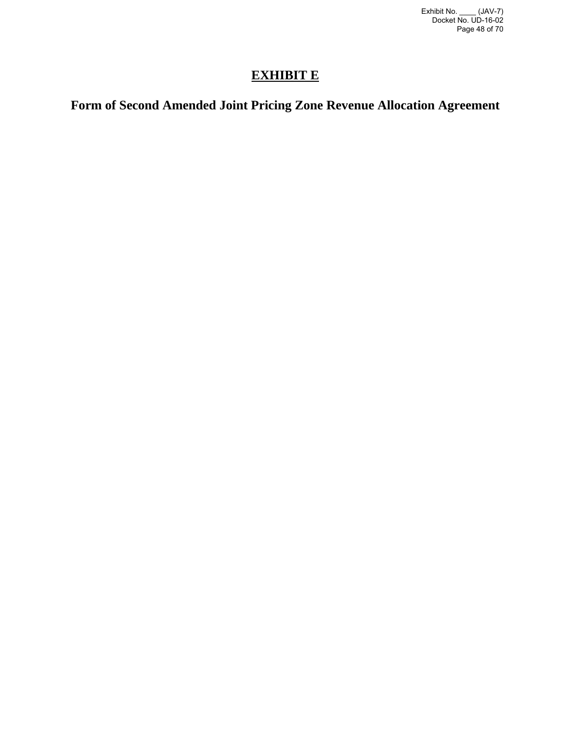# EXHIBIT E

## Form of Second Amended Joint Pricing Zone Revenue Allocation Agreement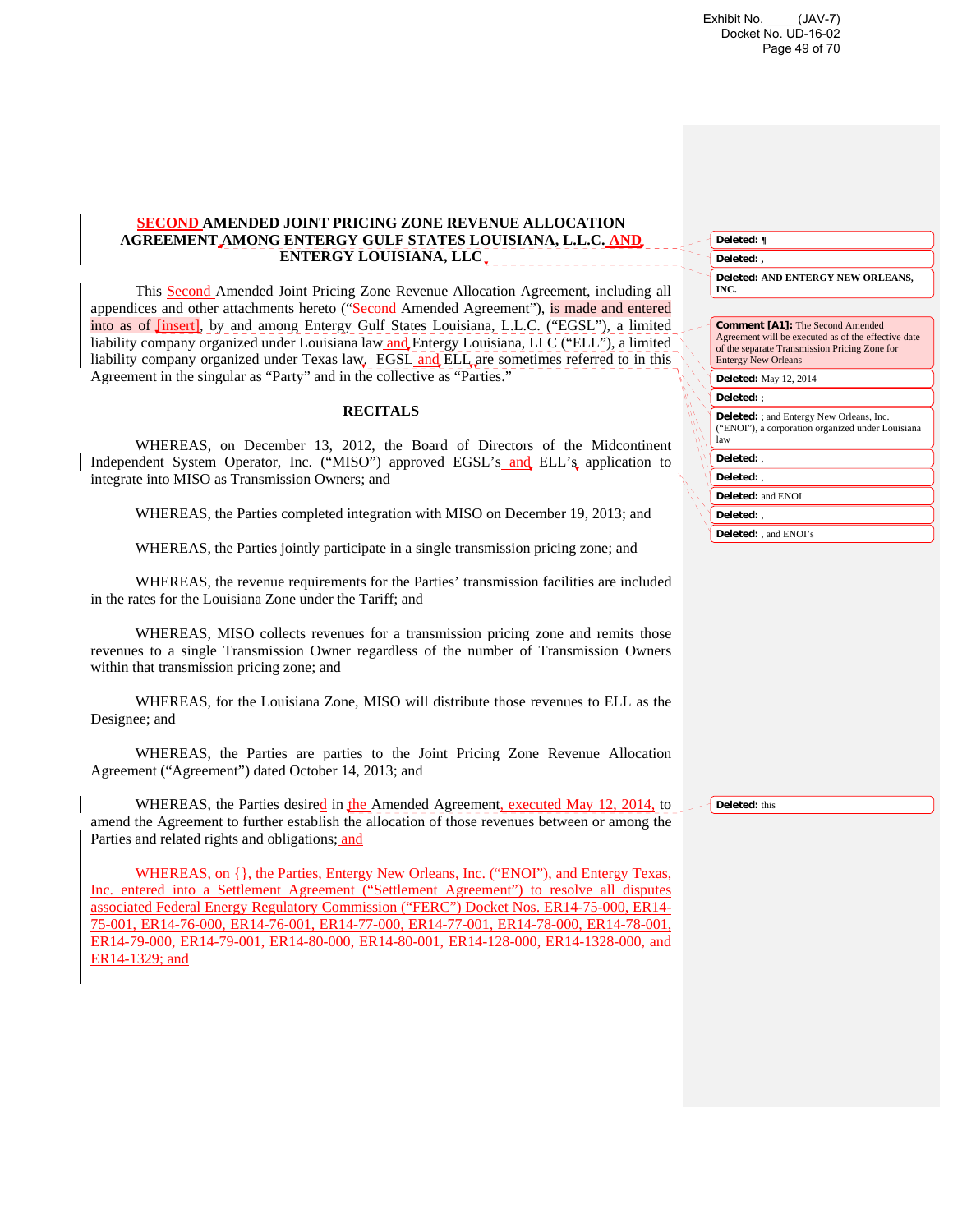**SECOND AMENDED JOINT PRICING ZONE REVENUE ALLOCATION AGREEMENT AMONG ENTERGY GULF STATES LOUISIANA, L.L.C. AND ENTERGY LOUISIANA, LLC**

This Second Amended Joint Pricing Zone Revenue Allocation Agreement, including all appendices and other attachments hereto ("Second Amended Agreement"), is made and entered into as of [insert], by and among Entergy Gulf States Louisiana, L.L.C. ("EGSL"), a limited liability company organized under Louisiana law and Entergy Louisiana, LLC ("ELL"), a limited liability company organized under Texas law. EGSL and ELL are sometimes referred to in this Agreement in the singular as "Party" and in the collective as "Parties."

## RECITALS

WHEREAS, on December 13, 2012, the Board of Directors of the Midcontinent Independent System Operator, Inc. ("MISO") approved EGSL's and ELL's application to integrate into MISO as Transmission Owners; and

WHEREAS, the Parties completed integration with MISO on December 19, 2013; and

WHEREAS, the Parties jointly participate in a single transmission pricing zone; and

WHEREAS, the revenue requirements for the Parties' transmission facilities are included in the rates for the Louisiana Zone under the Tariff; and

WHEREAS, MISO collects revenues for a transmission pricing zone and remits those revenues to a single Transmission Owner regardless of the number of Transmission Owners within that transmission pricing zone; and

WHEREAS, for the Louisiana Zone, MISO will distribute those revenues to ELL as the Designee; and

WHEREAS, the Parties are parties to the Joint Pricing Zone Revenue Allocation Agreement ("Agreement") dated October 14, 2013; and

WHEREAS, the Parties desired in the Amended Agreement, executed May 12, 2014, to amend the Agreement to further establish the allocation of those revenues between or among the Parties and related rights and obligations; and

WHEREAS, on {}, the Parties, Entergy New Orleans, Inc. ("ENOI"), and Entergy Texas, Inc. entered into a Settlement Agreement ("Settlement Agreement") to resolve all disputes associated Federal Energy Regulatory Commission ("FERC") Docket Nos. ER14-75-000, ER14-75-001, ER14-76-000, ER14-76-001, ER14-77-000, ER14-77-001, ER14-78-000, ER14-78-001, ER14-79-000, ER14-79-001, ER14-80-000, ER14-80-001, ER14-128-000, ER14-1328-000, and ER14-1329; and

---

Deleted: ¶
Deleted: ,
Deleted: AND ENTERGY NEW ORLEANS, INC.
Comment [A1]: The Second Amended Agreement will be executed as of the effective date of the separate Transmission Pricing Zone for Entergy New Orleans
Deleted: May 12, 2014
Deleted: ;
Deleted: ; and Entergy New Orleans, Inc. ("ENOI"), a corporation organized under Louisiana law
Deleted: ,
Deleted: ,
Deleted: and ENOI
Deleted: ,
Deleted: , and ENOI's
Deleted: this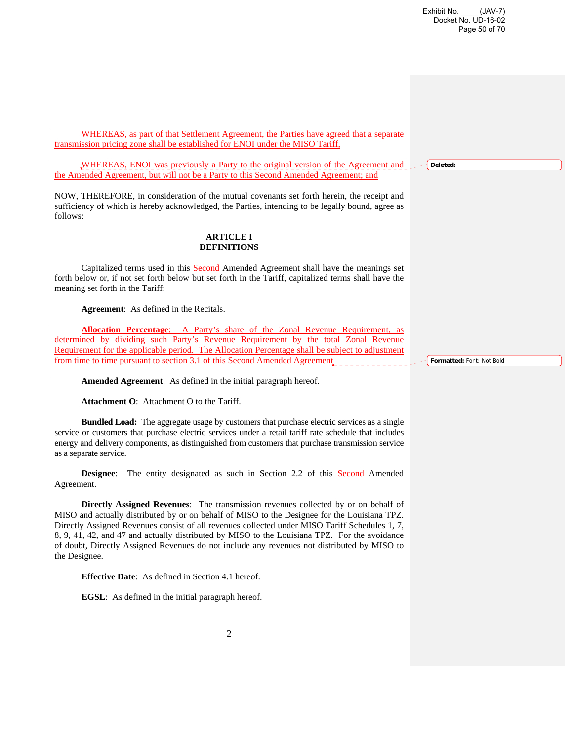WHEREAS, as part of that Settlement Agreement, the Parties have agreed that a separate transmission pricing zone shall be established for ENOI under the MISO Tariff,

WHEREAS, ENOI was previously a Party to the original version of the Agreement and the Amended Agreement, but will not be a Party to this Second Amended Agreement; and

NOW, THEREFORE, in consideration of the mutual covenants set forth herein, the receipt and sufficiency of which is hereby acknowledged, the Parties, intending to be legally bound, agree as follows:

## ARTICLE I
## DEFINITIONS

Capitalized terms used in this Second Amended Agreement shall have the meanings set forth below or, if not set forth below but set forth in the Tariff, capitalized terms shall have the meaning set forth in the Tariff:

**Agreement**: As defined in the Recitals.

**Allocation Percentage**: A Party's share of the Zonal Revenue Requirement, as determined by dividing such Party's Revenue Requirement by the total Zonal Revenue Requirement for the applicable period. The Allocation Percentage shall be subject to adjustment from time to time pursuant to section 3.1 of this Second Amended Agreement.

**Amended Agreement**: As defined in the initial paragraph hereof.

**Attachment O**: Attachment O to the Tariff.

**Bundled Load:** The aggregate usage by customers that purchase electric services as a single service or customers that purchase electric services under a retail tariff rate schedule that includes energy and delivery components, as distinguished from customers that purchase transmission service as a separate service.

**Designee**: The entity designated as such in Section 2.2 of this Second Amended Agreement.

**Directly Assigned Revenues**: The transmission revenues collected by or on behalf of MISO and actually distributed by or on behalf of MISO to the Designee for the Louisiana TPZ. Directly Assigned Revenues consist of all revenues collected under MISO Tariff Schedules 1, 7, 8, 9, 41, 42, and 47 and actually distributed by MISO to the Louisiana TPZ. For the avoidance of doubt, Directly Assigned Revenues do not include any revenues not distributed by MISO to the Designee.

**Effective Date**: As defined in Section 4.1 hereof.

**EGSL**: As defined in the initial paragraph hereof.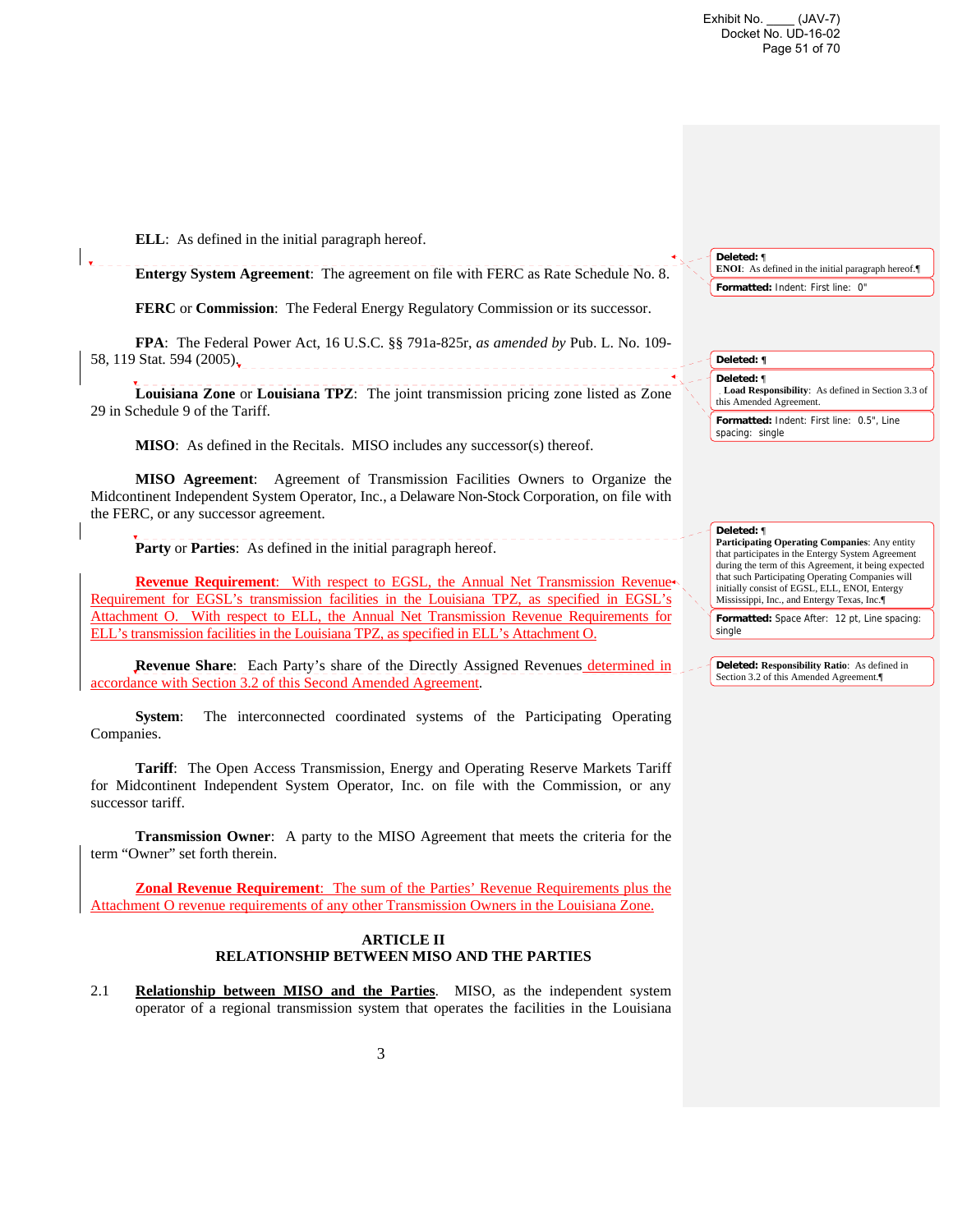**ELL**: As defined in the initial paragraph hereof.

**Entergy System Agreement**: The agreement on file with FERC as Rate Schedule No. 8.

**FERC** or **Commission**: The Federal Energy Regulatory Commission or its successor.

**FPA**: The Federal Power Act, 16 U.S.C. §§ 791a-825r, *as amended by* Pub. L. No. 109-58, 119 Stat. 594 (2005).

**Louisiana Zone** or **Louisiana TPZ**: The joint transmission pricing zone listed as Zone 29 in Schedule 9 of the Tariff.

**MISO**: As defined in the Recitals. MISO includes any successor(s) thereof.

**MISO Agreement**: Agreement of Transmission Facilities Owners to Organize the Midcontinent Independent System Operator, Inc., a Delaware Non-Stock Corporation, on file with the FERC, or any successor agreement.

**Party** or **Parties**: As defined in the initial paragraph hereof.

**Revenue Requirement**: With respect to EGSL, the Annual Net Transmission Revenue Requirement for EGSL's transmission facilities in the Louisiana TPZ, as specified in EGSL's Attachment O. With respect to ELL, the Annual Net Transmission Revenue Requirements for ELL's transmission facilities in the Louisiana TPZ, as specified in ELL's Attachment O.

**Revenue Share**: Each Party's share of the Directly Assigned Revenues determined in accordance with Section 3.2 of this Second Amended Agreement.

**System**: The interconnected coordinated systems of the Participating Operating Companies.

**Tariff**: The Open Access Transmission, Energy and Operating Reserve Markets Tariff for Midcontinent Independent System Operator, Inc. on file with the Commission, or any successor tariff.

**Transmission Owner**: A party to the MISO Agreement that meets the criteria for the term "Owner" set forth therein.

**Zonal Revenue Requirement**: The sum of the Parties' Revenue Requirements plus the Attachment O revenue requirements of any other Transmission Owners in the Louisiana Zone.

## ARTICLE II
## RELATIONSHIP BETWEEN MISO AND THE PARTIES

2.1 **Relationship between MISO and the Parties**. MISO, as the independent system operator of a regional transmission system that operates the facilities in the Louisiana

---

Deleted: ¶
**ENOI**: As defined in the initial paragraph hereof.¶

Formatted: Indent: First line: 0"

Deleted: ¶

Deleted: ¶
**Load Responsibility**: As defined in Section 3.3 of this Amended Agreement.

Formatted: Indent: First line: 0.5", Line spacing: single

Deleted: ¶
**Participating Operating Companies**: Any entity that participates in the Entergy System Agreement during the term of this Agreement, it being expected that such Participating Operating Companies will initially consist of EGSL, ELL, ENOI, Entergy Mississippi, Inc., and Entergy Texas, Inc.¶

Formatted: Space After: 12 pt, Line spacing: single

Deleted: **Responsibility Ratio**: As defined in Section 3.2 of this Amended Agreement.¶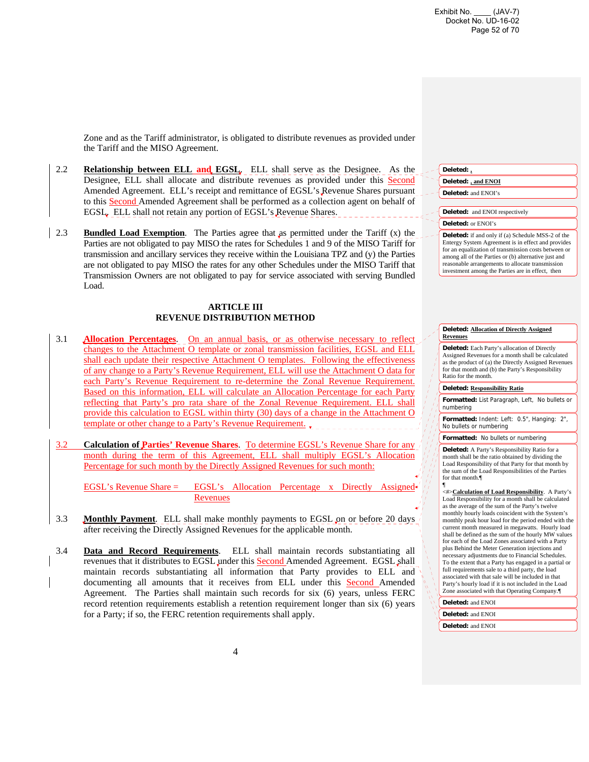Zone and as the Tariff administrator, is obligated to distribute revenues as provided under the Tariff and the MISO Agreement.

2.2 **Relationship between ELL and EGSL.** ELL shall serve as the Designee. As the Designee, ELL shall allocate and distribute revenues as provided under this Second Amended Agreement. ELL's receipt and remittance of EGSL's Revenue Shares pursuant to this Second Amended Agreement shall be performed as a collection agent on behalf of EGSL. ELL shall not retain any portion of EGSL's Revenue Shares.

2.3 **Bundled Load Exemption**. The Parties agree that as permitted under the Tariff (x) the Parties are not obligated to pay MISO the rates for Schedules 1 and 9 of the MISO Tariff for transmission and ancillary services they receive within the Louisiana TPZ and (y) the Parties are not obligated to pay MISO the rates for any other Schedules under the MISO Tariff that Transmission Owners are not obligated to pay for service associated with serving Bundled Load.

## ARTICLE III
## REVENUE DISTRIBUTION METHOD

3.1 **Allocation Percentages**. On an annual basis, or as otherwise necessary to reflect changes to the Attachment O template or zonal transmission facilities, EGSL and ELL shall each update their respective Attachment O templates. Following the effectiveness of any change to a Party's Revenue Requirement, ELL will use the Attachment O data for each Party's Revenue Requirement to re-determine the Zonal Revenue Requirement. Based on this information, ELL will calculate an Allocation Percentage for each Party reflecting that Party's pro rata share of the Zonal Revenue Requirement. ELL shall provide this calculation to EGSL within thirty (30) days of a change in the Attachment O template or other change to a Party's Revenue Requirement.

3.2 **Calculation of Parties' Revenue Shares**. To determine EGSL's Revenue Share for any month during the term of this Agreement, ELL shall multiply EGSL's Allocation Percentage for such month by the Directly Assigned Revenues for such month:

EGSL's Revenue Share = EGSL's Allocation Percentage x Directly Assigned Revenues

3.3 **Monthly Payment**. ELL shall make monthly payments to EGSL on or before 20 days after receiving the Directly Assigned Revenues for the applicable month.

3.4 **Data and Record Requirements**. ELL shall maintain records substantiating all revenues that it distributes to EGSL under this Second Amended Agreement. EGSL shall maintain records substantiating all information that Party provides to ELL and documenting all amounts that it receives from ELL under this Second Amended Agreement. The Parties shall maintain such records for six (6) years, unless FERC record retention requirements establish a retention requirement longer than six (6) years for a Party; if so, the FERC retention requirements shall apply.

**Deleted:** ,

**Deleted:** , and ENOI

**Deleted:** and ENOI's

**Deleted:** and ENOI respectively

**Deleted:** or ENOI's

**Deleted:** if and only if (a) Schedule MSS-2 of the Entergy System Agreement is in effect and provides for an equalization of transmission costs between or among all of the Parties or (b) alternative just and reasonable arrangements to allocate transmission investment among the Parties are in effect, then

**Deleted:** Allocation of Directly Assigned Revenues

**Deleted:** Each Party's allocation of Directly Assigned Revenues for a month shall be calculated as the product of (a) the Directly Assigned Revenues for that month and (b) the Party's Responsibility Ratio for the month.

**Deleted:** Responsibility Ratio

**Formatted:** List Paragraph, Left, No bullets or numbering

**Formatted:** Indent: Left: 0.5", Hanging: 2", No bullets or numbering

**Formatted:** No bullets or numbering

**Deleted:** A Party's Responsibility Ratio for a month shall be the ratio obtained by dividing the Load Responsibility of that Party for that month by the sum of the Load Responsibilities of the Parties for that month.¶
¶
<#>Calculation of Load Responsibility. A Party's Load Responsibility for a month shall be calculated as the average of the sum of the Party's twelve monthly hourly loads coincident with the System's monthly peak hour load for the period ended with the current month measured in megawatts. Hourly load shall be defined as the sum of the hourly MW values for each of the Load Zones associated with a Party plus Behind the Meter Generation injections and necessary adjustments due to Financial Schedules. To the extent that a Party has engaged in a partial or full requirements sale to a third party, the load associated with that sale will be included in that Party's hourly load if it is not included in the Load Zone associated with that Operating Company.¶

**Deleted:** and ENOI

**Deleted:** and ENOI

**Deleted:** and ENOI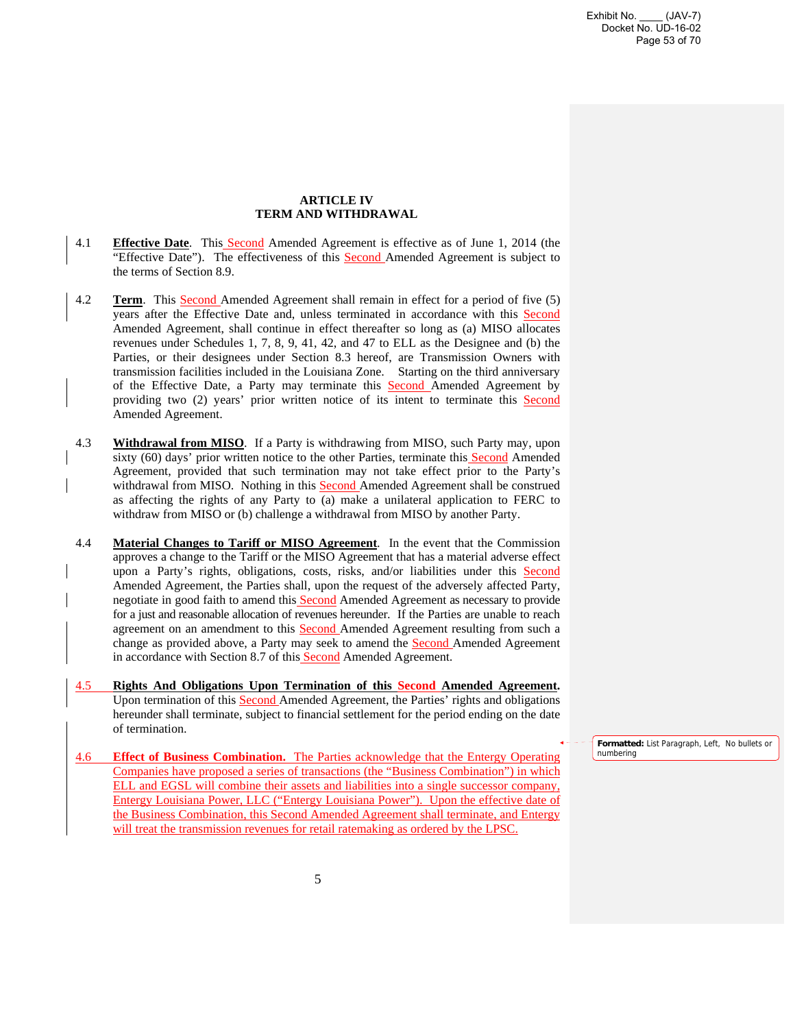## ARTICLE IV
## TERM AND WITHDRAWAL

4.1 **Effective Date**. This Second Amended Agreement is effective as of June 1, 2014 (the "Effective Date"). The effectiveness of this Second Amended Agreement is subject to the terms of Section 8.9.

4.2 **Term**. This Second Amended Agreement shall remain in effect for a period of five (5) years after the Effective Date and, unless terminated in accordance with this Second Amended Agreement, shall continue in effect thereafter so long as (a) MISO allocates revenues under Schedules 1, 7, 8, 9, 41, 42, and 47 to ELL as the Designee and (b) the Parties, or their designees under Section 8.3 hereof, are Transmission Owners with transmission facilities included in the Louisiana Zone. Starting on the third anniversary of the Effective Date, a Party may terminate this Second Amended Agreement by providing two (2) years' prior written notice of its intent to terminate this Second Amended Agreement.

4.3 **Withdrawal from MISO**. If a Party is withdrawing from MISO, such Party may, upon sixty (60) days' prior written notice to the other Parties, terminate this Second Amended Agreement, provided that such termination may not take effect prior to the Party's withdrawal from MISO. Nothing in this Second Amended Agreement shall be construed as affecting the rights of any Party to (a) make a unilateral application to FERC to withdraw from MISO or (b) challenge a withdrawal from MISO by another Party.

4.4 **Material Changes to Tariff or MISO Agreement**. In the event that the Commission approves a change to the Tariff or the MISO Agreement that has a material adverse effect upon a Party's rights, obligations, costs, risks, and/or liabilities under this Second Amended Agreement, the Parties shall, upon the request of the adversely affected Party, negotiate in good faith to amend this Second Amended Agreement as necessary to provide for a just and reasonable allocation of revenues hereunder. If the Parties are unable to reach agreement on an amendment to this Second Amended Agreement resulting from such a change as provided above, a Party may seek to amend the Second Amended Agreement in accordance with Section 8.7 of this Second Amended Agreement.

4.5 **Rights And Obligations Upon Termination of this Second Amended Agreement.** Upon termination of this Second Amended Agreement, the Parties' rights and obligations hereunder shall terminate, subject to financial settlement for the period ending on the date of termination.

4.6 **Effect of Business Combination.** The Parties acknowledge that the Entergy Operating Companies have proposed a series of transactions (the "Business Combination") in which ELL and EGSL will combine their assets and liabilities into a single successor company, Entergy Louisiana Power, LLC ("Entergy Louisiana Power"). Upon the effective date of the Business Combination, this Second Amended Agreement shall terminate, and Entergy will treat the transmission revenues for retail ratemaking as ordered by the LPSC.

Formatted: List Paragraph, Left, No bullets or numbering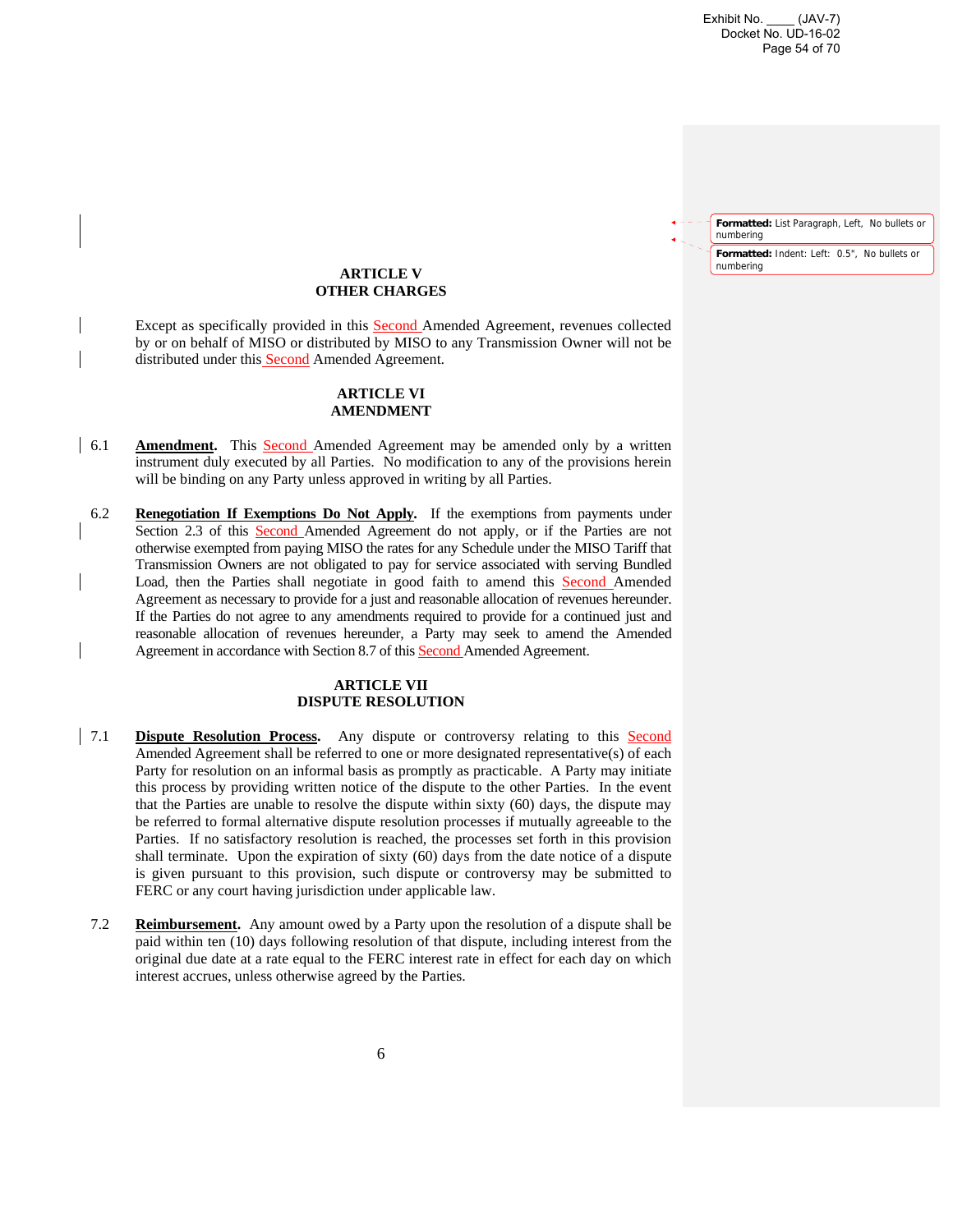## ARTICLE V
## OTHER CHARGES

Except as specifically provided in this Second Amended Agreement, revenues collected by or on behalf of MISO or distributed by MISO to any Transmission Owner will not be distributed under this Second Amended Agreement.

## ARTICLE VI
## AMENDMENT

6.1 **Amendment.** This Second Amended Agreement may be amended only by a written instrument duly executed by all Parties. No modification to any of the provisions herein will be binding on any Party unless approved in writing by all Parties.

6.2 **Renegotiation If Exemptions Do Not Apply.** If the exemptions from payments under Section 2.3 of this Second Amended Agreement do not apply, or if the Parties are not otherwise exempted from paying MISO the rates for any Schedule under the MISO Tariff that Transmission Owners are not obligated to pay for service associated with serving Bundled Load, then the Parties shall negotiate in good faith to amend this Second Amended Agreement as necessary to provide for a just and reasonable allocation of revenues hereunder. If the Parties do not agree to any amendments required to provide for a continued just and reasonable allocation of revenues hereunder, a Party may seek to amend the Amended Agreement in accordance with Section 8.7 of this Second Amended Agreement.

## ARTICLE VII
## DISPUTE RESOLUTION

7.1 **Dispute Resolution Process.** Any dispute or controversy relating to this Second Amended Agreement shall be referred to one or more designated representative(s) of each Party for resolution on an informal basis as promptly as practicable. A Party may initiate this process by providing written notice of the dispute to the other Parties. In the event that the Parties are unable to resolve the dispute within sixty (60) days, the dispute may be referred to formal alternative dispute resolution processes if mutually agreeable to the Parties. If no satisfactory resolution is reached, the processes set forth in this provision shall terminate. Upon the expiration of sixty (60) days from the date notice of a dispute is given pursuant to this provision, such dispute or controversy may be submitted to FERC or any court having jurisdiction under applicable law.

7.2 **Reimbursement.** Any amount owed by a Party upon the resolution of a dispute shall be paid within ten (10) days following resolution of that dispute, including interest from the original due date at a rate equal to the FERC interest rate in effect for each day on which interest accrues, unless otherwise agreed by the Parties.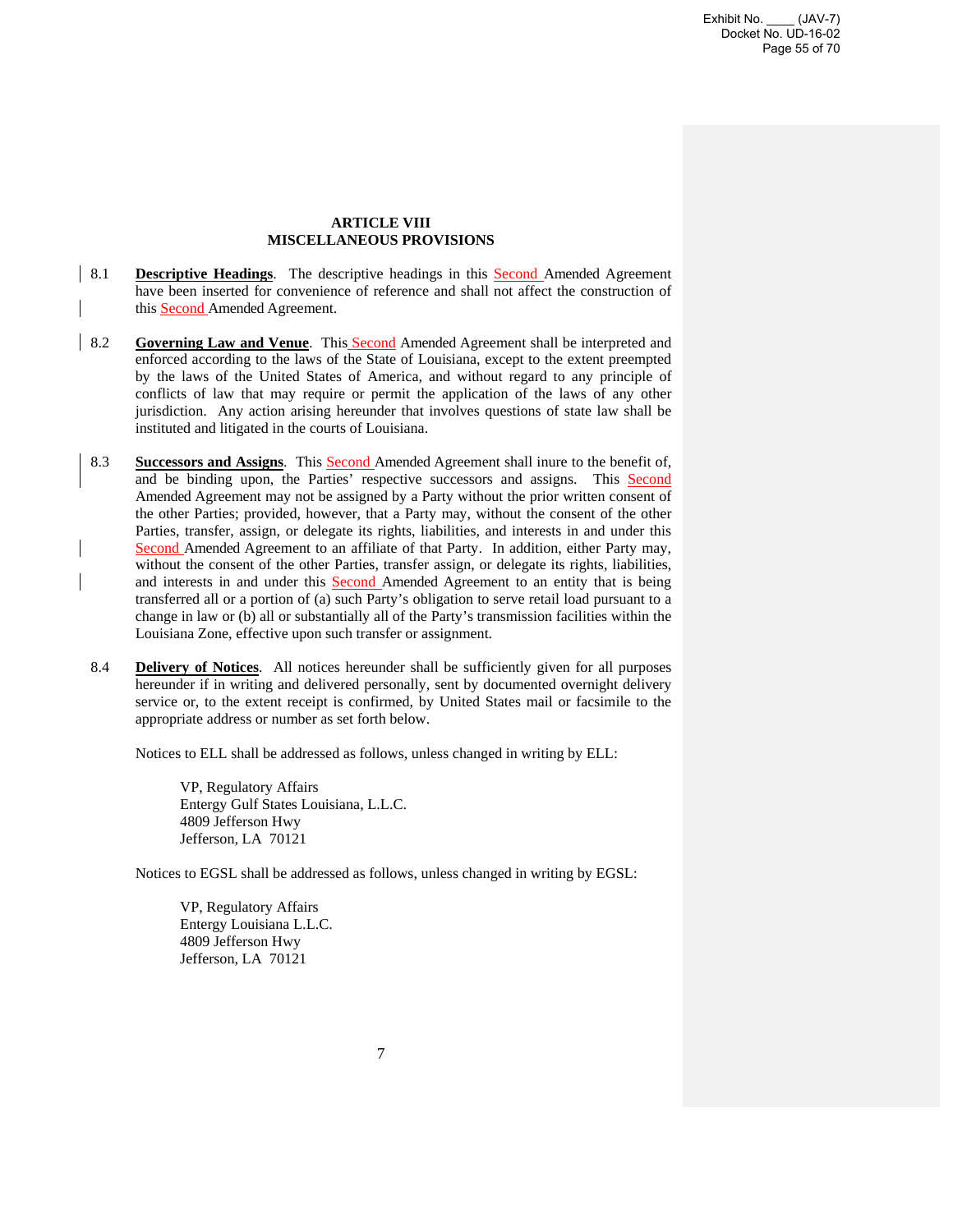## ARTICLE VIII
## MISCELLANEOUS PROVISIONS

8.1 **Descriptive Headings**. The descriptive headings in this Second Amended Agreement have been inserted for convenience of reference and shall not affect the construction of this Second Amended Agreement.

8.2 **Governing Law and Venue**. This Second Amended Agreement shall be interpreted and enforced according to the laws of the State of Louisiana, except to the extent preempted by the laws of the United States of America, and without regard to any principle of conflicts of law that may require or permit the application of the laws of any other jurisdiction. Any action arising hereunder that involves questions of state law shall be instituted and litigated in the courts of Louisiana.

8.3 **Successors and Assigns**. This Second Amended Agreement shall inure to the benefit of, and be binding upon, the Parties' respective successors and assigns. This Second Amended Agreement may not be assigned by a Party without the prior written consent of the other Parties; provided, however, that a Party may, without the consent of the other Parties, transfer, assign, or delegate its rights, liabilities, and interests in and under this Second Amended Agreement to an affiliate of that Party. In addition, either Party may, without the consent of the other Parties, transfer assign, or delegate its rights, liabilities, and interests in and under this Second Amended Agreement to an entity that is being transferred all or a portion of (a) such Party's obligation to serve retail load pursuant to a change in law or (b) all or substantially all of the Party's transmission facilities within the Louisiana Zone, effective upon such transfer or assignment.

8.4 **Delivery of Notices**. All notices hereunder shall be sufficiently given for all purposes hereunder if in writing and delivered personally, sent by documented overnight delivery service or, to the extent receipt is confirmed, by United States mail or facsimile to the appropriate address or number as set forth below.

Notices to ELL shall be addressed as follows, unless changed in writing by ELL:

VP, Regulatory Affairs
Entergy Gulf States Louisiana, L.L.C.
4809 Jefferson Hwy
Jefferson, LA 70121

Notices to EGSL shall be addressed as follows, unless changed in writing by EGSL:

VP, Regulatory Affairs
Entergy Louisiana L.L.C.
4809 Jefferson Hwy
Jefferson, LA 70121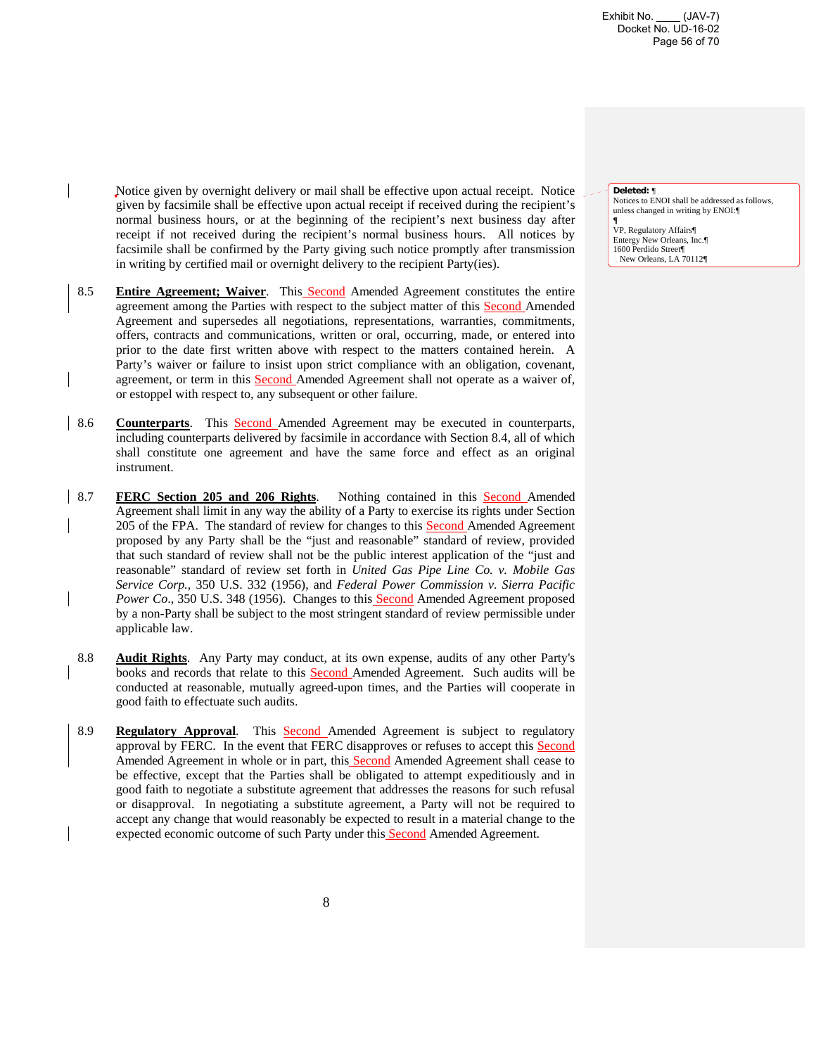Notice given by overnight delivery or mail shall be effective upon actual receipt. Notice given by facsimile shall be effective upon actual receipt if received during the recipient's normal business hours, or at the beginning of the recipient's next business day after receipt if not received during the recipient's normal business hours. All notices by facsimile shall be confirmed by the Party giving such notice promptly after transmission in writing by certified mail or overnight delivery to the recipient Party(ies).

**Deleted:**
Notices to ENOI shall be addressed as follows, unless changed in writing by ENOI:

VP, Regulatory Affairs
Entergy New Orleans, Inc.
1600 Perdido Street
New Orleans, LA 70112

8.5 **Entire Agreement; Waiver**. This Second Amended Agreement constitutes the entire agreement among the Parties with respect to the subject matter of this Second Amended Agreement and supersedes all negotiations, representations, warranties, commitments, offers, contracts and communications, written or oral, occurring, made, or entered into prior to the date first written above with respect to the matters contained herein. A Party's waiver or failure to insist upon strict compliance with an obligation, covenant, agreement, or term in this Second Amended Agreement shall not operate as a waiver of, or estoppel with respect to, any subsequent or other failure.

8.6 **Counterparts**. This Second Amended Agreement may be executed in counterparts, including counterparts delivered by facsimile in accordance with Section 8.4, all of which shall constitute one agreement and have the same force and effect as an original instrument.

8.7 **FERC Section 205 and 206 Rights**. Nothing contained in this Second Amended Agreement shall limit in any way the ability of a Party to exercise its rights under Section 205 of the FPA. The standard of review for changes to this Second Amended Agreement proposed by any Party shall be the "just and reasonable" standard of review, provided that such standard of review shall not be the public interest application of the "just and reasonable" standard of review set forth in *United Gas Pipe Line Co. v. Mobile Gas Service Corp.*, 350 U.S. 332 (1956), and *Federal Power Commission v. Sierra Pacific Power Co*., 350 U.S. 348 (1956). Changes to this Second Amended Agreement proposed by a non-Party shall be subject to the most stringent standard of review permissible under applicable law.

8.8 **Audit Rights**. Any Party may conduct, at its own expense, audits of any other Party's books and records that relate to this Second Amended Agreement. Such audits will be conducted at reasonable, mutually agreed-upon times, and the Parties will cooperate in good faith to effectuate such audits.

8.9 **Regulatory Approval**. This Second Amended Agreement is subject to regulatory approval by FERC. In the event that FERC disapproves or refuses to accept this Second Amended Agreement in whole or in part, this Second Amended Agreement shall cease to be effective, except that the Parties shall be obligated to attempt expeditiously and in good faith to negotiate a substitute agreement that addresses the reasons for such refusal or disapproval. In negotiating a substitute agreement, a Party will not be required to accept any change that would reasonably be expected to result in a material change to the expected economic outcome of such Party under this Second Amended Agreement.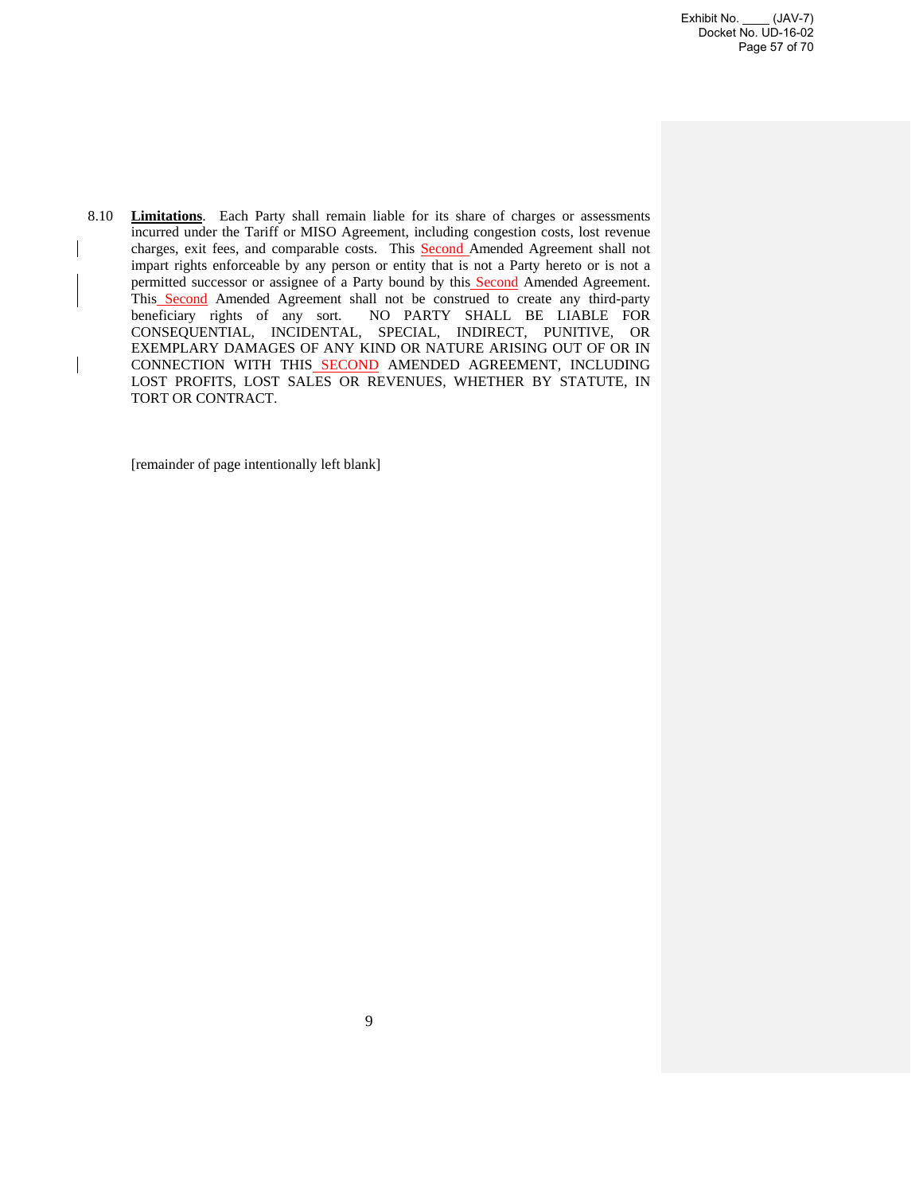8.10 **Limitations**. Each Party shall remain liable for its share of charges or assessments incurred under the Tariff or MISO Agreement, including congestion costs, lost revenue charges, exit fees, and comparable costs. This Second Amended Agreement shall not impart rights enforceable by any person or entity that is not a Party hereto or is not a permitted successor or assignee of a Party bound by this Second Amended Agreement. This Second Amended Agreement shall not be construed to create any third-party beneficiary rights of any sort. NO PARTY SHALL BE LIABLE FOR CONSEQUENTIAL, INCIDENTAL, SPECIAL, INDIRECT, PUNITIVE, OR EXEMPLARY DAMAGES OF ANY KIND OR NATURE ARISING OUT OF OR IN CONNECTION WITH THIS SECOND AMENDED AGREEMENT, INCLUDING LOST PROFITS, LOST SALES OR REVENUES, WHETHER BY STATUTE, IN TORT OR CONTRACT.

[remainder of page intentionally left blank]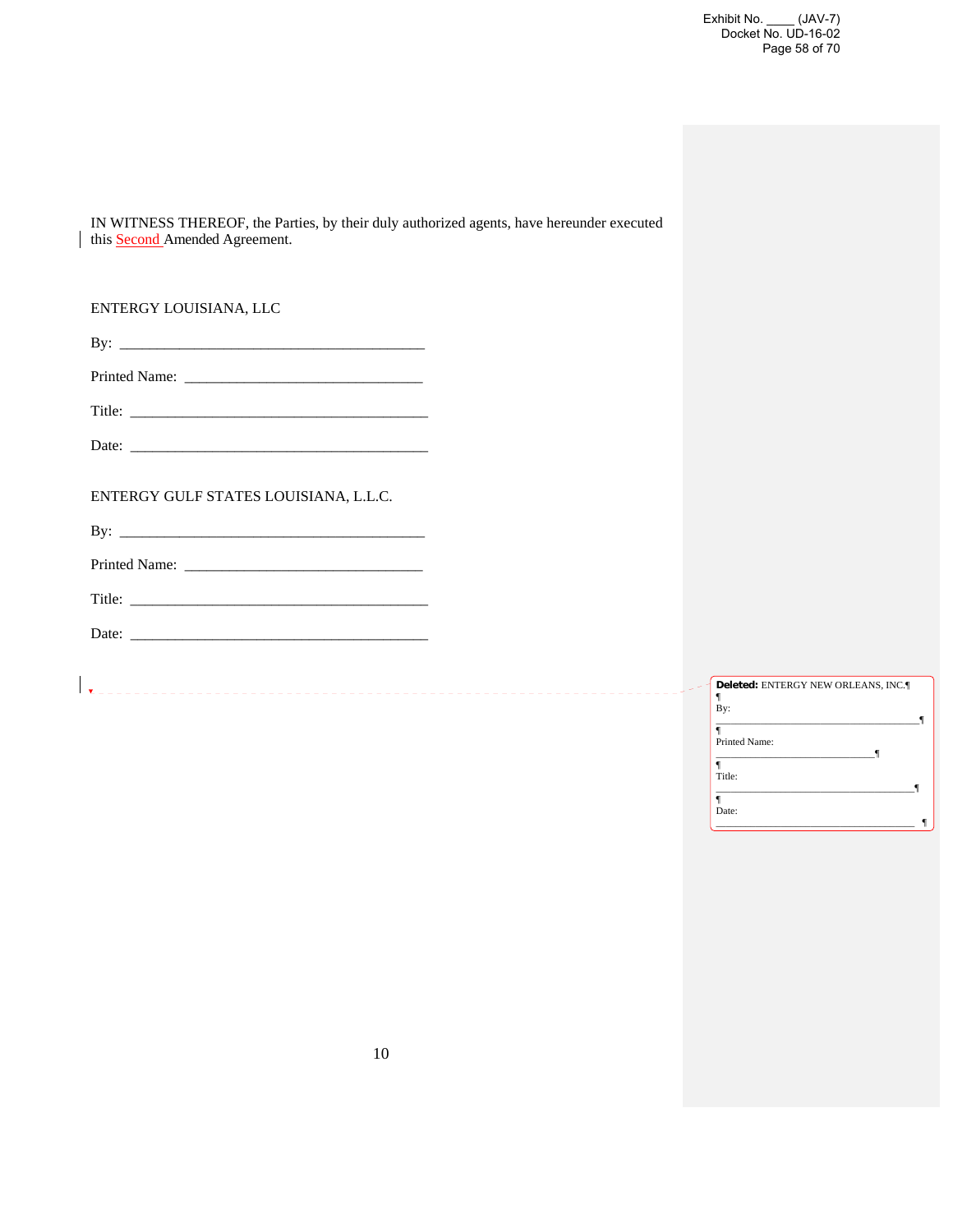IN WITNESS THEREOF, the Parties, by their duly authorized agents, have hereunder executed this Second Amended Agreement.

ENTERGY LOUISIANA, LLC

By: ________________________________________

Printed Name: ________________________________

Title: ________________________________________

Date: ________________________________________

ENTERGY GULF STATES LOUISIANA, L.L.C.

By: ________________________________________

Printed Name: ________________________________

Title: ________________________________________

Date: ________________________________________

**Deleted:** ENTERGY NEW ORLEANS, INC.

By: ________________________________________

Printed Name: ________________________________

Title: ________________________________________

Date: ________________________________________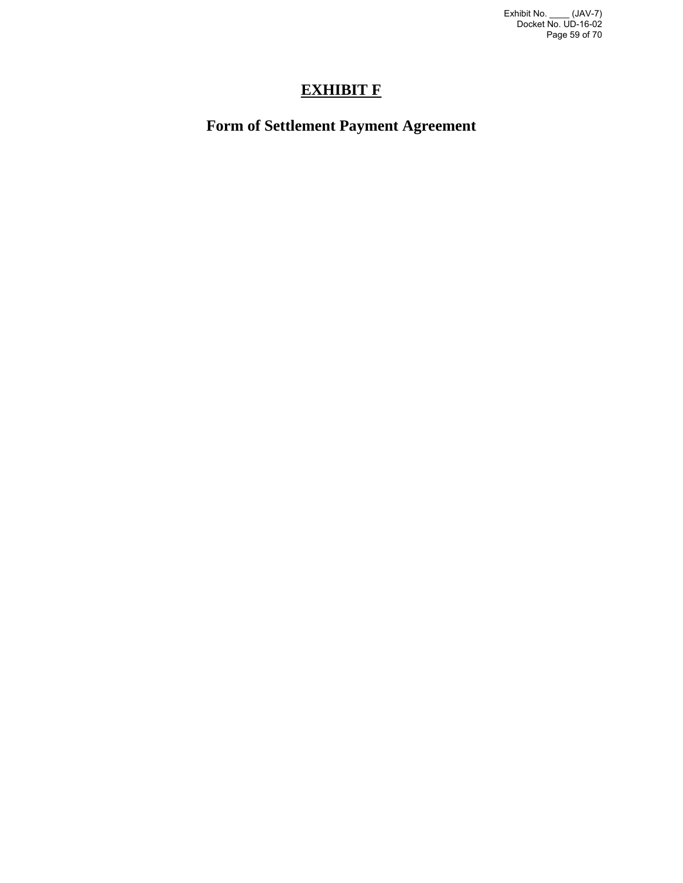# EXHIBIT F

## Form of Settlement Payment Agreement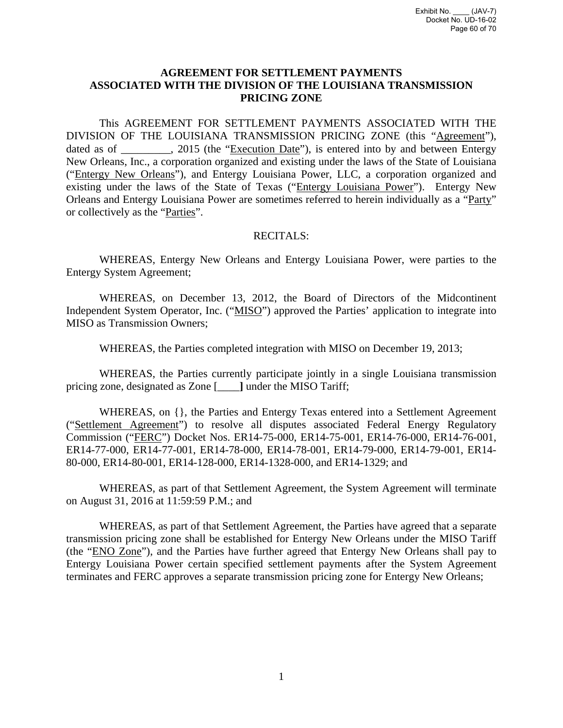# AGREEMENT FOR SETTLEMENT PAYMENTS ASSOCIATED WITH THE DIVISION OF THE LOUISIANA TRANSMISSION PRICING ZONE

This AGREEMENT FOR SETTLEMENT PAYMENTS ASSOCIATED WITH THE DIVISION OF THE LOUISIANA TRANSMISSION PRICING ZONE (this "Agreement"), dated as of _________, 2015 (the "Execution Date"), is entered into by and between Entergy New Orleans, Inc., a corporation organized and existing under the laws of the State of Louisiana ("Entergy New Orleans"), and Entergy Louisiana Power, LLC, a corporation organized and existing under the laws of the State of Texas ("Entergy Louisiana Power"). Entergy New Orleans and Entergy Louisiana Power are sometimes referred to herein individually as a "Party" or collectively as the "Parties".

RECITALS:

WHEREAS, Entergy New Orleans and Entergy Louisiana Power, were parties to the Entergy System Agreement;

WHEREAS, on December 13, 2012, the Board of Directors of the Midcontinent Independent System Operator, Inc. ("MISO") approved the Parties' application to integrate into MISO as Transmission Owners;

WHEREAS, the Parties completed integration with MISO on December 19, 2013;

WHEREAS, the Parties currently participate jointly in a single Louisiana transmission pricing zone, designated as Zone [____**]** under the MISO Tariff;

WHEREAS, on {}, the Parties and Entergy Texas entered into a Settlement Agreement ("Settlement Agreement") to resolve all disputes associated Federal Energy Regulatory Commission ("FERC") Docket Nos. ER14-75-000, ER14-75-001, ER14-76-000, ER14-76-001, ER14-77-000, ER14-77-001, ER14-78-000, ER14-78-001, ER14-79-000, ER14-79-001, ER14-80-000, ER14-80-001, ER14-128-000, ER14-1328-000, and ER14-1329; and

WHEREAS, as part of that Settlement Agreement, the System Agreement will terminate on August 31, 2016 at 11:59:59 P.M.; and

WHEREAS, as part of that Settlement Agreement, the Parties have agreed that a separate transmission pricing zone shall be established for Entergy New Orleans under the MISO Tariff (the "ENO Zone"), and the Parties have further agreed that Entergy New Orleans shall pay to Entergy Louisiana Power certain specified settlement payments after the System Agreement terminates and FERC approves a separate transmission pricing zone for Entergy New Orleans;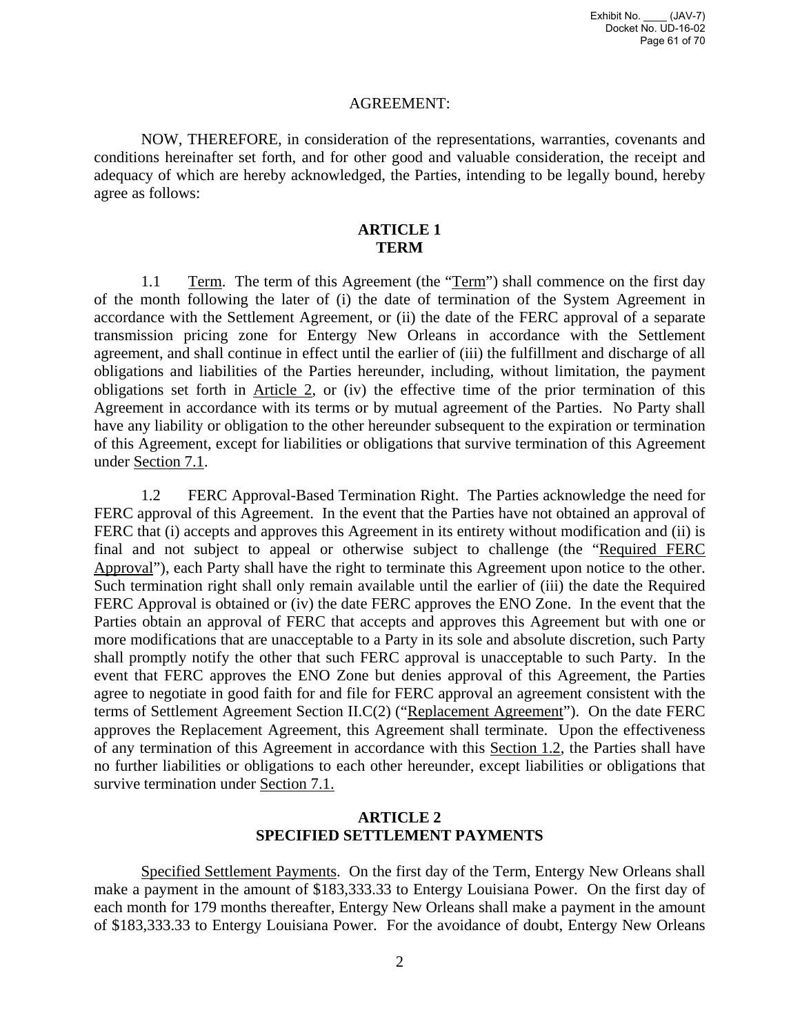AGREEMENT:

NOW, THEREFORE, in consideration of the representations, warranties, covenants and conditions hereinafter set forth, and for other good and valuable consideration, the receipt and adequacy of which are hereby acknowledged, the Parties, intending to be legally bound, hereby agree as follows:

## ARTICLE 1
## TERM

1.1 Term. The term of this Agreement (the "Term") shall commence on the first day of the month following the later of (i) the date of termination of the System Agreement in accordance with the Settlement Agreement, or (ii) the date of the FERC approval of a separate transmission pricing zone for Entergy New Orleans in accordance with the Settlement agreement, and shall continue in effect until the earlier of (iii) the fulfillment and discharge of all obligations and liabilities of the Parties hereunder, including, without limitation, the payment obligations set forth in Article 2, or (iv) the effective time of the prior termination of this Agreement in accordance with its terms or by mutual agreement of the Parties. No Party shall have any liability or obligation to the other hereunder subsequent to the expiration or termination of this Agreement, except for liabilities or obligations that survive termination of this Agreement under Section 7.1.

1.2 FERC Approval-Based Termination Right. The Parties acknowledge the need for FERC approval of this Agreement. In the event that the Parties have not obtained an approval of FERC that (i) accepts and approves this Agreement in its entirety without modification and (ii) is final and not subject to appeal or otherwise subject to challenge (the "Required FERC Approval"), each Party shall have the right to terminate this Agreement upon notice to the other. Such termination right shall only remain available until the earlier of (iii) the date the Required FERC Approval is obtained or (iv) the date FERC approves the ENO Zone. In the event that the Parties obtain an approval of FERC that accepts and approves this Agreement but with one or more modifications that are unacceptable to a Party in its sole and absolute discretion, such Party shall promptly notify the other that such FERC approval is unacceptable to such Party. In the event that FERC approves the ENO Zone but denies approval of this Agreement, the Parties agree to negotiate in good faith for and file for FERC approval an agreement consistent with the terms of Settlement Agreement Section II.C(2) ("Replacement Agreement"). On the date FERC approves the Replacement Agreement, this Agreement shall terminate. Upon the effectiveness of any termination of this Agreement in accordance with this Section 1.2, the Parties shall have no further liabilities or obligations to each other hereunder, except liabilities or obligations that survive termination under Section 7.1.

## ARTICLE 2
## SPECIFIED SETTLEMENT PAYMENTS

Specified Settlement Payments. On the first day of the Term, Entergy New Orleans shall make a payment in the amount of $183,333.33 to Entergy Louisiana Power. On the first day of each month for 179 months thereafter, Entergy New Orleans shall make a payment in the amount of $183,333.33 to Entergy Louisiana Power. For the avoidance of doubt, Entergy New Orleans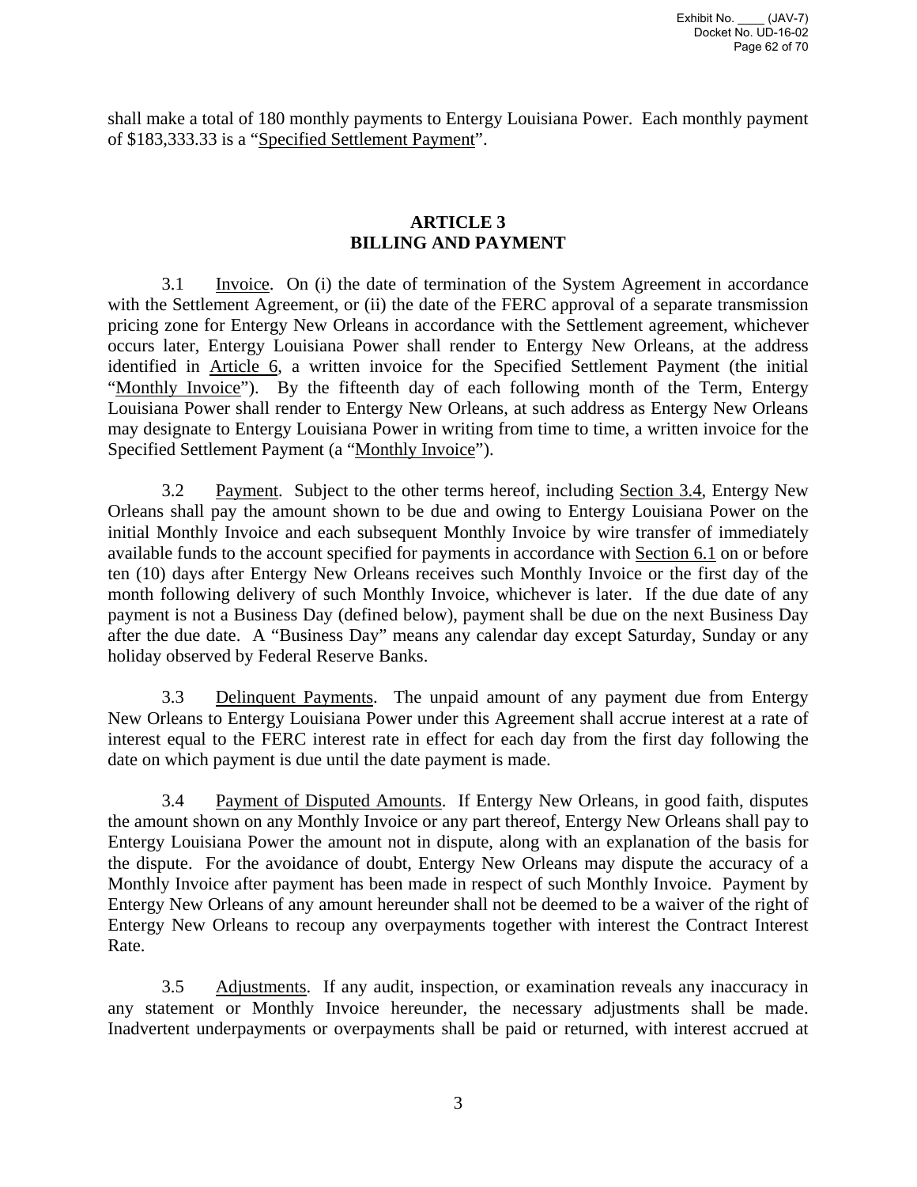shall make a total of 180 monthly payments to Entergy Louisiana Power. Each monthly payment of $183,333.33 is a "Specified Settlement Payment".

## ARTICLE 3
## BILLING AND PAYMENT

3.1 Invoice. On (i) the date of termination of the System Agreement in accordance with the Settlement Agreement, or (ii) the date of the FERC approval of a separate transmission pricing zone for Entergy New Orleans in accordance with the Settlement agreement, whichever occurs later, Entergy Louisiana Power shall render to Entergy New Orleans, at the address identified in Article 6, a written invoice for the Specified Settlement Payment (the initial "Monthly Invoice"). By the fifteenth day of each following month of the Term, Entergy Louisiana Power shall render to Entergy New Orleans, at such address as Entergy New Orleans may designate to Entergy Louisiana Power in writing from time to time, a written invoice for the Specified Settlement Payment (a "Monthly Invoice").

3.2 Payment. Subject to the other terms hereof, including Section 3.4, Entergy New Orleans shall pay the amount shown to be due and owing to Entergy Louisiana Power on the initial Monthly Invoice and each subsequent Monthly Invoice by wire transfer of immediately available funds to the account specified for payments in accordance with Section 6.1 on or before ten (10) days after Entergy New Orleans receives such Monthly Invoice or the first day of the month following delivery of such Monthly Invoice, whichever is later. If the due date of any payment is not a Business Day (defined below), payment shall be due on the next Business Day after the due date. A "Business Day" means any calendar day except Saturday, Sunday or any holiday observed by Federal Reserve Banks.

3.3 Delinquent Payments. The unpaid amount of any payment due from Entergy New Orleans to Entergy Louisiana Power under this Agreement shall accrue interest at a rate of interest equal to the FERC interest rate in effect for each day from the first day following the date on which payment is due until the date payment is made.

3.4 Payment of Disputed Amounts. If Entergy New Orleans, in good faith, disputes the amount shown on any Monthly Invoice or any part thereof, Entergy New Orleans shall pay to Entergy Louisiana Power the amount not in dispute, along with an explanation of the basis for the dispute. For the avoidance of doubt, Entergy New Orleans may dispute the accuracy of a Monthly Invoice after payment has been made in respect of such Monthly Invoice. Payment by Entergy New Orleans of any amount hereunder shall not be deemed to be a waiver of the right of Entergy New Orleans to recoup any overpayments together with interest the Contract Interest Rate.

3.5 Adjustments. If any audit, inspection, or examination reveals any inaccuracy in any statement or Monthly Invoice hereunder, the necessary adjustments shall be made. Inadvertent underpayments or overpayments shall be paid or returned, with interest accrued at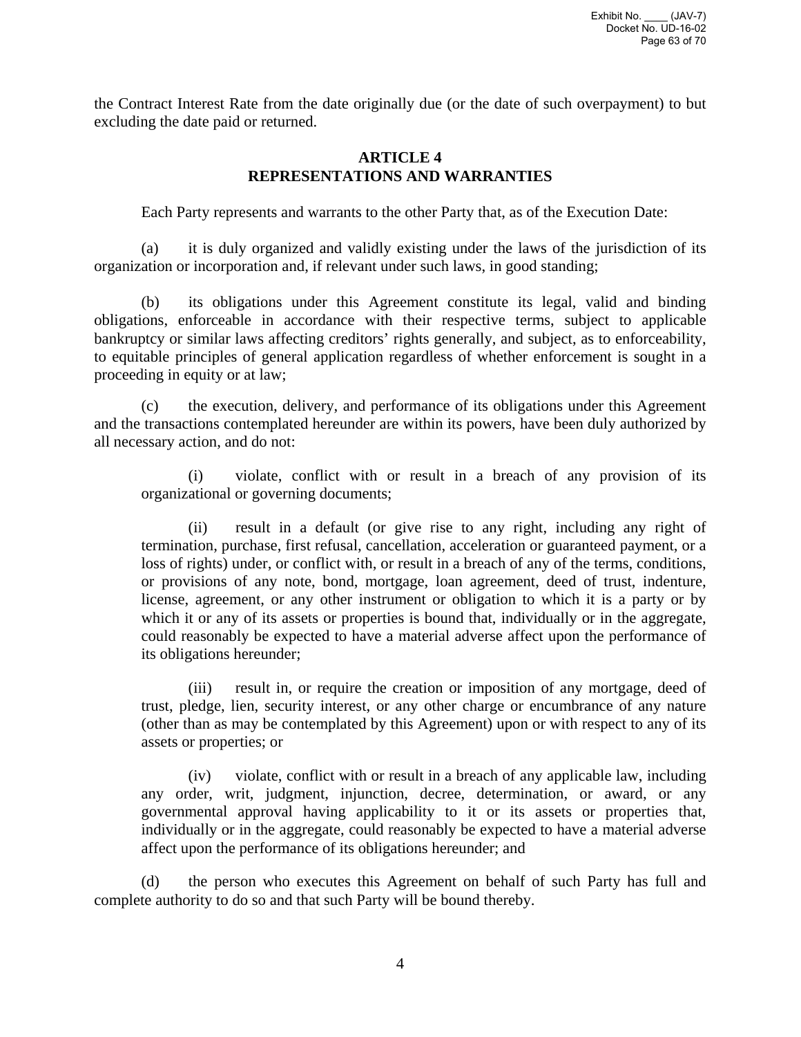the Contract Interest Rate from the date originally due (or the date of such overpayment) to but excluding the date paid or returned.

## ARTICLE 4
## REPRESENTATIONS AND WARRANTIES

Each Party represents and warrants to the other Party that, as of the Execution Date:

(a) it is duly organized and validly existing under the laws of the jurisdiction of its organization or incorporation and, if relevant under such laws, in good standing;

(b) its obligations under this Agreement constitute its legal, valid and binding obligations, enforceable in accordance with their respective terms, subject to applicable bankruptcy or similar laws affecting creditors' rights generally, and subject, as to enforceability, to equitable principles of general application regardless of whether enforcement is sought in a proceeding in equity or at law;

(c) the execution, delivery, and performance of its obligations under this Agreement and the transactions contemplated hereunder are within its powers, have been duly authorized by all necessary action, and do not:

> (i) violate, conflict with or result in a breach of any provision of its organizational or governing documents;
>
> (ii) result in a default (or give rise to any right, including any right of termination, purchase, first refusal, cancellation, acceleration or guaranteed payment, or a loss of rights) under, or conflict with, or result in a breach of any of the terms, conditions, or provisions of any note, bond, mortgage, loan agreement, deed of trust, indenture, license, agreement, or any other instrument or obligation to which it is a party or by which it or any of its assets or properties is bound that, individually or in the aggregate, could reasonably be expected to have a material adverse affect upon the performance of its obligations hereunder;
>
> (iii) result in, or require the creation or imposition of any mortgage, deed of trust, pledge, lien, security interest, or any other charge or encumbrance of any nature (other than as may be contemplated by this Agreement) upon or with respect to any of its assets or properties; or
>
> (iv) violate, conflict with or result in a breach of any applicable law, including any order, writ, judgment, injunction, decree, determination, or award, or any governmental approval having applicability to it or its assets or properties that, individually or in the aggregate, could reasonably be expected to have a material adverse affect upon the performance of its obligations hereunder; and

(d) the person who executes this Agreement on behalf of such Party has full and complete authority to do so and that such Party will be bound thereby.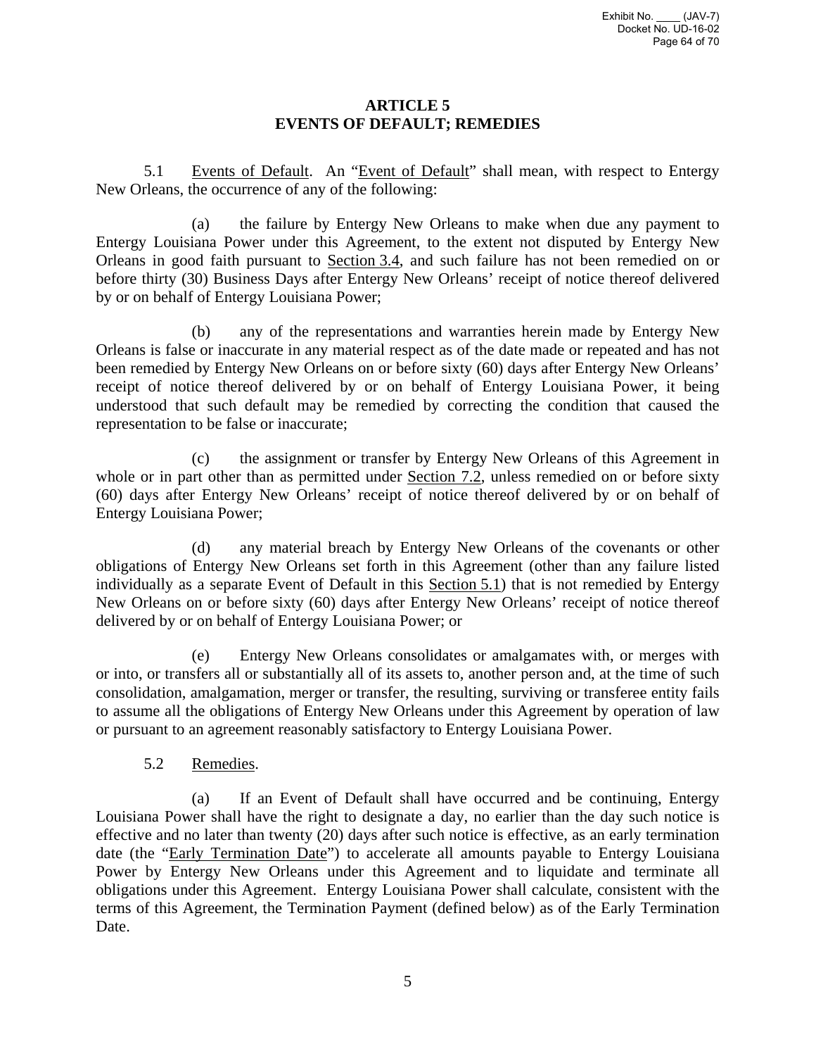# ARTICLE 5
# EVENTS OF DEFAULT; REMEDIES

5.1 Events of Default. An "Event of Default" shall mean, with respect to Entergy New Orleans, the occurrence of any of the following:

(a) the failure by Entergy New Orleans to make when due any payment to Entergy Louisiana Power under this Agreement, to the extent not disputed by Entergy New Orleans in good faith pursuant to Section 3.4, and such failure has not been remedied on or before thirty (30) Business Days after Entergy New Orleans' receipt of notice thereof delivered by or on behalf of Entergy Louisiana Power;

(b) any of the representations and warranties herein made by Entergy New Orleans is false or inaccurate in any material respect as of the date made or repeated and has not been remedied by Entergy New Orleans on or before sixty (60) days after Entergy New Orleans' receipt of notice thereof delivered by or on behalf of Entergy Louisiana Power, it being understood that such default may be remedied by correcting the condition that caused the representation to be false or inaccurate;

(c) the assignment or transfer by Entergy New Orleans of this Agreement in whole or in part other than as permitted under Section 7.2, unless remedied on or before sixty (60) days after Entergy New Orleans' receipt of notice thereof delivered by or on behalf of Entergy Louisiana Power;

(d) any material breach by Entergy New Orleans of the covenants or other obligations of Entergy New Orleans set forth in this Agreement (other than any failure listed individually as a separate Event of Default in this Section 5.1) that is not remedied by Entergy New Orleans on or before sixty (60) days after Entergy New Orleans' receipt of notice thereof delivered by or on behalf of Entergy Louisiana Power; or

(e) Entergy New Orleans consolidates or amalgamates with, or merges with or into, or transfers all or substantially all of its assets to, another person and, at the time of such consolidation, amalgamation, merger or transfer, the resulting, surviving or transferee entity fails to assume all the obligations of Entergy New Orleans under this Agreement by operation of law or pursuant to an agreement reasonably satisfactory to Entergy Louisiana Power.

5.2 Remedies.

(a) If an Event of Default shall have occurred and be continuing, Entergy Louisiana Power shall have the right to designate a day, no earlier than the day such notice is effective and no later than twenty (20) days after such notice is effective, as an early termination date (the "Early Termination Date") to accelerate all amounts payable to Entergy Louisiana Power by Entergy New Orleans under this Agreement and to liquidate and terminate all obligations under this Agreement. Entergy Louisiana Power shall calculate, consistent with the terms of this Agreement, the Termination Payment (defined below) as of the Early Termination Date.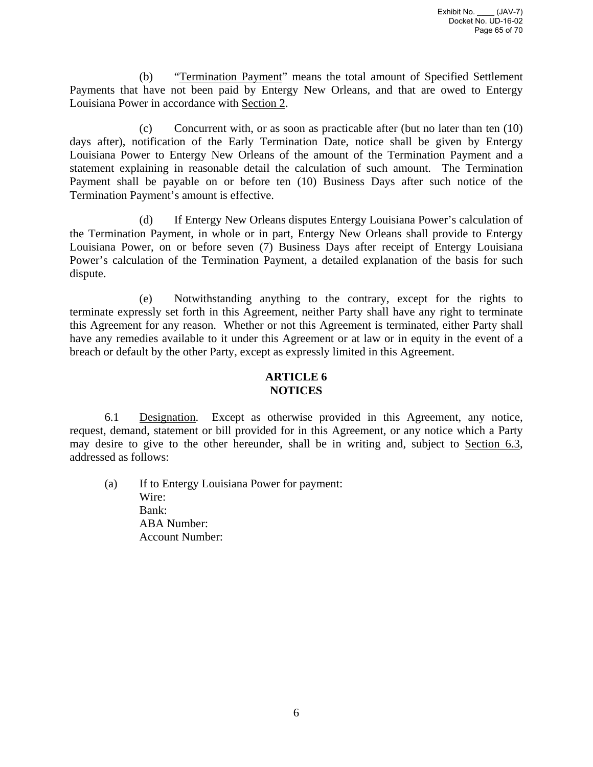(b) "Termination Payment" means the total amount of Specified Settlement Payments that have not been paid by Entergy New Orleans, and that are owed to Entergy Louisiana Power in accordance with Section 2.

(c) Concurrent with, or as soon as practicable after (but no later than ten (10) days after), notification of the Early Termination Date, notice shall be given by Entergy Louisiana Power to Entergy New Orleans of the amount of the Termination Payment and a statement explaining in reasonable detail the calculation of such amount. The Termination Payment shall be payable on or before ten (10) Business Days after such notice of the Termination Payment's amount is effective.

(d) If Entergy New Orleans disputes Entergy Louisiana Power's calculation of the Termination Payment, in whole or in part, Entergy New Orleans shall provide to Entergy Louisiana Power, on or before seven (7) Business Days after receipt of Entergy Louisiana Power's calculation of the Termination Payment, a detailed explanation of the basis for such dispute.

(e) Notwithstanding anything to the contrary, except for the rights to terminate expressly set forth in this Agreement, neither Party shall have any right to terminate this Agreement for any reason. Whether or not this Agreement is terminated, either Party shall have any remedies available to it under this Agreement or at law or in equity in the event of a breach or default by the other Party, except as expressly limited in this Agreement.

## ARTICLE 6
## NOTICES

6.1 Designation. Except as otherwise provided in this Agreement, any notice, request, demand, statement or bill provided for in this Agreement, or any notice which a Party may desire to give to the other hereunder, shall be in writing and, subject to Section 6.3, addressed as follows:

(a) If to Entergy Louisiana Power for payment:
Wire:
Bank:
ABA Number:
Account Number: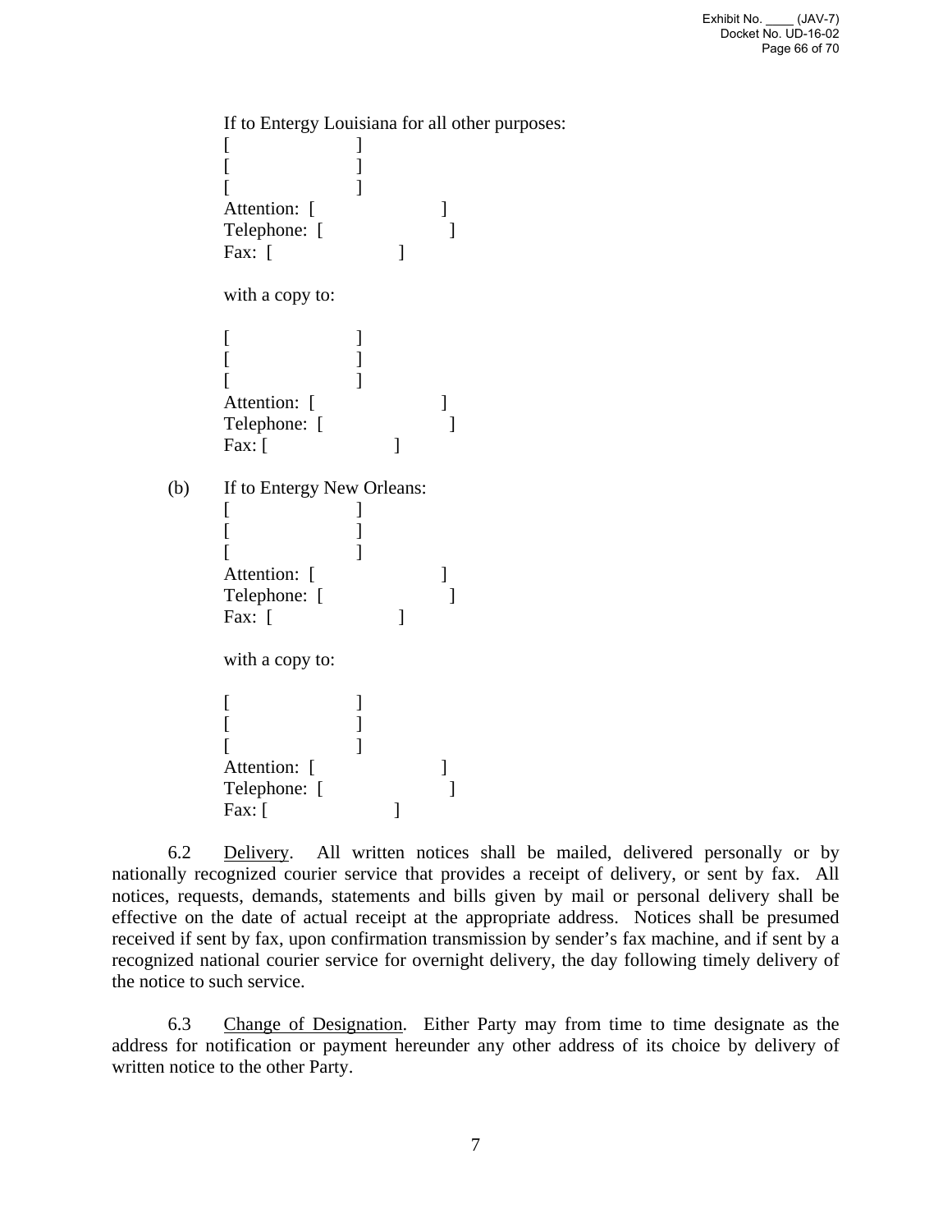If to Entergy Louisiana for all other purposes:
[ ]
[ ]
[ ]
Attention: [ ]
Telephone: [ ]
Fax: [ ]

with a copy to:

[ ]
[ ]
[ ]
Attention: [ ]
Telephone: [ ]
Fax: [ ]

(b) If to Entergy New Orleans:
[ ]
[ ]
[ ]
Attention: [ ]
Telephone: [ ]
Fax: [ ]

with a copy to:

[ ]
[ ]
[ ]
Attention: [ ]
Telephone: [ ]
Fax: [ ]

6.2 Delivery. All written notices shall be mailed, delivered personally or by nationally recognized courier service that provides a receipt of delivery, or sent by fax. All notices, requests, demands, statements and bills given by mail or personal delivery shall be effective on the date of actual receipt at the appropriate address. Notices shall be presumed received if sent by fax, upon confirmation transmission by sender's fax machine, and if sent by a recognized national courier service for overnight delivery, the day following timely delivery of the notice to such service.

6.3 Change of Designation. Either Party may from time to time designate as the address for notification or payment hereunder any other address of its choice by delivery of written notice to the other Party.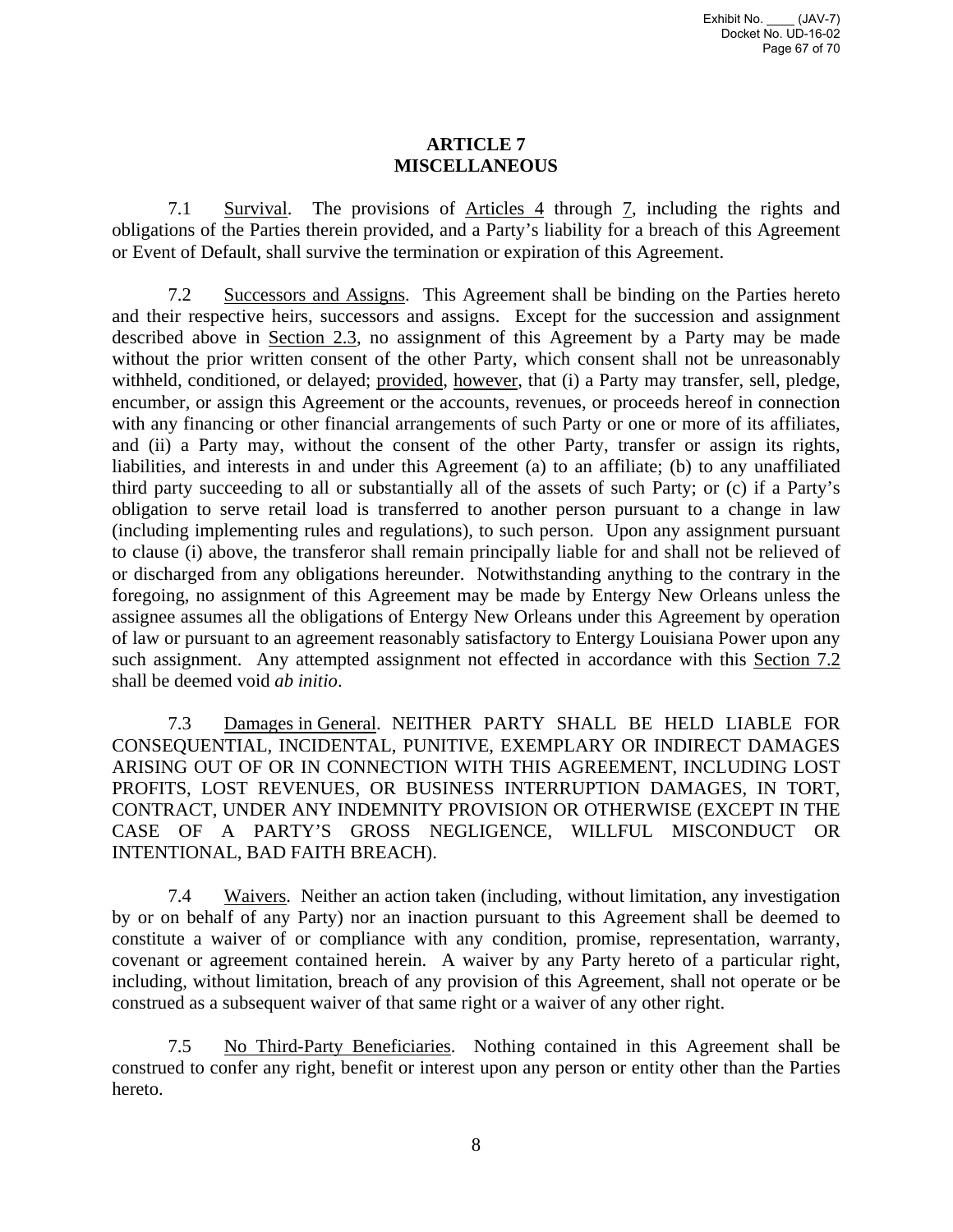## ARTICLE 7
## MISCELLANEOUS

7.1 Survival. The provisions of Articles 4 through 7, including the rights and obligations of the Parties therein provided, and a Party's liability for a breach of this Agreement or Event of Default, shall survive the termination or expiration of this Agreement.

7.2 Successors and Assigns. This Agreement shall be binding on the Parties hereto and their respective heirs, successors and assigns. Except for the succession and assignment described above in Section 2.3, no assignment of this Agreement by a Party may be made without the prior written consent of the other Party, which consent shall not be unreasonably withheld, conditioned, or delayed; provided, however, that (i) a Party may transfer, sell, pledge, encumber, or assign this Agreement or the accounts, revenues, or proceeds hereof in connection with any financing or other financial arrangements of such Party or one or more of its affiliates, and (ii) a Party may, without the consent of the other Party, transfer or assign its rights, liabilities, and interests in and under this Agreement (a) to an affiliate; (b) to any unaffiliated third party succeeding to all or substantially all of the assets of such Party; or (c) if a Party's obligation to serve retail load is transferred to another person pursuant to a change in law (including implementing rules and regulations), to such person. Upon any assignment pursuant to clause (i) above, the transferor shall remain principally liable for and shall not be relieved of or discharged from any obligations hereunder. Notwithstanding anything to the contrary in the foregoing, no assignment of this Agreement may be made by Entergy New Orleans unless the assignee assumes all the obligations of Entergy New Orleans under this Agreement by operation of law or pursuant to an agreement reasonably satisfactory to Entergy Louisiana Power upon any such assignment. Any attempted assignment not effected in accordance with this Section 7.2 shall be deemed void *ab initio*.

7.3 Damages in General. NEITHER PARTY SHALL BE HELD LIABLE FOR CONSEQUENTIAL, INCIDENTAL, PUNITIVE, EXEMPLARY OR INDIRECT DAMAGES ARISING OUT OF OR IN CONNECTION WITH THIS AGREEMENT, INCLUDING LOST PROFITS, LOST REVENUES, OR BUSINESS INTERRUPTION DAMAGES, IN TORT, CONTRACT, UNDER ANY INDEMNITY PROVISION OR OTHERWISE (EXCEPT IN THE CASE OF A PARTY'S GROSS NEGLIGENCE, WILLFUL MISCONDUCT OR INTENTIONAL, BAD FAITH BREACH).

7.4 Waivers. Neither an action taken (including, without limitation, any investigation by or on behalf of any Party) nor an inaction pursuant to this Agreement shall be deemed to constitute a waiver of or compliance with any condition, promise, representation, warranty, covenant or agreement contained herein. A waiver by any Party hereto of a particular right, including, without limitation, breach of any provision of this Agreement, shall not operate or be construed as a subsequent waiver of that same right or a waiver of any other right.

7.5 No Third-Party Beneficiaries. Nothing contained in this Agreement shall be construed to confer any right, benefit or interest upon any person or entity other than the Parties hereto.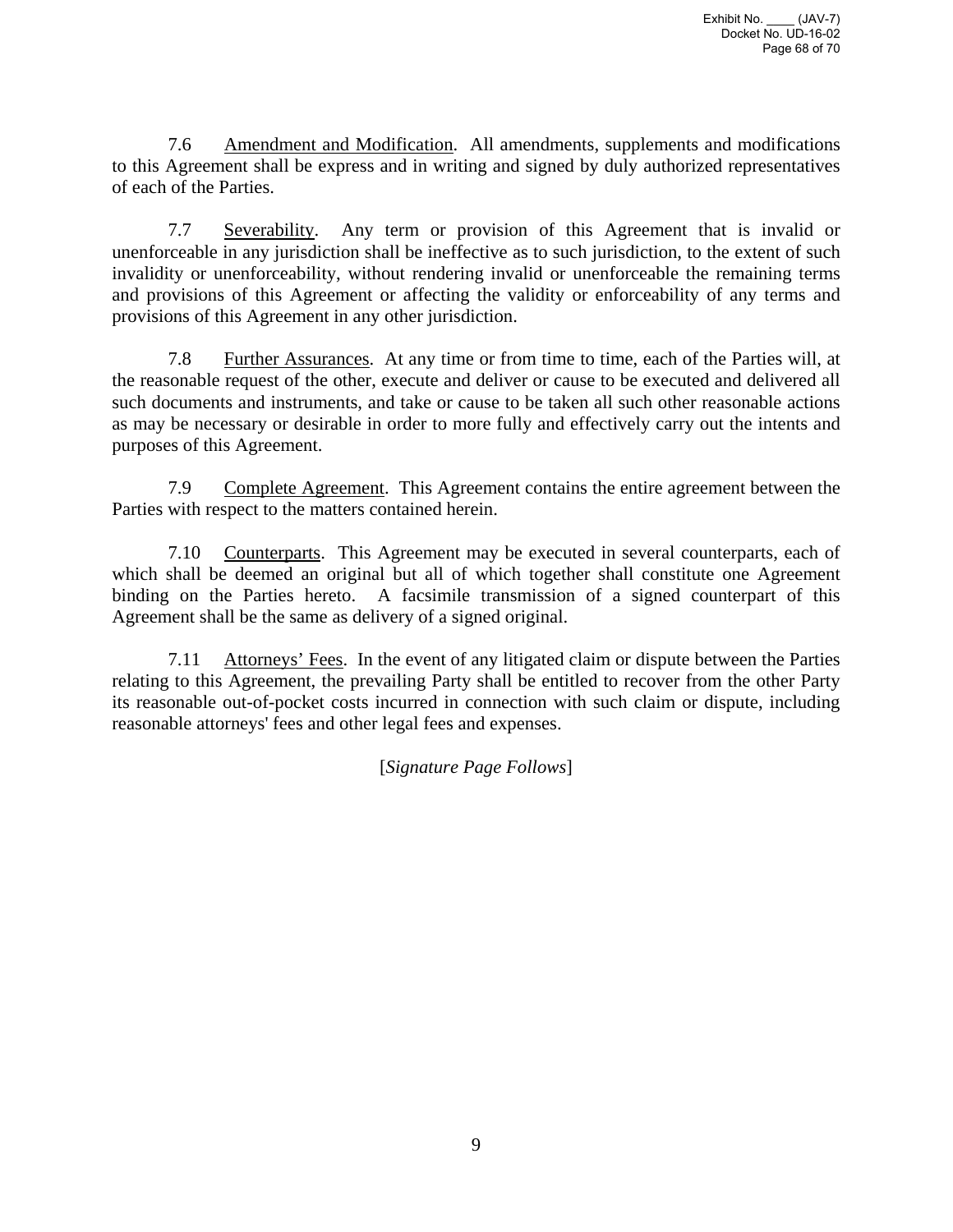7.6 Amendment and Modification. All amendments, supplements and modifications to this Agreement shall be express and in writing and signed by duly authorized representatives of each of the Parties.

7.7 Severability. Any term or provision of this Agreement that is invalid or unenforceable in any jurisdiction shall be ineffective as to such jurisdiction, to the extent of such invalidity or unenforceability, without rendering invalid or unenforceable the remaining terms and provisions of this Agreement or affecting the validity or enforceability of any terms and provisions of this Agreement in any other jurisdiction.

7.8 Further Assurances. At any time or from time to time, each of the Parties will, at the reasonable request of the other, execute and deliver or cause to be executed and delivered all such documents and instruments, and take or cause to be taken all such other reasonable actions as may be necessary or desirable in order to more fully and effectively carry out the intents and purposes of this Agreement.

7.9 Complete Agreement. This Agreement contains the entire agreement between the Parties with respect to the matters contained herein.

7.10 Counterparts. This Agreement may be executed in several counterparts, each of which shall be deemed an original but all of which together shall constitute one Agreement binding on the Parties hereto. A facsimile transmission of a signed counterpart of this Agreement shall be the same as delivery of a signed original.

7.11 Attorneys' Fees. In the event of any litigated claim or dispute between the Parties relating to this Agreement, the prevailing Party shall be entitled to recover from the other Party its reasonable out-of-pocket costs incurred in connection with such claim or dispute, including reasonable attorneys' fees and other legal fees and expenses.

[*Signature Page Follows*]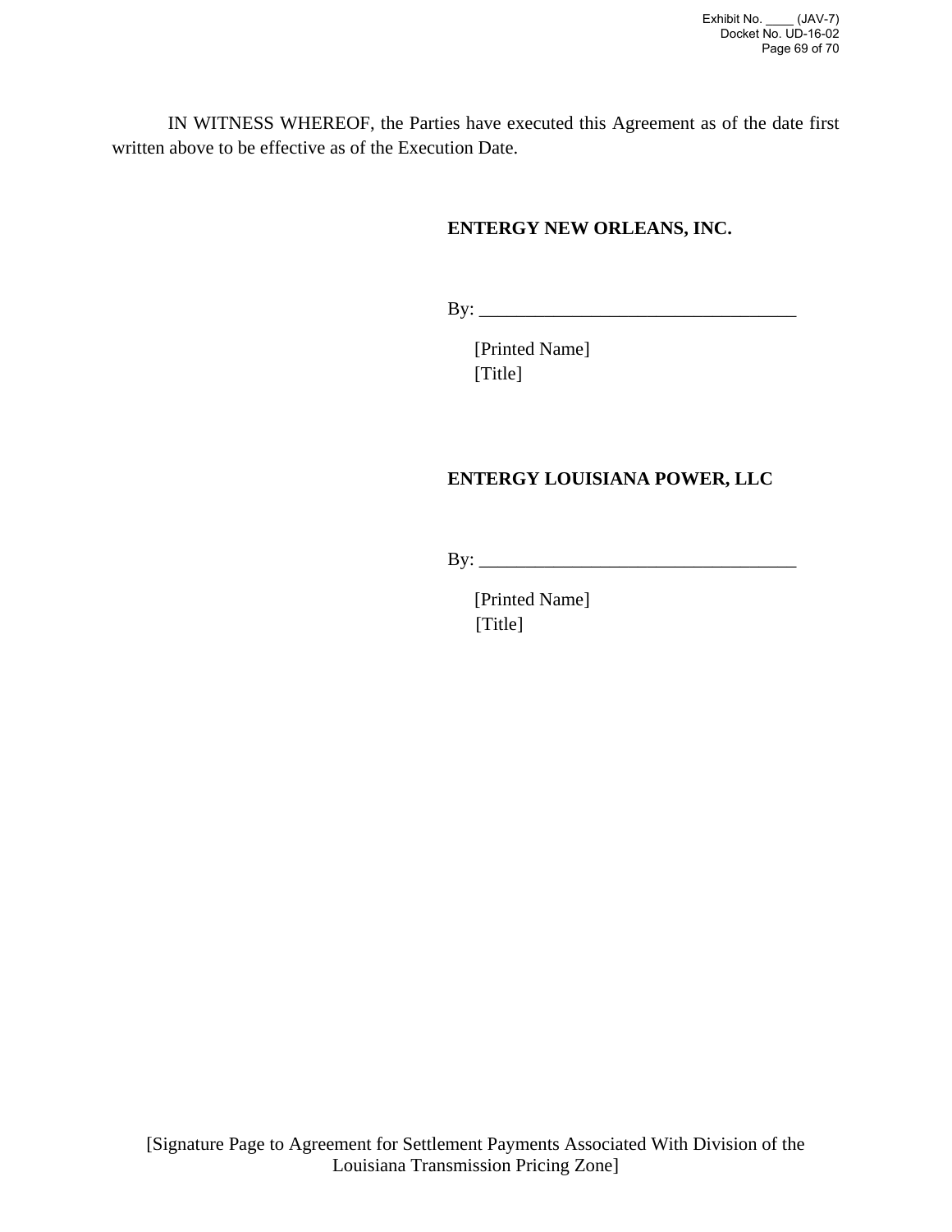IN WITNESS WHEREOF, the Parties have executed this Agreement as of the date first written above to be effective as of the Execution Date.

**ENTERGY NEW ORLEANS, INC.**

By: ___________________________________

[Printed Name]
[Title]

**ENTERGY LOUISIANA POWER, LLC**

By: ___________________________________

[Printed Name]
[Title]

[Signature Page to Agreement for Settlement Payments Associated With Division of the Louisiana Transmission Pricing Zone]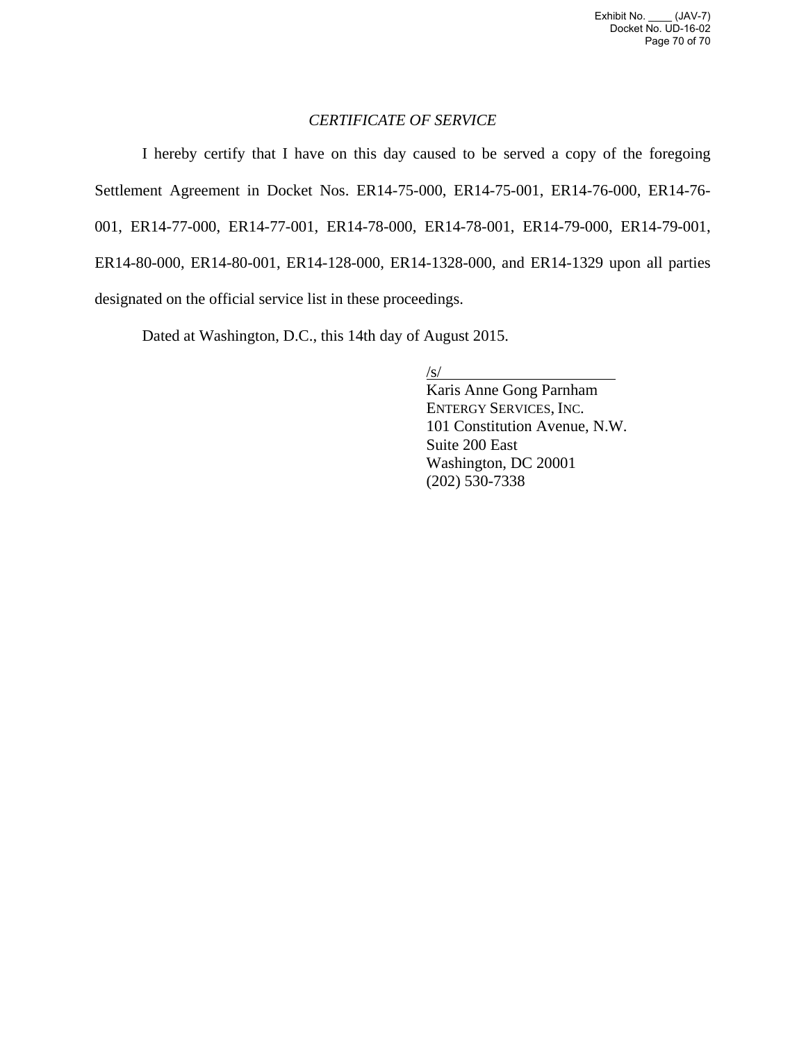*CERTIFICATE OF SERVICE*

I hereby certify that I have on this day caused to be served a copy of the foregoing Settlement Agreement in Docket Nos. ER14-75-000, ER14-75-001, ER14-76-000, ER14-76-001, ER14-77-000, ER14-77-001, ER14-78-000, ER14-78-001, ER14-79-000, ER14-79-001, ER14-80-000, ER14-80-001, ER14-128-000, ER14-1328-000, and ER14-1329 upon all parties designated on the official service list in these proceedings.

Dated at Washington, D.C., this 14th day of August 2015.

/s/
Karis Anne Gong Parnham
ENTERGY SERVICES, INC.
101 Constitution Avenue, N.W.
Suite 200 East
Washington, DC 20001
(202) 530-7338